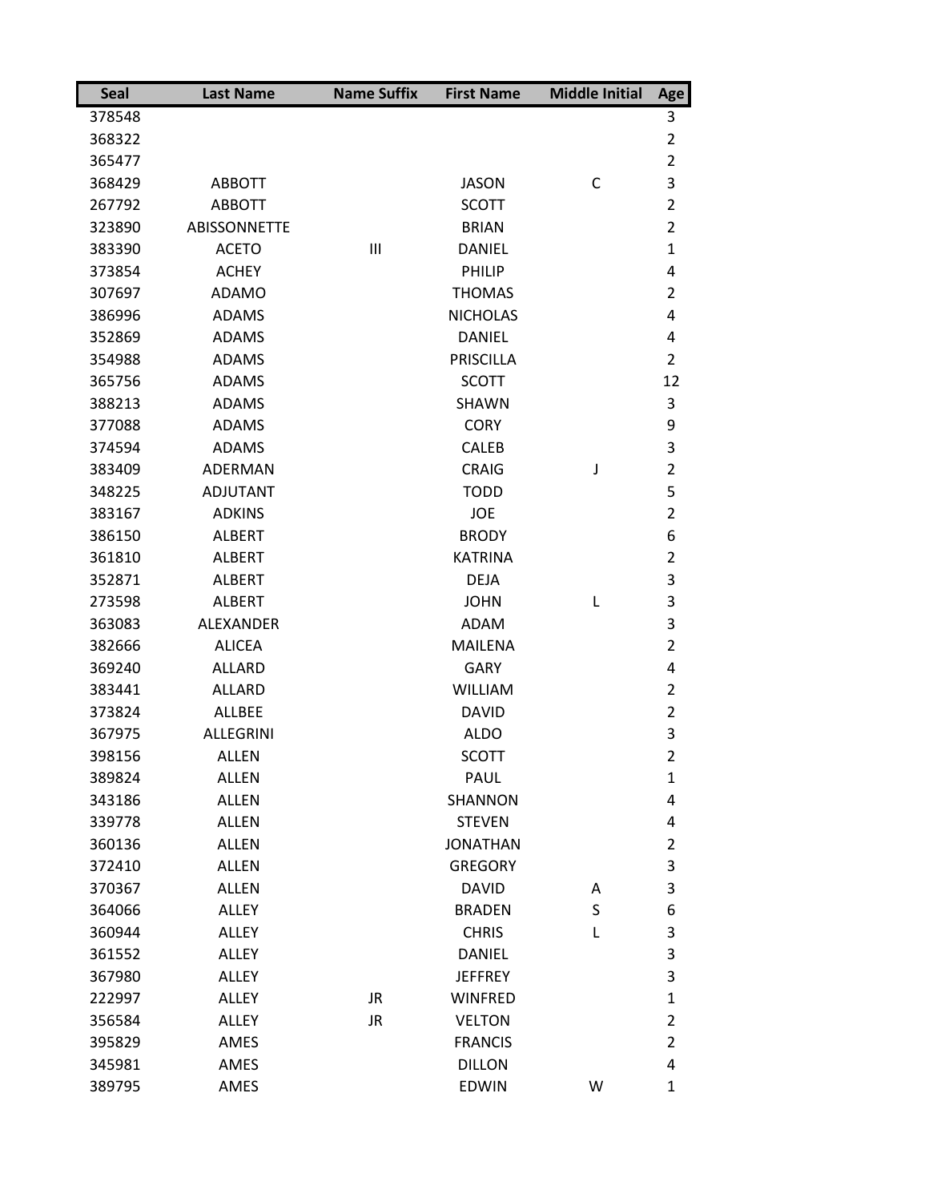| Seal | Last Name | Name Suffix | First Name | Middle Initial | Age |
|---|---|---|---|---|---|
| 378548 | | | | | 3 |
| 368322 | | | | | 2 |
| 365477 | | | | | 2 |
| 368429 | ABBOTT | | JASON | C | 3 |
| 267792 | ABBOTT | | SCOTT | | 2 |
| 323890 | ABISSONNETTE | | BRIAN | | 2 |
| 383390 | ACETO | III | DANIEL | | 1 |
| 373854 | ACHEY | | PHILIP | | 4 |
| 307697 | ADAMO | | THOMAS | | 2 |
| 386996 | ADAMS | | NICHOLAS | | 4 |
| 352869 | ADAMS | | DANIEL | | 4 |
| 354988 | ADAMS | | PRISCILLA | | 2 |
| 365756 | ADAMS | | SCOTT | | 12 |
| 388213 | ADAMS | | SHAWN | | 3 |
| 377088 | ADAMS | | CORY | | 9 |
| 374594 | ADAMS | | CALEB | | 3 |
| 383409 | ADERMAN | | CRAIG | J | 2 |
| 348225 | ADJUTANT | | TODD | | 5 |
| 383167 | ADKINS | | JOE | | 2 |
| 386150 | ALBERT | | BRODY | | 6 |
| 361810 | ALBERT | | KATRINA | | 2 |
| 352871 | ALBERT | | DEJA | | 3 |
| 273598 | ALBERT | | JOHN | L | 3 |
| 363083 | ALEXANDER | | ADAM | | 3 |
| 382666 | ALICEA | | MAILENA | | 2 |
| 369240 | ALLARD | | GARY | | 4 |
| 383441 | ALLARD | | WILLIAM | | 2 |
| 373824 | ALLBEE | | DAVID | | 2 |
| 367975 | ALLEGRINI | | ALDO | | 3 |
| 398156 | ALLEN | | SCOTT | | 2 |
| 389824 | ALLEN | | PAUL | | 1 |
| 343186 | ALLEN | | SHANNON | | 4 |
| 339778 | ALLEN | | STEVEN | | 4 |
| 360136 | ALLEN | | JONATHAN | | 2 |
| 372410 | ALLEN | | GREGORY | | 3 |
| 370367 | ALLEN | | DAVID | A | 3 |
| 364066 | ALLEY | | BRADEN | S | 6 |
| 360944 | ALLEY | | CHRIS | L | 3 |
| 361552 | ALLEY | | DANIEL | | 3 |
| 367980 | ALLEY | | JEFFREY | | 3 |
| 222997 | ALLEY | JR | WINFRED | | 1 |
| 356584 | ALLEY | JR | VELTON | | 2 |
| 395829 | AMES | | FRANCIS | | 2 |
| 345981 | AMES | | DILLON | | 4 |
| 389795 | AMES | | EDWIN | W | 1 |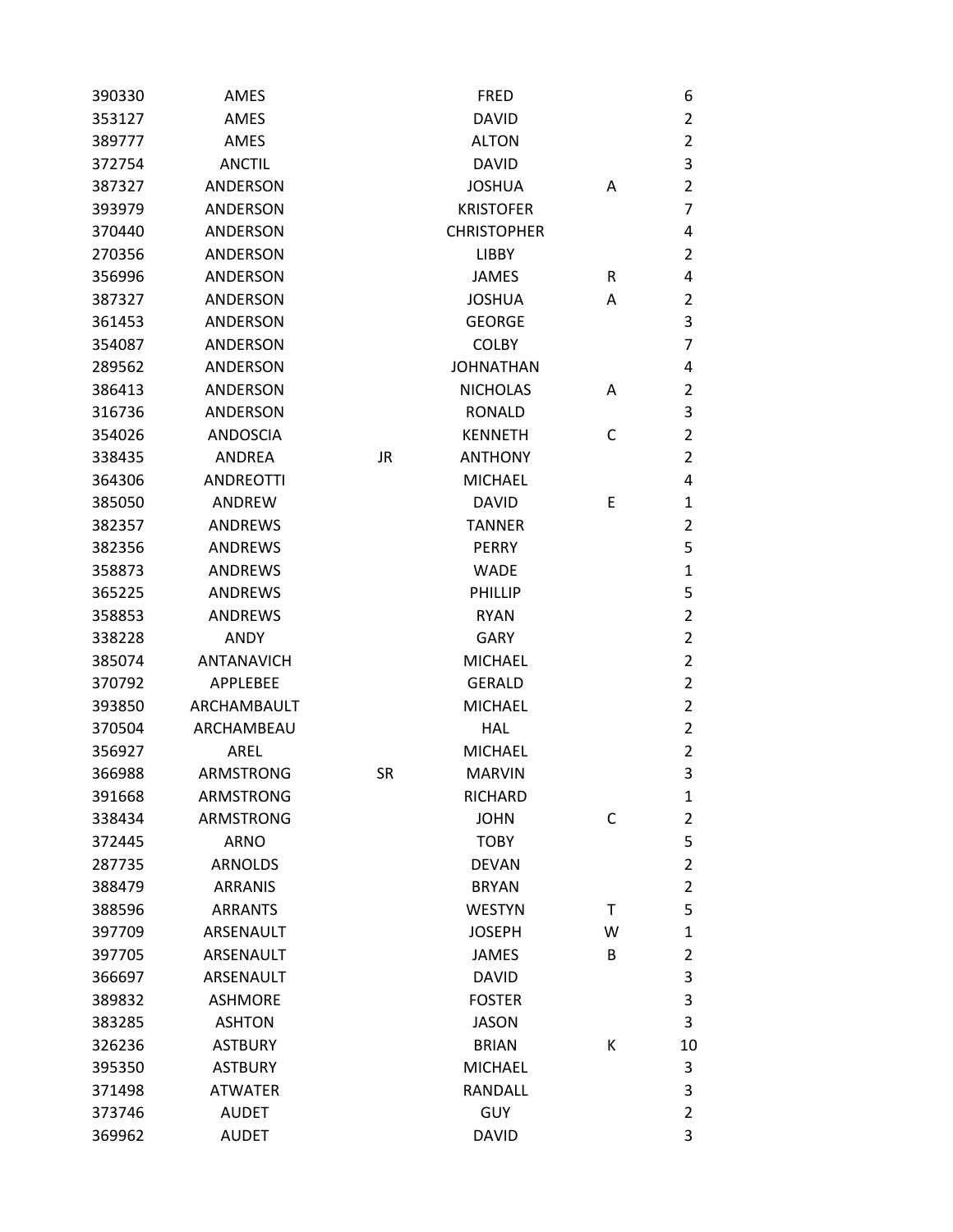| | | | | | |
|---|---|---|---|---|---|
| 390330 | AMES | | FRED | | 6 |
| 353127 | AMES | | DAVID | | 2 |
| 389777 | AMES | | ALTON | | 2 |
| 372754 | ANCTIL | | DAVID | | 3 |
| 387327 | ANDERSON | | JOSHUA | A | 2 |
| 393979 | ANDERSON | | KRISTOFER | | 7 |
| 370440 | ANDERSON | | CHRISTOPHER | | 4 |
| 270356 | ANDERSON | | LIBBY | | 2 |
| 356996 | ANDERSON | | JAMES | R | 4 |
| 387327 | ANDERSON | | JOSHUA | A | 2 |
| 361453 | ANDERSON | | GEORGE | | 3 |
| 354087 | ANDERSON | | COLBY | | 7 |
| 289562 | ANDERSON | | JOHNATHAN | | 4 |
| 386413 | ANDERSON | | NICHOLAS | A | 2 |
| 316736 | ANDERSON | | RONALD | | 3 |
| 354026 | ANDOSCIA | | KENNETH | C | 2 |
| 338435 | ANDREA | JR | ANTHONY | | 2 |
| 364306 | ANDREOTTI | | MICHAEL | | 4 |
| 385050 | ANDREW | | DAVID | E | 1 |
| 382357 | ANDREWS | | TANNER | | 2 |
| 382356 | ANDREWS | | PERRY | | 5 |
| 358873 | ANDREWS | | WADE | | 1 |
| 365225 | ANDREWS | | PHILLIP | | 5 |
| 358853 | ANDREWS | | RYAN | | 2 |
| 338228 | ANDY | | GARY | | 2 |
| 385074 | ANTANAVICH | | MICHAEL | | 2 |
| 370792 | APPLEBEE | | GERALD | | 2 |
| 393850 | ARCHAMBAULT | | MICHAEL | | 2 |
| 370504 | ARCHAMBEAU | | HAL | | 2 |
| 356927 | AREL | | MICHAEL | | 2 |
| 366988 | ARMSTRONG | SR | MARVIN | | 3 |
| 391668 | ARMSTRONG | | RICHARD | | 1 |
| 338434 | ARMSTRONG | | JOHN | C | 2 |
| 372445 | ARNO | | TOBY | | 5 |
| 287735 | ARNOLDS | | DEVAN | | 2 |
| 388479 | ARRANIS | | BRYAN | | 2 |
| 388596 | ARRANTS | | WESTYN | T | 5 |
| 397709 | ARSENAULT | | JOSEPH | W | 1 |
| 397705 | ARSENAULT | | JAMES | B | 2 |
| 366697 | ARSENAULT | | DAVID | | 3 |
| 389832 | ASHMORE | | FOSTER | | 3 |
| 383285 | ASHTON | | JASON | | 3 |
| 326236 | ASTBURY | | BRIAN | K | 10 |
| 395350 | ASTBURY | | MICHAEL | | 3 |
| 371498 | ATWATER | | RANDALL | | 3 |
| 373746 | AUDET | | GUY | | 2 |
| 369962 | AUDET | | DAVID | | 3 |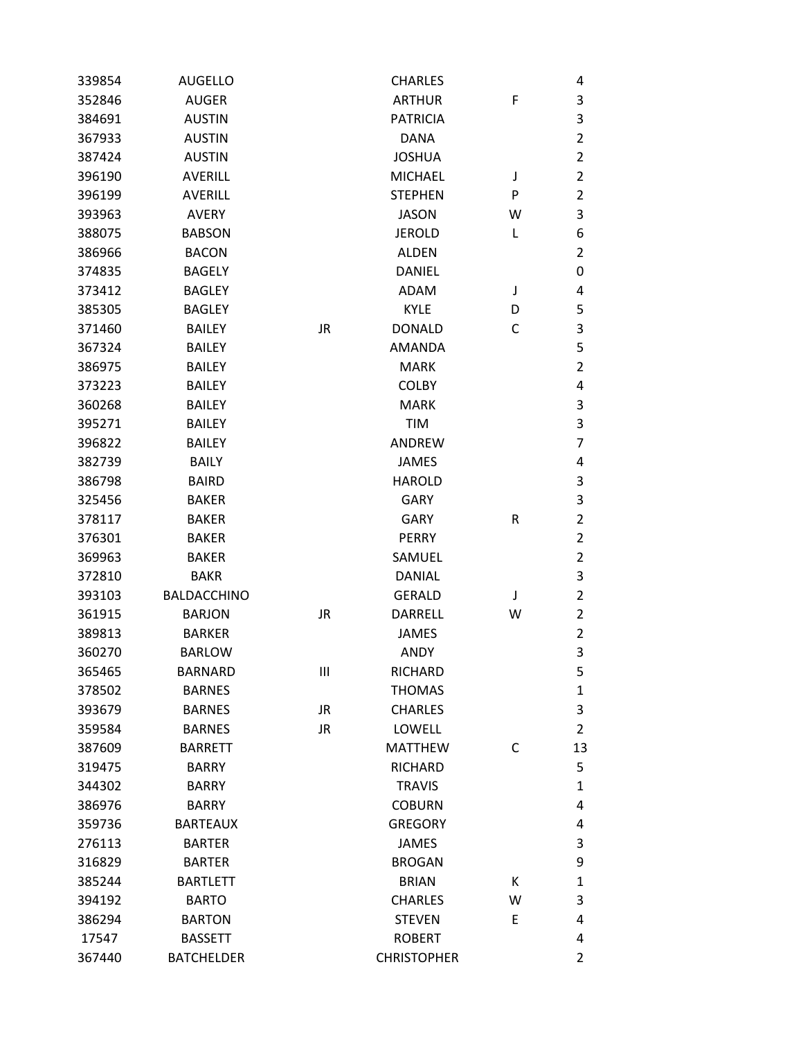| | | | | | |
|---|---|---|---|---|---|
| 339854 | AUGELLO | | CHARLES | | 4 |
| 352846 | AUGER | | ARTHUR | F | 3 |
| 384691 | AUSTIN | | PATRICIA | | 3 |
| 367933 | AUSTIN | | DANA | | 2 |
| 387424 | AUSTIN | | JOSHUA | | 2 |
| 396190 | AVERILL | | MICHAEL | J | 2 |
| 396199 | AVERILL | | STEPHEN | P | 2 |
| 393963 | AVERY | | JASON | W | 3 |
| 388075 | BABSON | | JEROLD | L | 6 |
| 386966 | BACON | | ALDEN | | 2 |
| 374835 | BAGELY | | DANIEL | | 0 |
| 373412 | BAGLEY | | ADAM | J | 4 |
| 385305 | BAGLEY | | KYLE | D | 5 |
| 371460 | BAILEY | JR | DONALD | C | 3 |
| 367324 | BAILEY | | AMANDA | | 5 |
| 386975 | BAILEY | | MARK | | 2 |
| 373223 | BAILEY | | COLBY | | 4 |
| 360268 | BAILEY | | MARK | | 3 |
| 395271 | BAILEY | | TIM | | 3 |
| 396822 | BAILEY | | ANDREW | | 7 |
| 382739 | BAILY | | JAMES | | 4 |
| 386798 | BAIRD | | HAROLD | | 3 |
| 325456 | BAKER | | GARY | | 3 |
| 378117 | BAKER | | GARY | R | 2 |
| 376301 | BAKER | | PERRY | | 2 |
| 369963 | BAKER | | SAMUEL | | 2 |
| 372810 | BAKR | | DANIAL | | 3 |
| 393103 | BALDACCHINO | | GERALD | J | 2 |
| 361915 | BARJON | JR | DARRELL | W | 2 |
| 389813 | BARKER | | JAMES | | 2 |
| 360270 | BARLOW | | ANDY | | 3 |
| 365465 | BARNARD | III | RICHARD | | 5 |
| 378502 | BARNES | | THOMAS | | 1 |
| 393679 | BARNES | JR | CHARLES | | 3 |
| 359584 | BARNES | JR | LOWELL | | 2 |
| 387609 | BARRETT | | MATTHEW | C | 13 |
| 319475 | BARRY | | RICHARD | | 5 |
| 344302 | BARRY | | TRAVIS | | 1 |
| 386976 | BARRY | | COBURN | | 4 |
| 359736 | BARTEAUX | | GREGORY | | 4 |
| 276113 | BARTER | | JAMES | | 3 |
| 316829 | BARTER | | BROGAN | | 9 |
| 385244 | BARTLETT | | BRIAN | K | 1 |
| 394192 | BARTO | | CHARLES | W | 3 |
| 386294 | BARTON | | STEVEN | E | 4 |
| 17547 | BASSETT | | ROBERT | | 4 |
| 367440 | BATCHELDER | | CHRISTOPHER | | 2 |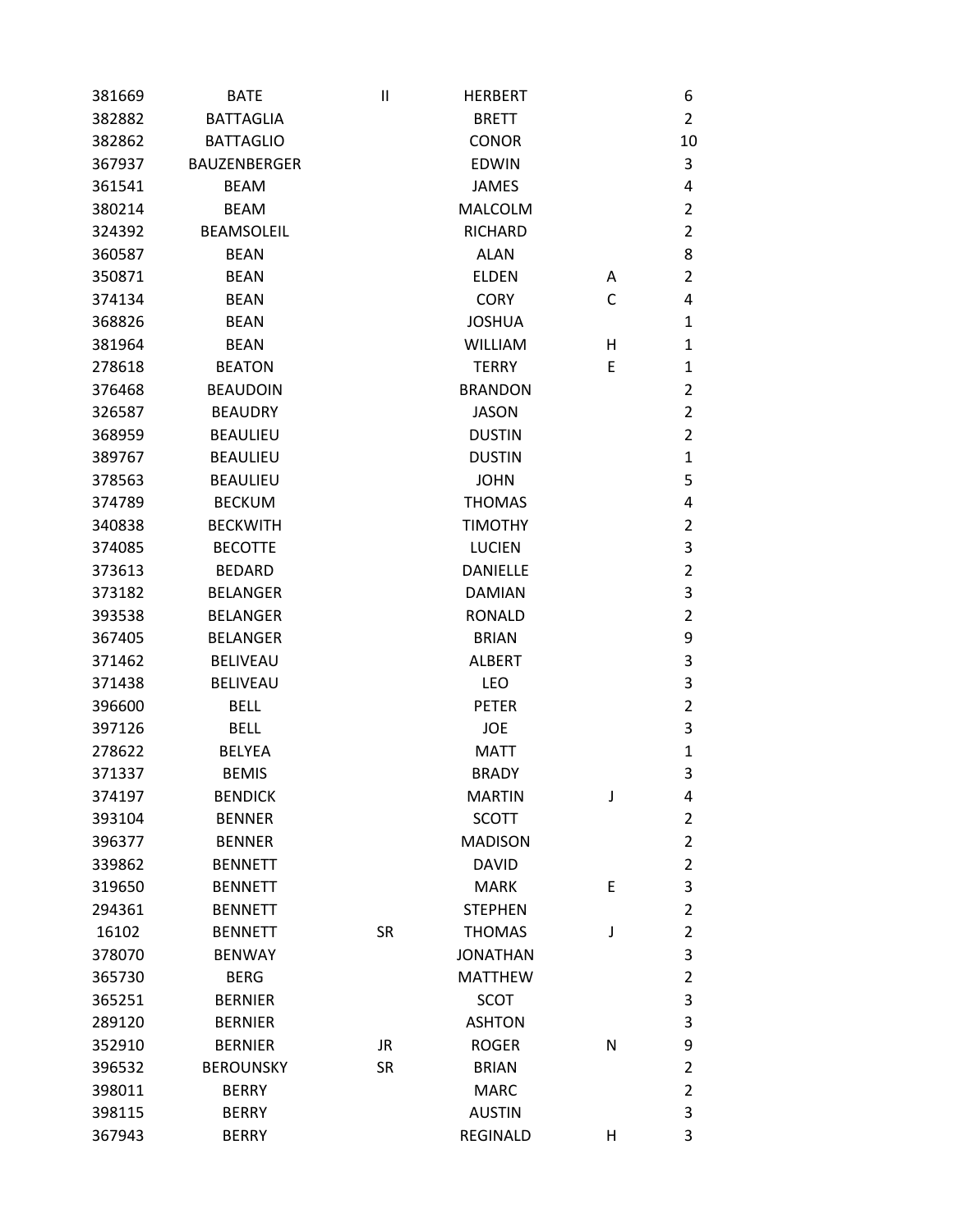| | | | | | |
|---|---|---|---|---|---|
| 381669 | BATE | II | HERBERT | | 6 |
| 382882 | BATTAGLIA | | BRETT | | 2 |
| 382862 | BATTAGLIO | | CONOR | | 10 |
| 367937 | BAUZENBERGER | | EDWIN | | 3 |
| 361541 | BEAM | | JAMES | | 4 |
| 380214 | BEAM | | MALCOLM | | 2 |
| 324392 | BEAMSOLEIL | | RICHARD | | 2 |
| 360587 | BEAN | | ALAN | | 8 |
| 350871 | BEAN | | ELDEN | A | 2 |
| 374134 | BEAN | | CORY | C | 4 |
| 368826 | BEAN | | JOSHUA | | 1 |
| 381964 | BEAN | | WILLIAM | H | 1 |
| 278618 | BEATON | | TERRY | E | 1 |
| 376468 | BEAUDOIN | | BRANDON | | 2 |
| 326587 | BEAUDRY | | JASON | | 2 |
| 368959 | BEAULIEU | | DUSTIN | | 2 |
| 389767 | BEAULIEU | | DUSTIN | | 1 |
| 378563 | BEAULIEU | | JOHN | | 5 |
| 374789 | BECKUM | | THOMAS | | 4 |
| 340838 | BECKWITH | | TIMOTHY | | 2 |
| 374085 | BECOTTE | | LUCIEN | | 3 |
| 373613 | BEDARD | | DANIELLE | | 2 |
| 373182 | BELANGER | | DAMIAN | | 3 |
| 393538 | BELANGER | | RONALD | | 2 |
| 367405 | BELANGER | | BRIAN | | 9 |
| 371462 | BELIVEAU | | ALBERT | | 3 |
| 371438 | BELIVEAU | | LEO | | 3 |
| 396600 | BELL | | PETER | | 2 |
| 397126 | BELL | | JOE | | 3 |
| 278622 | BELYEA | | MATT | | 1 |
| 371337 | BEMIS | | BRADY | | 3 |
| 374197 | BENDICK | | MARTIN | J | 4 |
| 393104 | BENNER | | SCOTT | | 2 |
| 396377 | BENNER | | MADISON | | 2 |
| 339862 | BENNETT | | DAVID | | 2 |
| 319650 | BENNETT | | MARK | E | 3 |
| 294361 | BENNETT | | STEPHEN | | 2 |
| 16102 | BENNETT | SR | THOMAS | J | 2 |
| 378070 | BENWAY | | JONATHAN | | 3 |
| 365730 | BERG | | MATTHEW | | 2 |
| 365251 | BERNIER | | SCOT | | 3 |
| 289120 | BERNIER | | ASHTON | | 3 |
| 352910 | BERNIER | JR | ROGER | N | 9 |
| 396532 | BEROUNSKY | SR | BRIAN | | 2 |
| 398011 | BERRY | | MARC | | 2 |
| 398115 | BERRY | | AUSTIN | | 3 |
| 367943 | BERRY | | REGINALD | H | 3 |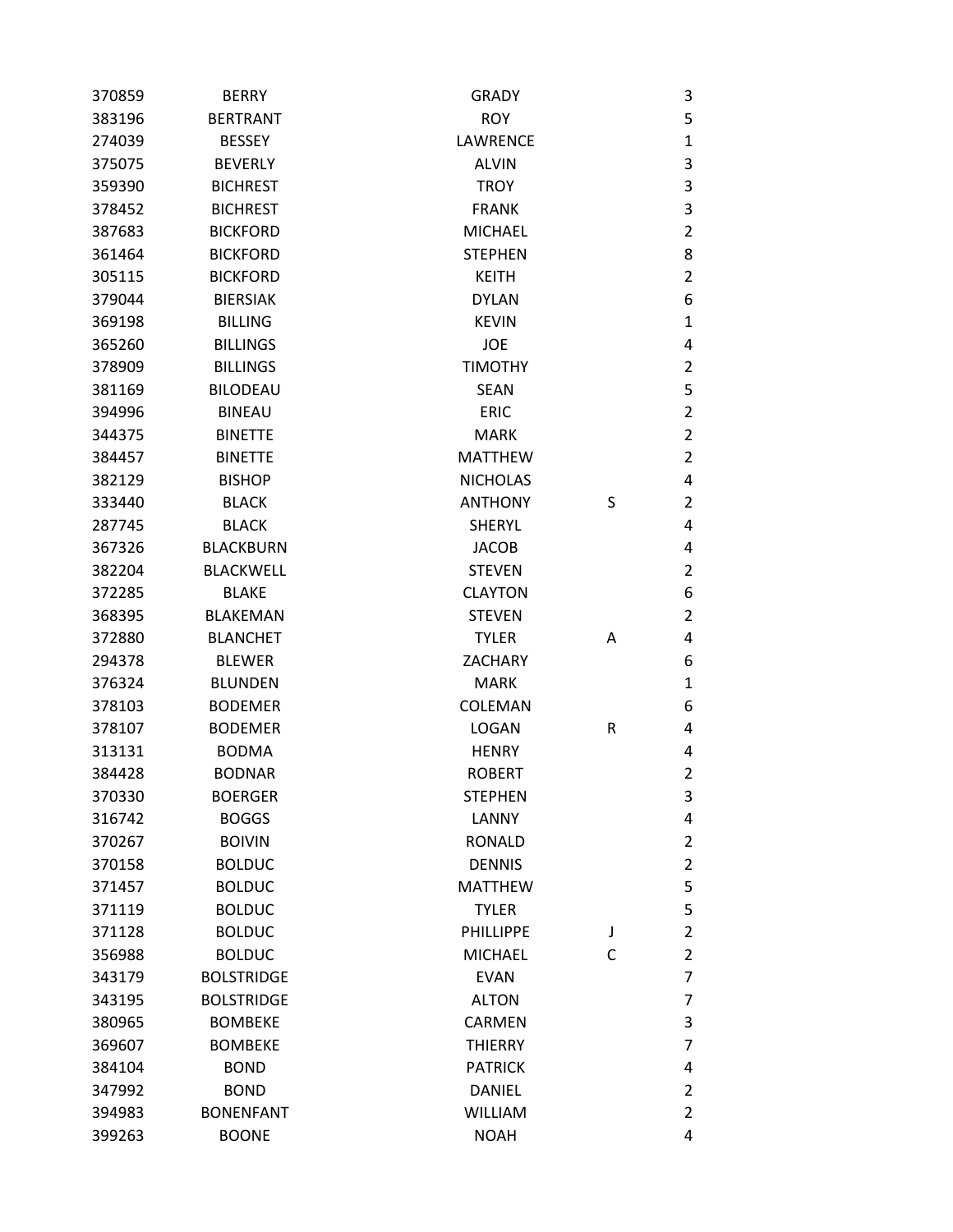| | | | | |
|---|---|---|---|---|
| 370859 | BERRY | GRADY | | 3 |
| 383196 | BERTRANT | ROY | | 5 |
| 274039 | BESSEY | LAWRENCE | | 1 |
| 375075 | BEVERLY | ALVIN | | 3 |
| 359390 | BICHREST | TROY | | 3 |
| 378452 | BICHREST | FRANK | | 3 |
| 387683 | BICKFORD | MICHAEL | | 2 |
| 361464 | BICKFORD | STEPHEN | | 8 |
| 305115 | BICKFORD | KEITH | | 2 |
| 379044 | BIERSIAK | DYLAN | | 6 |
| 369198 | BILLING | KEVIN | | 1 |
| 365260 | BILLINGS | JOE | | 4 |
| 378909 | BILLINGS | TIMOTHY | | 2 |
| 381169 | BILODEAU | SEAN | | 5 |
| 394996 | BINEAU | ERIC | | 2 |
| 344375 | BINETTE | MARK | | 2 |
| 384457 | BINETTE | MATTHEW | | 2 |
| 382129 | BISHOP | NICHOLAS | | 4 |
| 333440 | BLACK | ANTHONY | S | 2 |
| 287745 | BLACK | SHERYL | | 4 |
| 367326 | BLACKBURN | JACOB | | 4 |
| 382204 | BLACKWELL | STEVEN | | 2 |
| 372285 | BLAKE | CLAYTON | | 6 |
| 368395 | BLAKEMAN | STEVEN | | 2 |
| 372880 | BLANCHET | TYLER | A | 4 |
| 294378 | BLEWER | ZACHARY | | 6 |
| 376324 | BLUNDEN | MARK | | 1 |
| 378103 | BODEMER | COLEMAN | | 6 |
| 378107 | BODEMER | LOGAN | R | 4 |
| 313131 | BODMA | HENRY | | 4 |
| 384428 | BODNAR | ROBERT | | 2 |
| 370330 | BOERGER | STEPHEN | | 3 |
| 316742 | BOGGS | LANNY | | 4 |
| 370267 | BOIVIN | RONALD | | 2 |
| 370158 | BOLDUC | DENNIS | | 2 |
| 371457 | BOLDUC | MATTHEW | | 5 |
| 371119 | BOLDUC | TYLER | | 5 |
| 371128 | BOLDUC | PHILLIPPE | J | 2 |
| 356988 | BOLDUC | MICHAEL | C | 2 |
| 343179 | BOLSTRIDGE | EVAN | | 7 |
| 343195 | BOLSTRIDGE | ALTON | | 7 |
| 380965 | BOMBEKE | CARMEN | | 3 |
| 369607 | BOMBEKE | THIERRY | | 7 |
| 384104 | BOND | PATRICK | | 4 |
| 347992 | BOND | DANIEL | | 2 |
| 394983 | BONENFANT | WILLIAM | | 2 |
| 399263 | BOONE | NOAH | | 4 |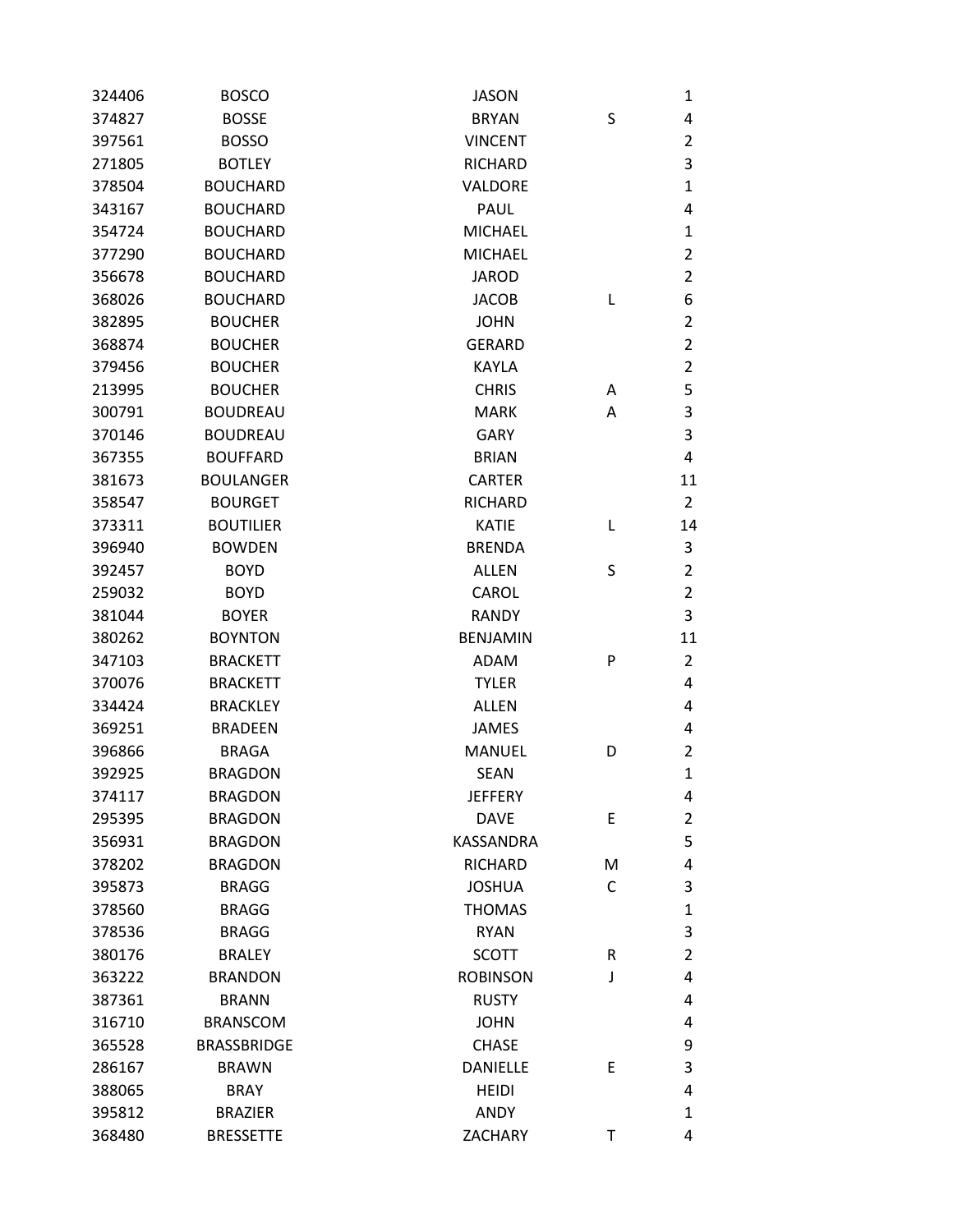| | | | | |
|---|---|---|---|---|
| 324406 | BOSCO | JASON | | 1 |
| 374827 | BOSSE | BRYAN | S | 4 |
| 397561 | BOSSO | VINCENT | | 2 |
| 271805 | BOTLEY | RICHARD | | 3 |
| 378504 | BOUCHARD | VALDORE | | 1 |
| 343167 | BOUCHARD | PAUL | | 4 |
| 354724 | BOUCHARD | MICHAEL | | 1 |
| 377290 | BOUCHARD | MICHAEL | | 2 |
| 356678 | BOUCHARD | JAROD | | 2 |
| 368026 | BOUCHARD | JACOB | L | 6 |
| 382895 | BOUCHER | JOHN | | 2 |
| 368874 | BOUCHER | GERARD | | 2 |
| 379456 | BOUCHER | KAYLA | | 2 |
| 213995 | BOUCHER | CHRIS | A | 5 |
| 300791 | BOUDREAU | MARK | A | 3 |
| 370146 | BOUDREAU | GARY | | 3 |
| 367355 | BOUFFARD | BRIAN | | 4 |
| 381673 | BOULANGER | CARTER | | 11 |
| 358547 | BOURGET | RICHARD | | 2 |
| 373311 | BOUTILIER | KATIE | L | 14 |
| 396940 | BOWDEN | BRENDA | | 3 |
| 392457 | BOYD | ALLEN | S | 2 |
| 259032 | BOYD | CAROL | | 2 |
| 381044 | BOYER | RANDY | | 3 |
| 380262 | BOYNTON | BENJAMIN | | 11 |
| 347103 | BRACKETT | ADAM | P | 2 |
| 370076 | BRACKETT | TYLER | | 4 |
| 334424 | BRACKLEY | ALLEN | | 4 |
| 369251 | BRADEEN | JAMES | | 4 |
| 396866 | BRAGA | MANUEL | D | 2 |
| 392925 | BRAGDON | SEAN | | 1 |
| 374117 | BRAGDON | JEFFERY | | 4 |
| 295395 | BRAGDON | DAVE | E | 2 |
| 356931 | BRAGDON | KASSANDRA | | 5 |
| 378202 | BRAGDON | RICHARD | M | 4 |
| 395873 | BRAGG | JOSHUA | C | 3 |
| 378560 | BRAGG | THOMAS | | 1 |
| 378536 | BRAGG | RYAN | | 3 |
| 380176 | BRALEY | SCOTT | R | 2 |
| 363222 | BRANDON | ROBINSON | J | 4 |
| 387361 | BRANN | RUSTY | | 4 |
| 316710 | BRANSCOM | JOHN | | 4 |
| 365528 | BRASSBRIDGE | CHASE | | 9 |
| 286167 | BRAWN | DANIELLE | E | 3 |
| 388065 | BRAY | HEIDI | | 4 |
| 395812 | BRAZIER | ANDY | | 1 |
| 368480 | BRESSETTE | ZACHARY | T | 4 |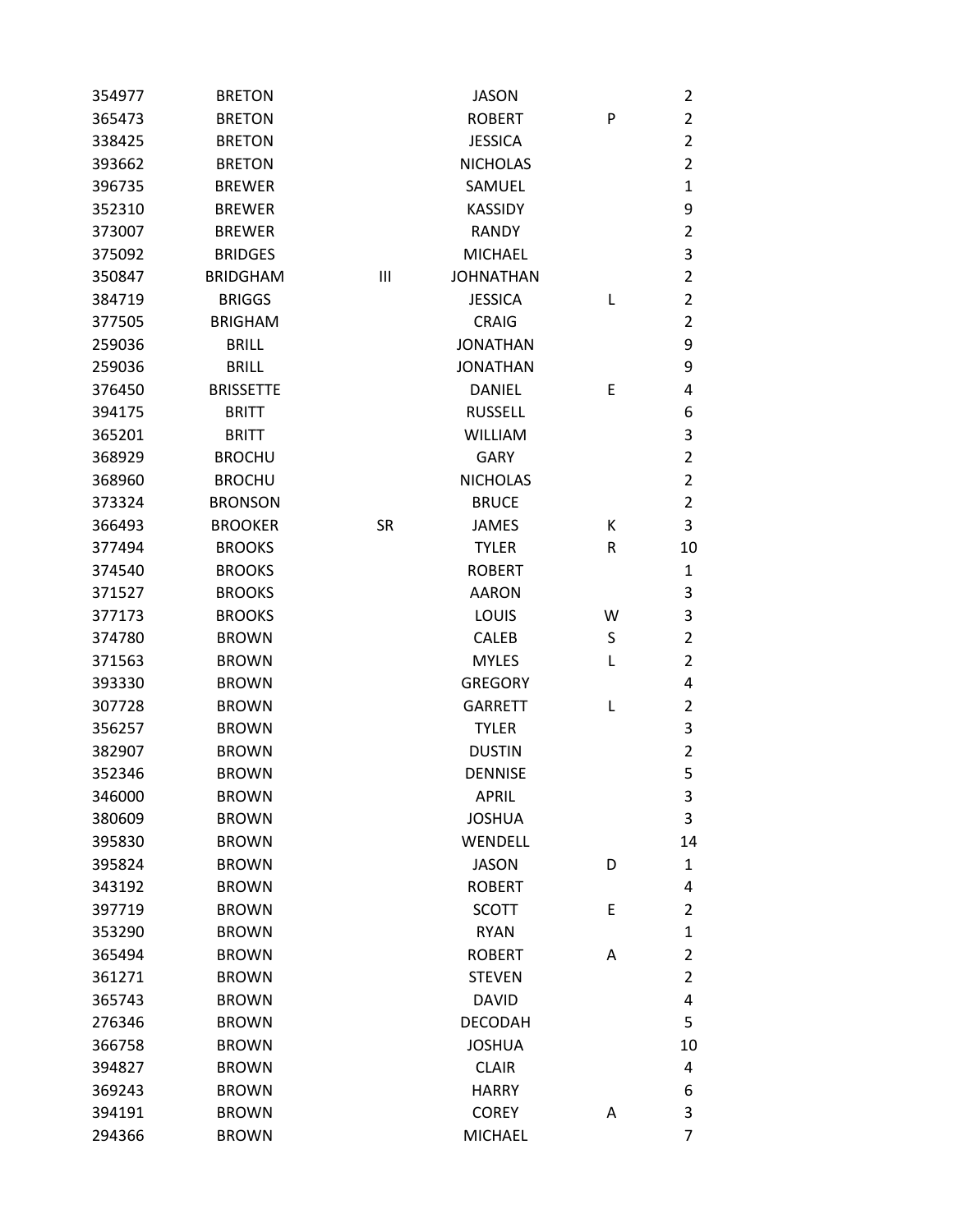| | | | | | |
|---|---|---|---|---|---|
| 354977 | BRETON | | JASON | | 2 |
| 365473 | BRETON | | ROBERT | P | 2 |
| 338425 | BRETON | | JESSICA | | 2 |
| 393662 | BRETON | | NICHOLAS | | 2 |
| 396735 | BREWER | | SAMUEL | | 1 |
| 352310 | BREWER | | KASSIDY | | 9 |
| 373007 | BREWER | | RANDY | | 2 |
| 375092 | BRIDGES | | MICHAEL | | 3 |
| 350847 | BRIDGHAM | III | JOHNATHAN | | 2 |
| 384719 | BRIGGS | | JESSICA | L | 2 |
| 377505 | BRIGHAM | | CRAIG | | 2 |
| 259036 | BRILL | | JONATHAN | | 9 |
| 259036 | BRILL | | JONATHAN | | 9 |
| 376450 | BRISSETTE | | DANIEL | E | 4 |
| 394175 | BRITT | | RUSSELL | | 6 |
| 365201 | BRITT | | WILLIAM | | 3 |
| 368929 | BROCHU | | GARY | | 2 |
| 368960 | BROCHU | | NICHOLAS | | 2 |
| 373324 | BRONSON | | BRUCE | | 2 |
| 366493 | BROOKER | SR | JAMES | K | 3 |
| 377494 | BROOKS | | TYLER | R | 10 |
| 374540 | BROOKS | | ROBERT | | 1 |
| 371527 | BROOKS | | AARON | | 3 |
| 377173 | BROOKS | | LOUIS | W | 3 |
| 374780 | BROWN | | CALEB | S | 2 |
| 371563 | BROWN | | MYLES | L | 2 |
| 393330 | BROWN | | GREGORY | | 4 |
| 307728 | BROWN | | GARRETT | L | 2 |
| 356257 | BROWN | | TYLER | | 3 |
| 382907 | BROWN | | DUSTIN | | 2 |
| 352346 | BROWN | | DENNISE | | 5 |
| 346000 | BROWN | | APRIL | | 3 |
| 380609 | BROWN | | JOSHUA | | 3 |
| 395830 | BROWN | | WENDELL | | 14 |
| 395824 | BROWN | | JASON | D | 1 |
| 343192 | BROWN | | ROBERT | | 4 |
| 397719 | BROWN | | SCOTT | E | 2 |
| 353290 | BROWN | | RYAN | | 1 |
| 365494 | BROWN | | ROBERT | A | 2 |
| 361271 | BROWN | | STEVEN | | 2 |
| 365743 | BROWN | | DAVID | | 4 |
| 276346 | BROWN | | DECODAH | | 5 |
| 366758 | BROWN | | JOSHUA | | 10 |
| 394827 | BROWN | | CLAIR | | 4 |
| 369243 | BROWN | | HARRY | | 6 |
| 394191 | BROWN | | COREY | A | 3 |
| 294366 | BROWN | | MICHAEL | | 7 |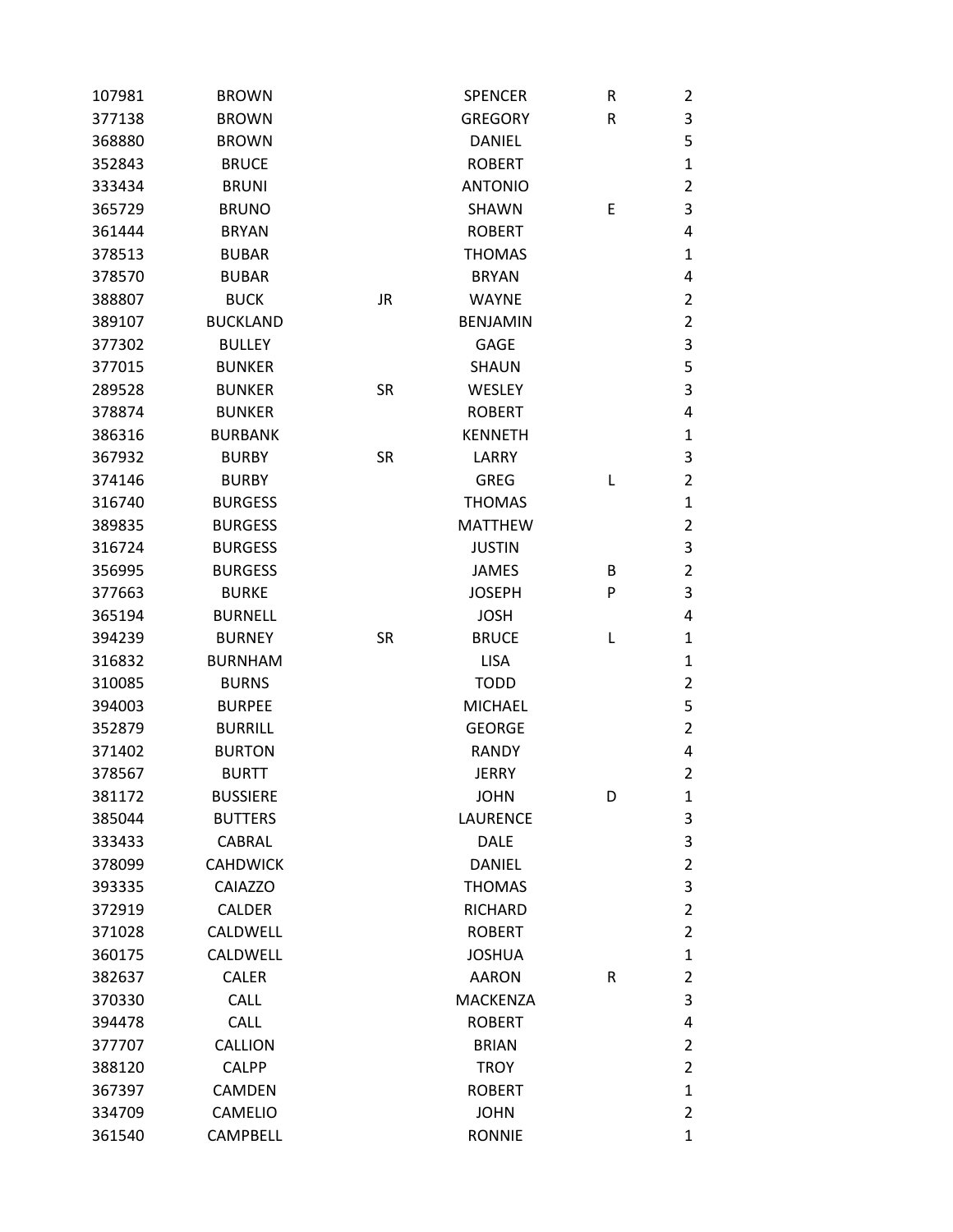| | | | | | |
|---|---|---|---|---|---|
| 107981 | BROWN | | SPENCER | R | 2 |
| 377138 | BROWN | | GREGORY | R | 3 |
| 368880 | BROWN | | DANIEL | | 5 |
| 352843 | BRUCE | | ROBERT | | 1 |
| 333434 | BRUNI | | ANTONIO | | 2 |
| 365729 | BRUNO | | SHAWN | E | 3 |
| 361444 | BRYAN | | ROBERT | | 4 |
| 378513 | BUBAR | | THOMAS | | 1 |
| 378570 | BUBAR | | BRYAN | | 4 |
| 388807 | BUCK | JR | WAYNE | | 2 |
| 389107 | BUCKLAND | | BENJAMIN | | 2 |
| 377302 | BULLEY | | GAGE | | 3 |
| 377015 | BUNKER | | SHAUN | | 5 |
| 289528 | BUNKER | SR | WESLEY | | 3 |
| 378874 | BUNKER | | ROBERT | | 4 |
| 386316 | BURBANK | | KENNETH | | 1 |
| 367932 | BURBY | SR | LARRY | | 3 |
| 374146 | BURBY | | GREG | L | 2 |
| 316740 | BURGESS | | THOMAS | | 1 |
| 389835 | BURGESS | | MATTHEW | | 2 |
| 316724 | BURGESS | | JUSTIN | | 3 |
| 356995 | BURGESS | | JAMES | B | 2 |
| 377663 | BURKE | | JOSEPH | P | 3 |
| 365194 | BURNELL | | JOSH | | 4 |
| 394239 | BURNEY | SR | BRUCE | L | 1 |
| 316832 | BURNHAM | | LISA | | 1 |
| 310085 | BURNS | | TODD | | 2 |
| 394003 | BURPEE | | MICHAEL | | 5 |
| 352879 | BURRILL | | GEORGE | | 2 |
| 371402 | BURTON | | RANDY | | 4 |
| 378567 | BURTT | | JERRY | | 2 |
| 381172 | BUSSIERE | | JOHN | D | 1 |
| 385044 | BUTTERS | | LAURENCE | | 3 |
| 333433 | CABRAL | | DALE | | 3 |
| 378099 | CAHDWICK | | DANIEL | | 2 |
| 393335 | CAIAZZO | | THOMAS | | 3 |
| 372919 | CALDER | | RICHARD | | 2 |
| 371028 | CALDWELL | | ROBERT | | 2 |
| 360175 | CALDWELL | | JOSHUA | | 1 |
| 382637 | CALER | | AARON | R | 2 |
| 370330 | CALL | | MACKENZA | | 3 |
| 394478 | CALL | | ROBERT | | 4 |
| 377707 | CALLION | | BRIAN | | 2 |
| 388120 | CALPP | | TROY | | 2 |
| 367397 | CAMDEN | | ROBERT | | 1 |
| 334709 | CAMELIO | | JOHN | | 2 |
| 361540 | CAMPBELL | | RONNIE | | 1 |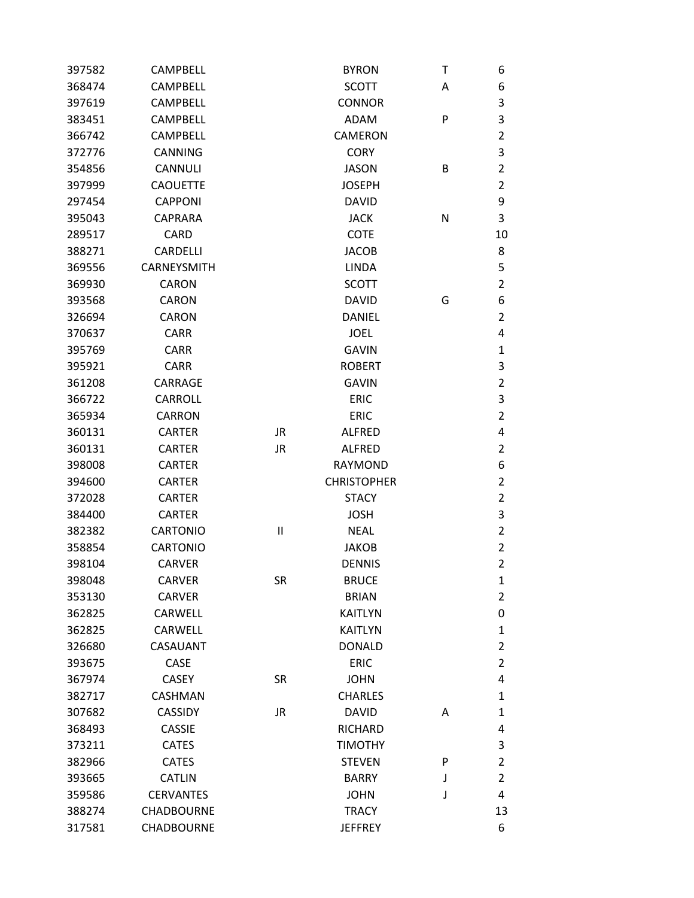| | | | | | |
|---|---|---|---|---|---|
| 397582 | CAMPBELL | | BYRON | T | 6 |
| 368474 | CAMPBELL | | SCOTT | A | 6 |
| 397619 | CAMPBELL | | CONNOR | | 3 |
| 383451 | CAMPBELL | | ADAM | P | 3 |
| 366742 | CAMPBELL | | CAMERON | | 2 |
| 372776 | CANNING | | CORY | | 3 |
| 354856 | CANNULI | | JASON | B | 2 |
| 397999 | CAOUETTE | | JOSEPH | | 2 |
| 297454 | CAPPONI | | DAVID | | 9 |
| 395043 | CAPRARA | | JACK | N | 3 |
| 289517 | CARD | | COTE | | 10 |
| 388271 | CARDELLI | | JACOB | | 8 |
| 369556 | CARNEYSMITH | | LINDA | | 5 |
| 369930 | CARON | | SCOTT | | 2 |
| 393568 | CARON | | DAVID | G | 6 |
| 326694 | CARON | | DANIEL | | 2 |
| 370637 | CARR | | JOEL | | 4 |
| 395769 | CARR | | GAVIN | | 1 |
| 395921 | CARR | | ROBERT | | 3 |
| 361208 | CARRAGE | | GAVIN | | 2 |
| 366722 | CARROLL | | ERIC | | 3 |
| 365934 | CARRON | | ERIC | | 2 |
| 360131 | CARTER | JR | ALFRED | | 4 |
| 360131 | CARTER | JR | ALFRED | | 2 |
| 398008 | CARTER | | RAYMOND | | 6 |
| 394600 | CARTER | | CHRISTOPHER | | 2 |
| 372028 | CARTER | | STACY | | 2 |
| 384400 | CARTER | | JOSH | | 3 |
| 382382 | CARTONIO | II | NEAL | | 2 |
| 358854 | CARTONIO | | JAKOB | | 2 |
| 398104 | CARVER | | DENNIS | | 2 |
| 398048 | CARVER | SR | BRUCE | | 1 |
| 353130 | CARVER | | BRIAN | | 2 |
| 362825 | CARWELL | | KAITLYN | | 0 |
| 362825 | CARWELL | | KAITLYN | | 1 |
| 326680 | CASAUANT | | DONALD | | 2 |
| 393675 | CASE | | ERIC | | 2 |
| 367974 | CASEY | SR | JOHN | | 4 |
| 382717 | CASHMAN | | CHARLES | | 1 |
| 307682 | CASSIDY | JR | DAVID | A | 1 |
| 368493 | CASSIE | | RICHARD | | 4 |
| 373211 | CATES | | TIMOTHY | | 3 |
| 382966 | CATES | | STEVEN | P | 2 |
| 393665 | CATLIN | | BARRY | J | 2 |
| 359586 | CERVANTES | | JOHN | J | 4 |
| 388274 | CHADBOURNE | | TRACY | | 13 |
| 317581 | CHADBOURNE | | JEFFREY | | 6 |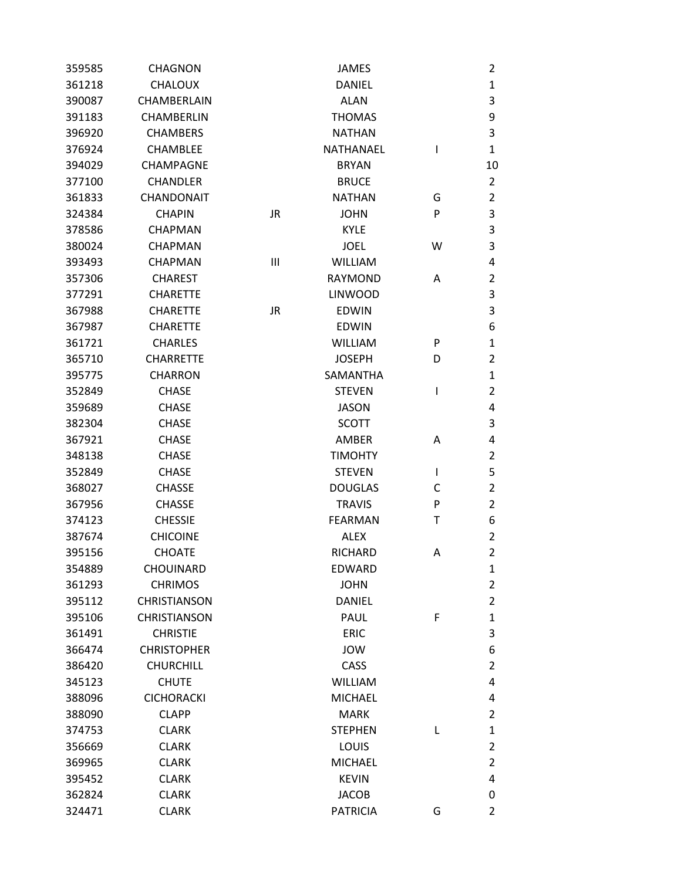| | | | | | |
|---|---|---|---|---|---|
| 359585 | CHAGNON | | JAMES | | 2 |
| 361218 | CHALOUX | | DANIEL | | 1 |
| 390087 | CHAMBERLAIN | | ALAN | | 3 |
| 391183 | CHAMBERLIN | | THOMAS | | 9 |
| 396920 | CHAMBERS | | NATHAN | | 3 |
| 376924 | CHAMBLEE | | NATHANAEL | I | 1 |
| 394029 | CHAMPAGNE | | BRYAN | | 10 |
| 377100 | CHANDLER | | BRUCE | | 2 |
| 361833 | CHANDONAIT | | NATHAN | G | 2 |
| 324384 | CHAPIN | JR | JOHN | P | 3 |
| 378586 | CHAPMAN | | KYLE | | 3 |
| 380024 | CHAPMAN | | JOEL | W | 3 |
| 393493 | CHAPMAN | III | WILLIAM | | 4 |
| 357306 | CHAREST | | RAYMOND | A | 2 |
| 377291 | CHARETTE | | LINWOOD | | 3 |
| 367988 | CHARETTE | JR | EDWIN | | 3 |
| 367987 | CHARETTE | | EDWIN | | 6 |
| 361721 | CHARLES | | WILLIAM | P | 1 |
| 365710 | CHARRETTE | | JOSEPH | D | 2 |
| 395775 | CHARRON | | SAMANTHA | | 1 |
| 352849 | CHASE | | STEVEN | I | 2 |
| 359689 | CHASE | | JASON | | 4 |
| 382304 | CHASE | | SCOTT | | 3 |
| 367921 | CHASE | | AMBER | A | 4 |
| 348138 | CHASE | | TIMOHTY | | 2 |
| 352849 | CHASE | | STEVEN | I | 5 |
| 368027 | CHASSE | | DOUGLAS | C | 2 |
| 367956 | CHASSE | | TRAVIS | P | 2 |
| 374123 | CHESSIE | | FEARMAN | T | 6 |
| 387674 | CHICOINE | | ALEX | | 2 |
| 395156 | CHOATE | | RICHARD | A | 2 |
| 354889 | CHOUINARD | | EDWARD | | 1 |
| 361293 | CHRIMOS | | JOHN | | 2 |
| 395112 | CHRISTIANSON | | DANIEL | | 2 |
| 395106 | CHRISTIANSON | | PAUL | F | 1 |
| 361491 | CHRISTIE | | ERIC | | 3 |
| 366474 | CHRISTOPHER | | JOW | | 6 |
| 386420 | CHURCHILL | | CASS | | 2 |
| 345123 | CHUTE | | WILLIAM | | 4 |
| 388096 | CICHORACKI | | MICHAEL | | 4 |
| 388090 | CLAPP | | MARK | | 2 |
| 374753 | CLARK | | STEPHEN | L | 1 |
| 356669 | CLARK | | LOUIS | | 2 |
| 369965 | CLARK | | MICHAEL | | 2 |
| 395452 | CLARK | | KEVIN | | 4 |
| 362824 | CLARK | | JACOB | | 0 |
| 324471 | CLARK | | PATRICIA | G | 2 |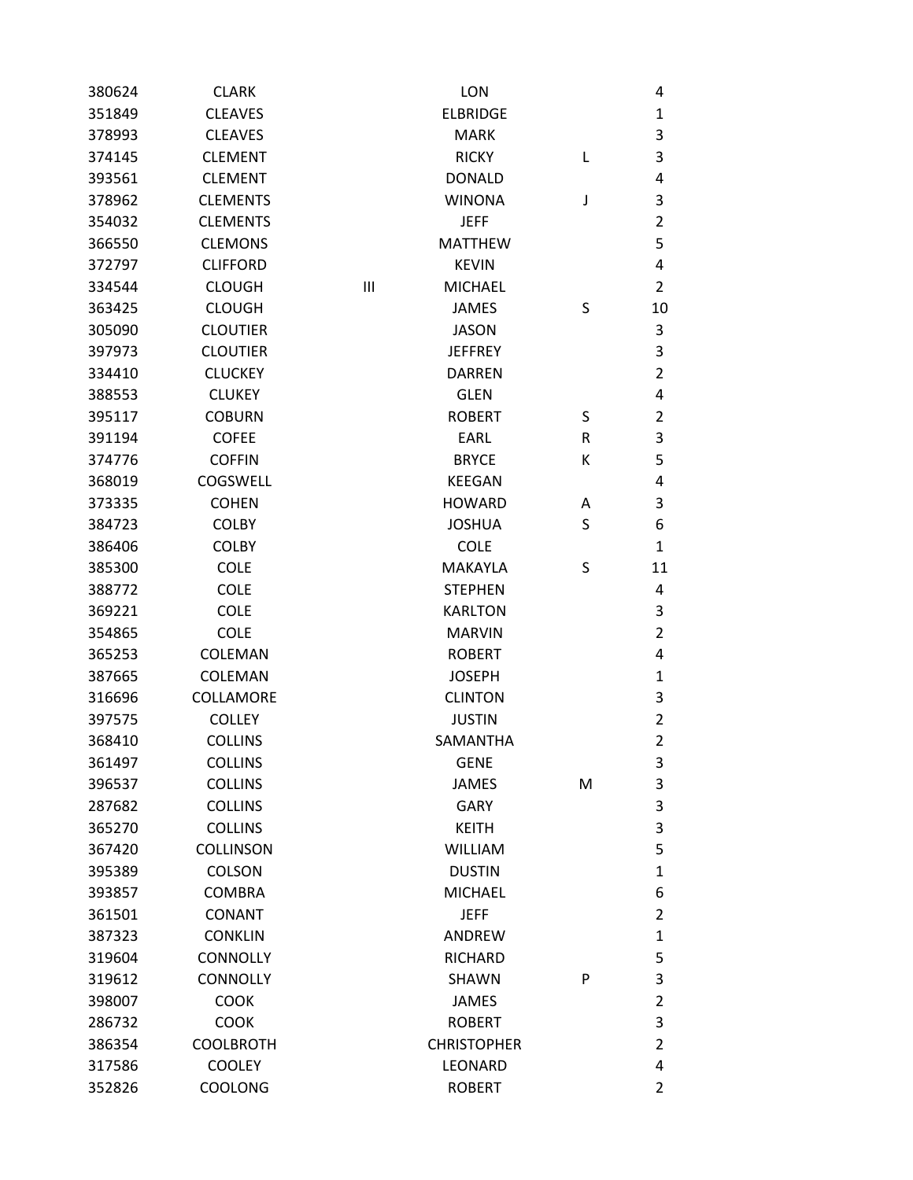| | | | | | |
|---|---|---|---|---|---|
| 380624 | CLARK | | LON | | 4 |
| 351849 | CLEAVES | | ELBRIDGE | | 1 |
| 378993 | CLEAVES | | MARK | | 3 |
| 374145 | CLEMENT | | RICKY | L | 3 |
| 393561 | CLEMENT | | DONALD | | 4 |
| 378962 | CLEMENTS | | WINONA | J | 3 |
| 354032 | CLEMENTS | | JEFF | | 2 |
| 366550 | CLEMONS | | MATTHEW | | 5 |
| 372797 | CLIFFORD | | KEVIN | | 4 |
| 334544 | CLOUGH | III | MICHAEL | | 2 |
| 363425 | CLOUGH | | JAMES | S | 10 |
| 305090 | CLOUTIER | | JASON | | 3 |
| 397973 | CLOUTIER | | JEFFREY | | 3 |
| 334410 | CLUCKEY | | DARREN | | 2 |
| 388553 | CLUKEY | | GLEN | | 4 |
| 395117 | COBURN | | ROBERT | S | 2 |
| 391194 | COFEE | | EARL | R | 3 |
| 374776 | COFFIN | | BRYCE | K | 5 |
| 368019 | COGSWELL | | KEEGAN | | 4 |
| 373335 | COHEN | | HOWARD | A | 3 |
| 384723 | COLBY | | JOSHUA | S | 6 |
| 386406 | COLBY | | COLE | | 1 |
| 385300 | COLE | | MAKAYLA | S | 11 |
| 388772 | COLE | | STEPHEN | | 4 |
| 369221 | COLE | | KARLTON | | 3 |
| 354865 | COLE | | MARVIN | | 2 |
| 365253 | COLEMAN | | ROBERT | | 4 |
| 387665 | COLEMAN | | JOSEPH | | 1 |
| 316696 | COLLAMORE | | CLINTON | | 3 |
| 397575 | COLLEY | | JUSTIN | | 2 |
| 368410 | COLLINS | | SAMANTHA | | 2 |
| 361497 | COLLINS | | GENE | | 3 |
| 396537 | COLLINS | | JAMES | M | 3 |
| 287682 | COLLINS | | GARY | | 3 |
| 365270 | COLLINS | | KEITH | | 3 |
| 367420 | COLLINSON | | WILLIAM | | 5 |
| 395389 | COLSON | | DUSTIN | | 1 |
| 393857 | COMBRA | | MICHAEL | | 6 |
| 361501 | CONANT | | JEFF | | 2 |
| 387323 | CONKLIN | | ANDREW | | 1 |
| 319604 | CONNOLLY | | RICHARD | | 5 |
| 319612 | CONNOLLY | | SHAWN | P | 3 |
| 398007 | COOK | | JAMES | | 2 |
| 286732 | COOK | | ROBERT | | 3 |
| 386354 | COOLBROTH | | CHRISTOPHER | | 2 |
| 317586 | COOLEY | | LEONARD | | 4 |
| 352826 | COOLONG | | ROBERT | | 2 |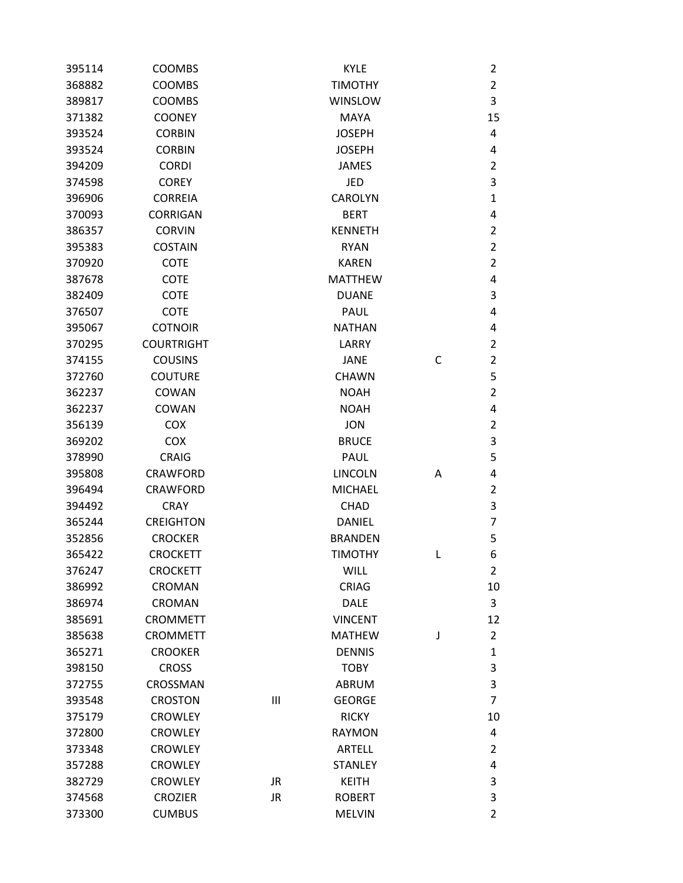| | | | | | |
|---|---|---|---|---|---|
| 395114 | COOMBS | | KYLE | | 2 |
| 368882 | COOMBS | | TIMOTHY | | 2 |
| 389817 | COOMBS | | WINSLOW | | 3 |
| 371382 | COONEY | | MAYA | | 15 |
| 393524 | CORBIN | | JOSEPH | | 4 |
| 393524 | CORBIN | | JOSEPH | | 4 |
| 394209 | CORDI | | JAMES | | 2 |
| 374598 | COREY | | JED | | 3 |
| 396906 | CORREIA | | CAROLYN | | 1 |
| 370093 | CORRIGAN | | BERT | | 4 |
| 386357 | CORVIN | | KENNETH | | 2 |
| 395383 | COSTAIN | | RYAN | | 2 |
| 370920 | COTE | | KAREN | | 2 |
| 387678 | COTE | | MATTHEW | | 4 |
| 382409 | COTE | | DUANE | | 3 |
| 376507 | COTE | | PAUL | | 4 |
| 395067 | COTNOIR | | NATHAN | | 4 |
| 370295 | COURTRIGHT | | LARRY | | 2 |
| 374155 | COUSINS | | JANE | C | 2 |
| 372760 | COUTURE | | CHAWN | | 5 |
| 362237 | COWAN | | NOAH | | 2 |
| 362237 | COWAN | | NOAH | | 4 |
| 356139 | COX | | JON | | 2 |
| 369202 | COX | | BRUCE | | 3 |
| 378990 | CRAIG | | PAUL | | 5 |
| 395808 | CRAWFORD | | LINCOLN | A | 4 |
| 396494 | CRAWFORD | | MICHAEL | | 2 |
| 394492 | CRAY | | CHAD | | 3 |
| 365244 | CREIGHTON | | DANIEL | | 7 |
| 352856 | CROCKER | | BRANDEN | | 5 |
| 365422 | CROCKETT | | TIMOTHY | L | 6 |
| 376247 | CROCKETT | | WILL | | 2 |
| 386992 | CROMAN | | CRIAG | | 10 |
| 386974 | CROMAN | | DALE | | 3 |
| 385691 | CROMMETT | | VINCENT | | 12 |
| 385638 | CROMMETT | | MATHEW | J | 2 |
| 365271 | CROOKER | | DENNIS | | 1 |
| 398150 | CROSS | | TOBY | | 3 |
| 372755 | CROSSMAN | | ABRUM | | 3 |
| 393548 | CROSTON | III | GEORGE | | 7 |
| 375179 | CROWLEY | | RICKY | | 10 |
| 372800 | CROWLEY | | RAYMON | | 4 |
| 373348 | CROWLEY | | ARTELL | | 2 |
| 357288 | CROWLEY | | STANLEY | | 4 |
| 382729 | CROWLEY | JR | KEITH | | 3 |
| 374568 | CROZIER | JR | ROBERT | | 3 |
| 373300 | CUMBUS | | MELVIN | | 2 |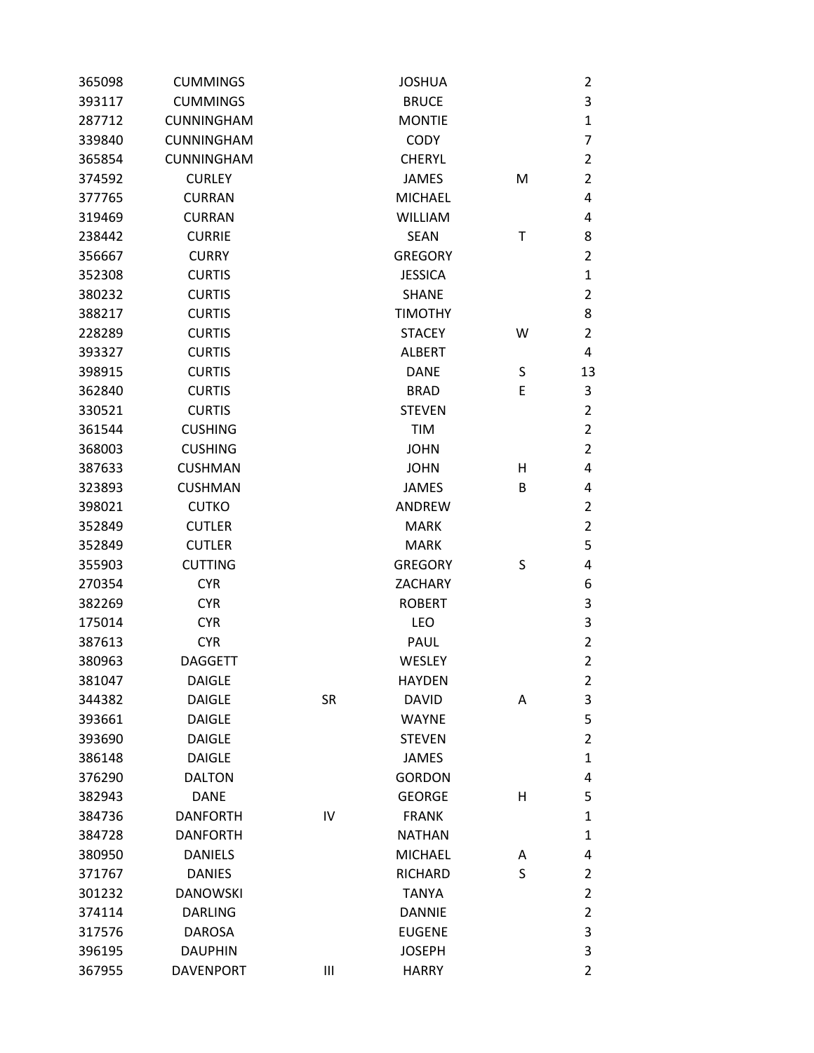| | | | | | |
|---|---|---|---|---|---|
| 365098 | CUMMINGS | | JOSHUA | | 2 |
| 393117 | CUMMINGS | | BRUCE | | 3 |
| 287712 | CUNNINGHAM | | MONTIE | | 1 |
| 339840 | CUNNINGHAM | | CODY | | 7 |
| 365854 | CUNNINGHAM | | CHERYL | | 2 |
| 374592 | CURLEY | | JAMES | M | 2 |
| 377765 | CURRAN | | MICHAEL | | 4 |
| 319469 | CURRAN | | WILLIAM | | 4 |
| 238442 | CURRIE | | SEAN | T | 8 |
| 356667 | CURRY | | GREGORY | | 2 |
| 352308 | CURTIS | | JESSICA | | 1 |
| 380232 | CURTIS | | SHANE | | 2 |
| 388217 | CURTIS | | TIMOTHY | | 8 |
| 228289 | CURTIS | | STACEY | W | 2 |
| 393327 | CURTIS | | ALBERT | | 4 |
| 398915 | CURTIS | | DANE | S | 13 |
| 362840 | CURTIS | | BRAD | E | 3 |
| 330521 | CURTIS | | STEVEN | | 2 |
| 361544 | CUSHING | | TIM | | 2 |
| 368003 | CUSHING | | JOHN | | 2 |
| 387633 | CUSHMAN | | JOHN | H | 4 |
| 323893 | CUSHMAN | | JAMES | B | 4 |
| 398021 | CUTKO | | ANDREW | | 2 |
| 352849 | CUTLER | | MARK | | 2 |
| 352849 | CUTLER | | MARK | | 5 |
| 355903 | CUTTING | | GREGORY | S | 4 |
| 270354 | CYR | | ZACHARY | | 6 |
| 382269 | CYR | | ROBERT | | 3 |
| 175014 | CYR | | LEO | | 3 |
| 387613 | CYR | | PAUL | | 2 |
| 380963 | DAGGETT | | WESLEY | | 2 |
| 381047 | DAIGLE | | HAYDEN | | 2 |
| 344382 | DAIGLE | SR | DAVID | A | 3 |
| 393661 | DAIGLE | | WAYNE | | 5 |
| 393690 | DAIGLE | | STEVEN | | 2 |
| 386148 | DAIGLE | | JAMES | | 1 |
| 376290 | DALTON | | GORDON | | 4 |
| 382943 | DANE | | GEORGE | H | 5 |
| 384736 | DANFORTH | IV | FRANK | | 1 |
| 384728 | DANFORTH | | NATHAN | | 1 |
| 380950 | DANIELS | | MICHAEL | A | 4 |
| 371767 | DANIES | | RICHARD | S | 2 |
| 301232 | DANOWSKI | | TANYA | | 2 |
| 374114 | DARLING | | DANNIE | | 2 |
| 317576 | DAROSA | | EUGENE | | 3 |
| 396195 | DAUPHIN | | JOSEPH | | 3 |
| 367955 | DAVENPORT | III | HARRY | | 2 |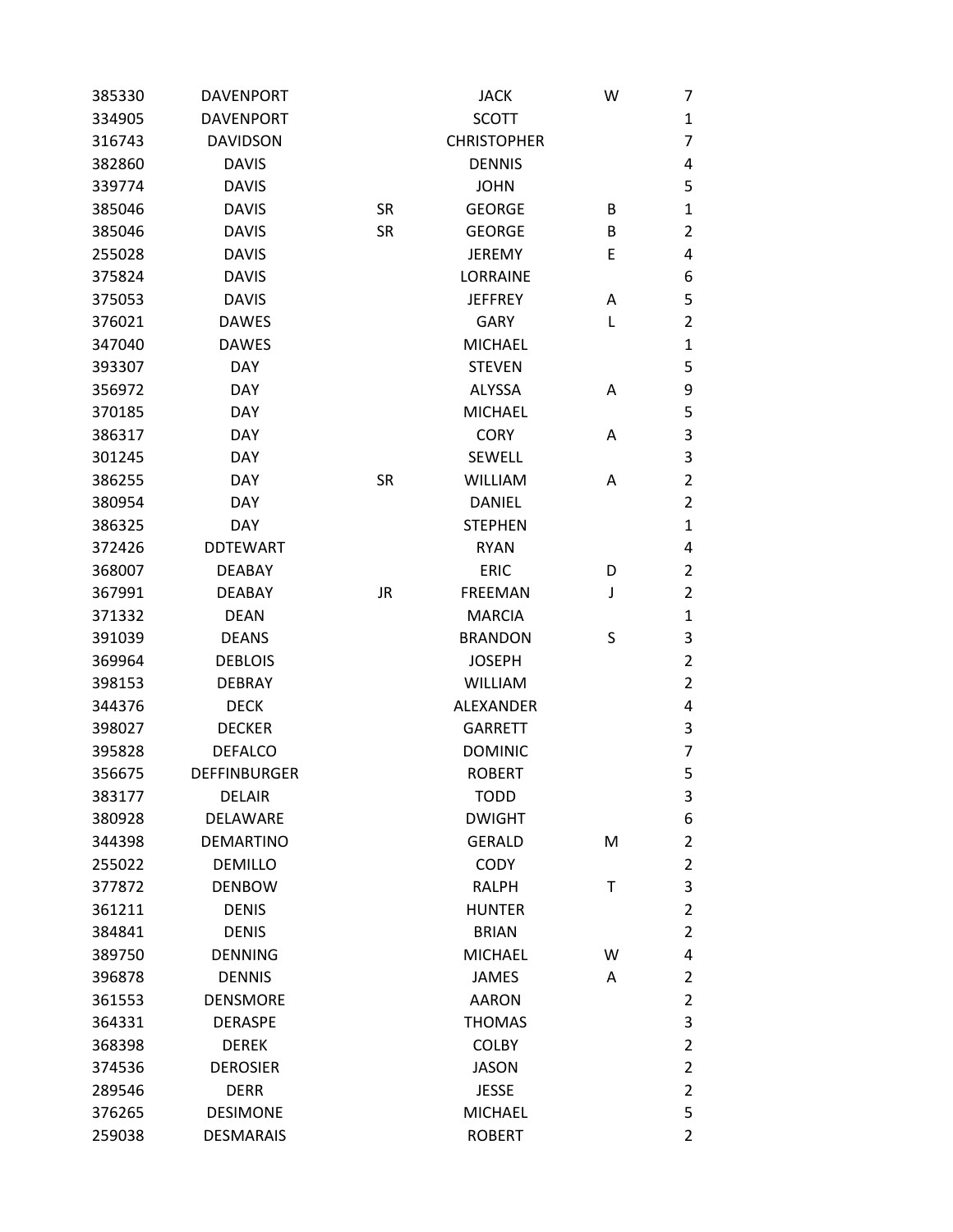| | | | | | |
|---|---|---|---|---|---|
| 385330 | DAVENPORT | | JACK | W | 7 |
| 334905 | DAVENPORT | | SCOTT | | 1 |
| 316743 | DAVIDSON | | CHRISTOPHER | | 7 |
| 382860 | DAVIS | | DENNIS | | 4 |
| 339774 | DAVIS | | JOHN | | 5 |
| 385046 | DAVIS | SR | GEORGE | B | 1 |
| 385046 | DAVIS | SR | GEORGE | B | 2 |
| 255028 | DAVIS | | JEREMY | E | 4 |
| 375824 | DAVIS | | LORRAINE | | 6 |
| 375053 | DAVIS | | JEFFREY | A | 5 |
| 376021 | DAWES | | GARY | L | 2 |
| 347040 | DAWES | | MICHAEL | | 1 |
| 393307 | DAY | | STEVEN | | 5 |
| 356972 | DAY | | ALYSSA | A | 9 |
| 370185 | DAY | | MICHAEL | | 5 |
| 386317 | DAY | | CORY | A | 3 |
| 301245 | DAY | | SEWELL | | 3 |
| 386255 | DAY | SR | WILLIAM | A | 2 |
| 380954 | DAY | | DANIEL | | 2 |
| 386325 | DAY | | STEPHEN | | 1 |
| 372426 | DDTEWART | | RYAN | | 4 |
| 368007 | DEABAY | | ERIC | D | 2 |
| 367991 | DEABAY | JR | FREEMAN | J | 2 |
| 371332 | DEAN | | MARCIA | | 1 |
| 391039 | DEANS | | BRANDON | S | 3 |
| 369964 | DEBLOIS | | JOSEPH | | 2 |
| 398153 | DEBRAY | | WILLIAM | | 2 |
| 344376 | DECK | | ALEXANDER | | 4 |
| 398027 | DECKER | | GARRETT | | 3 |
| 395828 | DEFALCO | | DOMINIC | | 7 |
| 356675 | DEFFINBURGER | | ROBERT | | 5 |
| 383177 | DELAIR | | TODD | | 3 |
| 380928 | DELAWARE | | DWIGHT | | 6 |
| 344398 | DEMARTINO | | GERALD | M | 2 |
| 255022 | DEMILLO | | CODY | | 2 |
| 377872 | DENBOW | | RALPH | T | 3 |
| 361211 | DENIS | | HUNTER | | 2 |
| 384841 | DENIS | | BRIAN | | 2 |
| 389750 | DENNING | | MICHAEL | W | 4 |
| 396878 | DENNIS | | JAMES | A | 2 |
| 361553 | DENSMORE | | AARON | | 2 |
| 364331 | DERASPE | | THOMAS | | 3 |
| 368398 | DEREK | | COLBY | | 2 |
| 374536 | DEROSIER | | JASON | | 2 |
| 289546 | DERR | | JESSE | | 2 |
| 376265 | DESIMONE | | MICHAEL | | 5 |
| 259038 | DESMARAIS | | ROBERT | | 2 |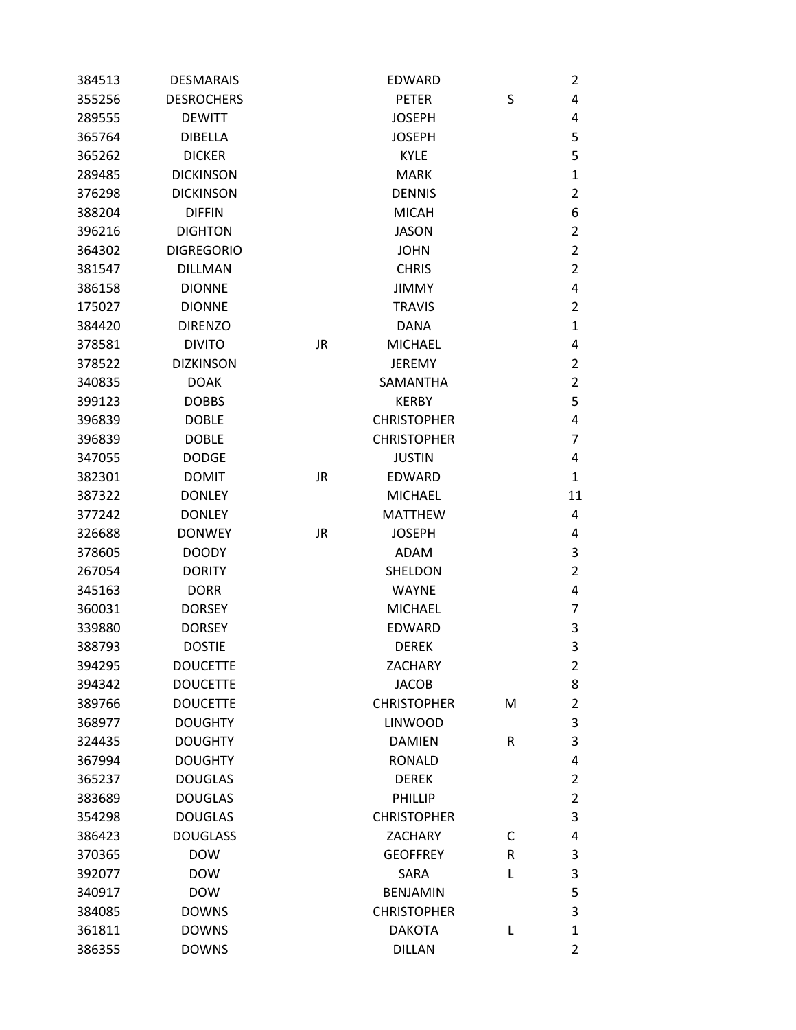| | | | | | |
|---|---|---|---|---|---|
| 384513 | DESMARAIS | | EDWARD | | 2 |
| 355256 | DESROCHERS | | PETER | S | 4 |
| 289555 | DEWITT | | JOSEPH | | 4 |
| 365764 | DIBELLA | | JOSEPH | | 5 |
| 365262 | DICKER | | KYLE | | 5 |
| 289485 | DICKINSON | | MARK | | 1 |
| 376298 | DICKINSON | | DENNIS | | 2 |
| 388204 | DIFFIN | | MICAH | | 6 |
| 396216 | DIGHTON | | JASON | | 2 |
| 364302 | DIGREGORIO | | JOHN | | 2 |
| 381547 | DILLMAN | | CHRIS | | 2 |
| 386158 | DIONNE | | JIMMY | | 4 |
| 175027 | DIONNE | | TRAVIS | | 2 |
| 384420 | DIRENZO | | DANA | | 1 |
| 378581 | DIVITO | JR | MICHAEL | | 4 |
| 378522 | DIZKINSON | | JEREMY | | 2 |
| 340835 | DOAK | | SAMANTHA | | 2 |
| 399123 | DOBBS | | KERBY | | 5 |
| 396839 | DOBLE | | CHRISTOPHER | | 4 |
| 396839 | DOBLE | | CHRISTOPHER | | 7 |
| 347055 | DODGE | | JUSTIN | | 4 |
| 382301 | DOMIT | JR | EDWARD | | 1 |
| 387322 | DONLEY | | MICHAEL | | 11 |
| 377242 | DONLEY | | MATTHEW | | 4 |
| 326688 | DONWEY | JR | JOSEPH | | 4 |
| 378605 | DOODY | | ADAM | | 3 |
| 267054 | DORITY | | SHELDON | | 2 |
| 345163 | DORR | | WAYNE | | 4 |
| 360031 | DORSEY | | MICHAEL | | 7 |
| 339880 | DORSEY | | EDWARD | | 3 |
| 388793 | DOSTIE | | DEREK | | 3 |
| 394295 | DOUCETTE | | ZACHARY | | 2 |
| 394342 | DOUCETTE | | JACOB | | 8 |
| 389766 | DOUCETTE | | CHRISTOPHER | M | 2 |
| 368977 | DOUGHTY | | LINWOOD | | 3 |
| 324435 | DOUGHTY | | DAMIEN | R | 3 |
| 367994 | DOUGHTY | | RONALD | | 4 |
| 365237 | DOUGLAS | | DEREK | | 2 |
| 383689 | DOUGLAS | | PHILLIP | | 2 |
| 354298 | DOUGLAS | | CHRISTOPHER | | 3 |
| 386423 | DOUGLASS | | ZACHARY | C | 4 |
| 370365 | DOW | | GEOFFREY | R | 3 |
| 392077 | DOW | | SARA | L | 3 |
| 340917 | DOW | | BENJAMIN | | 5 |
| 384085 | DOWNS | | CHRISTOPHER | | 3 |
| 361811 | DOWNS | | DAKOTA | L | 1 |
| 386355 | DOWNS | | DILLAN | | 2 |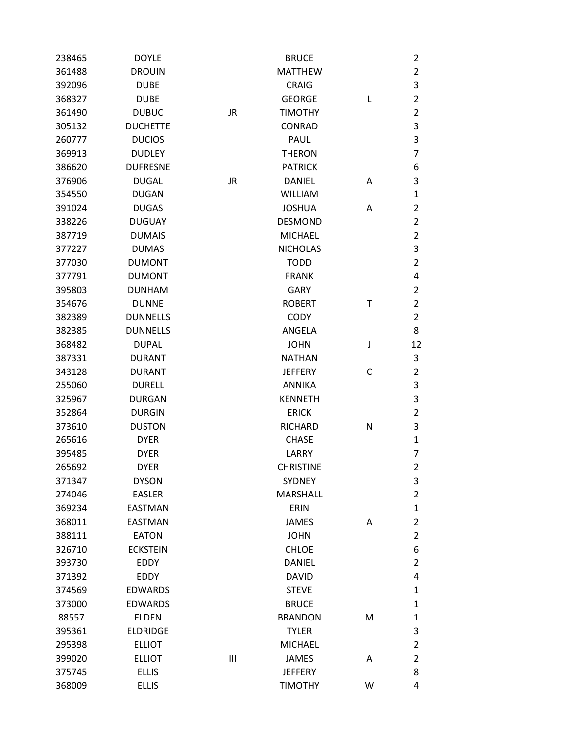| | | | | | |
|---|---|---|---|---|---|
| 238465 | DOYLE | | BRUCE | | 2 |
| 361488 | DROUIN | | MATTHEW | | 2 |
| 392096 | DUBE | | CRAIG | | 3 |
| 368327 | DUBE | | GEORGE | L | 2 |
| 361490 | DUBUC | JR | TIMOTHY | | 2 |
| 305132 | DUCHETTE | | CONRAD | | 3 |
| 260777 | DUCIOS | | PAUL | | 3 |
| 369913 | DUDLEY | | THERON | | 7 |
| 386620 | DUFRESNE | | PATRICK | | 6 |
| 376906 | DUGAL | JR | DANIEL | A | 3 |
| 354550 | DUGAN | | WILLIAM | | 1 |
| 391024 | DUGAS | | JOSHUA | A | 2 |
| 338226 | DUGUAY | | DESMOND | | 2 |
| 387719 | DUMAIS | | MICHAEL | | 2 |
| 377227 | DUMAS | | NICHOLAS | | 3 |
| 377030 | DUMONT | | TODD | | 2 |
| 377791 | DUMONT | | FRANK | | 4 |
| 395803 | DUNHAM | | GARY | | 2 |
| 354676 | DUNNE | | ROBERT | T | 2 |
| 382389 | DUNNELLS | | CODY | | 2 |
| 382385 | DUNNELLS | | ANGELA | | 8 |
| 368482 | DUPAL | | JOHN | J | 12 |
| 387331 | DURANT | | NATHAN | | 3 |
| 343128 | DURANT | | JEFFERY | C | 2 |
| 255060 | DURELL | | ANNIKA | | 3 |
| 325967 | DURGAN | | KENNETH | | 3 |
| 352864 | DURGIN | | ERICK | | 2 |
| 373610 | DUSTON | | RICHARD | N | 3 |
| 265616 | DYER | | CHASE | | 1 |
| 395485 | DYER | | LARRY | | 7 |
| 265692 | DYER | | CHRISTINE | | 2 |
| 371347 | DYSON | | SYDNEY | | 3 |
| 274046 | EASLER | | MARSHALL | | 2 |
| 369234 | EASTMAN | | ERIN | | 1 |
| 368011 | EASTMAN | | JAMES | A | 2 |
| 388111 | EATON | | JOHN | | 2 |
| 326710 | ECKSTEIN | | CHLOE | | 6 |
| 393730 | EDDY | | DANIEL | | 2 |
| 371392 | EDDY | | DAVID | | 4 |
| 374569 | EDWARDS | | STEVE | | 1 |
| 373000 | EDWARDS | | BRUCE | | 1 |
| 88557 | ELDEN | | BRANDON | M | 1 |
| 395361 | ELDRIDGE | | TYLER | | 3 |
| 295398 | ELLIOT | | MICHAEL | | 2 |
| 399020 | ELLIOT | III | JAMES | A | 2 |
| 375745 | ELLIS | | JEFFERY | | 8 |
| 368009 | ELLIS | | TIMOTHY | W | 4 |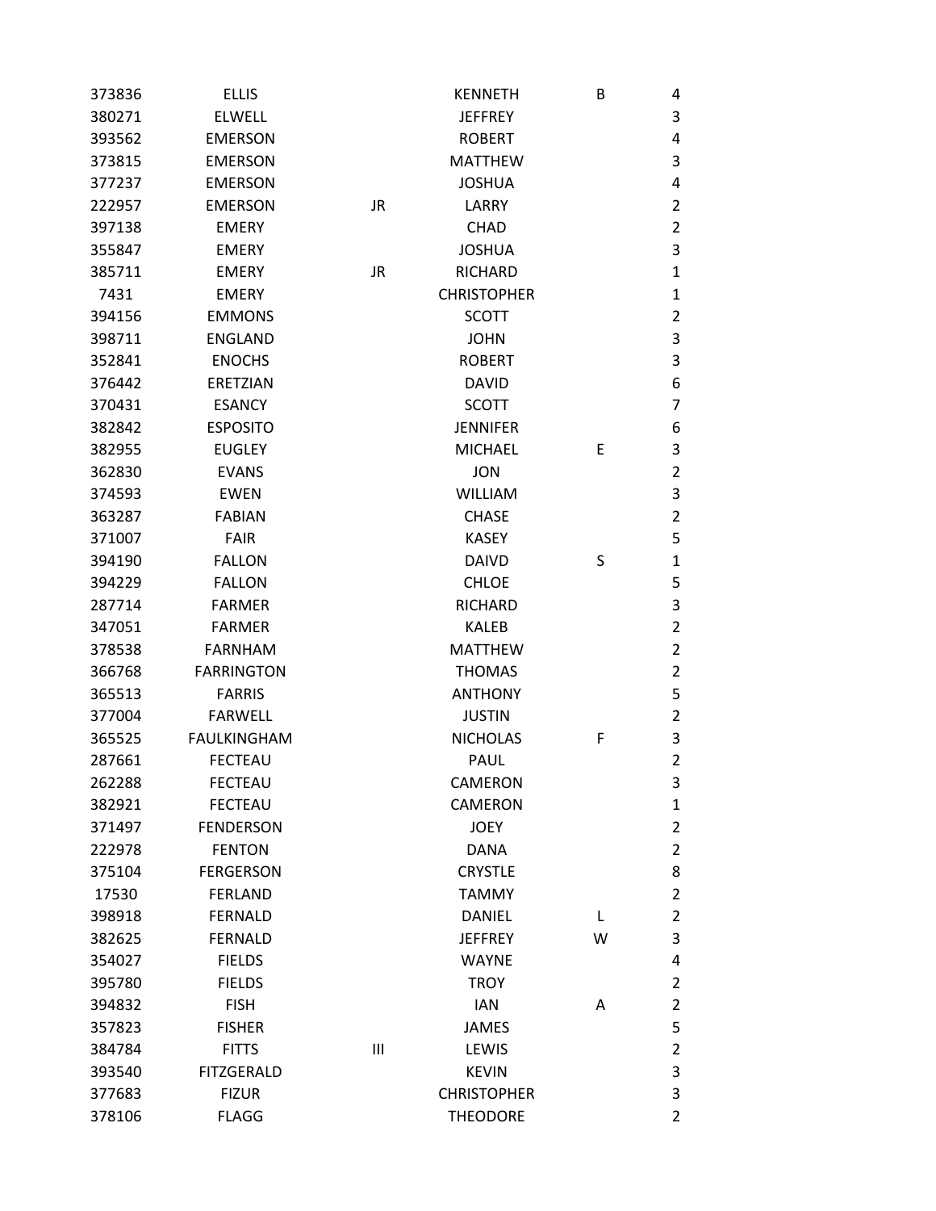| | | | | | |
|---|---|---|---|---|---|
| 373836 | ELLIS | | KENNETH | B | 4 |
| 380271 | ELWELL | | JEFFREY | | 3 |
| 393562 | EMERSON | | ROBERT | | 4 |
| 373815 | EMERSON | | MATTHEW | | 3 |
| 377237 | EMERSON | | JOSHUA | | 4 |
| 222957 | EMERSON | JR | LARRY | | 2 |
| 397138 | EMERY | | CHAD | | 2 |
| 355847 | EMERY | | JOSHUA | | 3 |
| 385711 | EMERY | JR | RICHARD | | 1 |
| 7431 | EMERY | | CHRISTOPHER | | 1 |
| 394156 | EMMONS | | SCOTT | | 2 |
| 398711 | ENGLAND | | JOHN | | 3 |
| 352841 | ENOCHS | | ROBERT | | 3 |
| 376442 | ERETZIAN | | DAVID | | 6 |
| 370431 | ESANCY | | SCOTT | | 7 |
| 382842 | ESPOSITO | | JENNIFER | | 6 |
| 382955 | EUGLEY | | MICHAEL | E | 3 |
| 362830 | EVANS | | JON | | 2 |
| 374593 | EWEN | | WILLIAM | | 3 |
| 363287 | FABIAN | | CHASE | | 2 |
| 371007 | FAIR | | KASEY | | 5 |
| 394190 | FALLON | | DAIVD | S | 1 |
| 394229 | FALLON | | CHLOE | | 5 |
| 287714 | FARMER | | RICHARD | | 3 |
| 347051 | FARMER | | KALEB | | 2 |
| 378538 | FARNHAM | | MATTHEW | | 2 |
| 366768 | FARRINGTON | | THOMAS | | 2 |
| 365513 | FARRIS | | ANTHONY | | 5 |
| 377004 | FARWELL | | JUSTIN | | 2 |
| 365525 | FAULKINGHAM | | NICHOLAS | F | 3 |
| 287661 | FECTEAU | | PAUL | | 2 |
| 262288 | FECTEAU | | CAMERON | | 3 |
| 382921 | FECTEAU | | CAMERON | | 1 |
| 371497 | FENDERSON | | JOEY | | 2 |
| 222978 | FENTON | | DANA | | 2 |
| 375104 | FERGERSON | | CRYSTLE | | 8 |
| 17530 | FERLAND | | TAMMY | | 2 |
| 398918 | FERNALD | | DANIEL | L | 2 |
| 382625 | FERNALD | | JEFFREY | W | 3 |
| 354027 | FIELDS | | WAYNE | | 4 |
| 395780 | FIELDS | | TROY | | 2 |
| 394832 | FISH | | IAN | A | 2 |
| 357823 | FISHER | | JAMES | | 5 |
| 384784 | FITTS | III | LEWIS | | 2 |
| 393540 | FITZGERALD | | KEVIN | | 3 |
| 377683 | FIZUR | | CHRISTOPHER | | 3 |
| 378106 | FLAGG | | THEODORE | | 2 |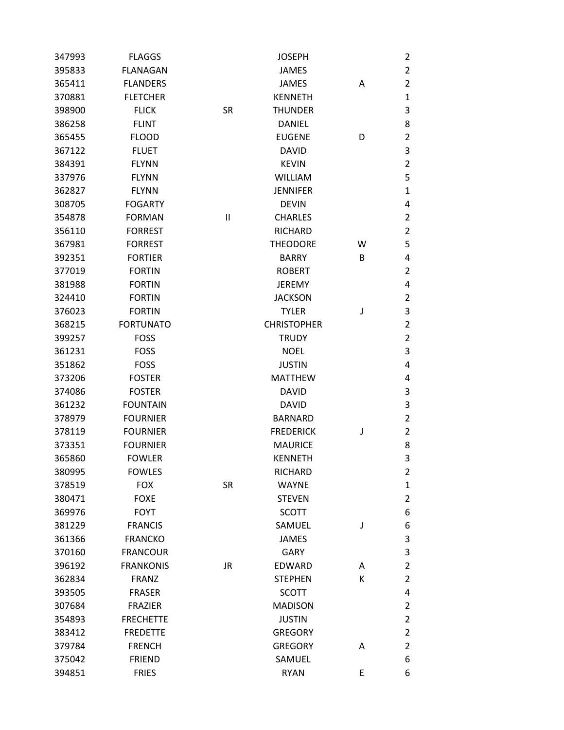| | | | | | |
|---|---|---|---|---|---|
| 347993 | FLAGGS | | JOSEPH | | 2 |
| 395833 | FLANAGAN | | JAMES | | 2 |
| 365411 | FLANDERS | | JAMES | A | 2 |
| 370881 | FLETCHER | | KENNETH | | 1 |
| 398900 | FLICK | SR | THUNDER | | 3 |
| 386258 | FLINT | | DANIEL | | 8 |
| 365455 | FLOOD | | EUGENE | D | 2 |
| 367122 | FLUET | | DAVID | | 3 |
| 384391 | FLYNN | | KEVIN | | 2 |
| 337976 | FLYNN | | WILLIAM | | 5 |
| 362827 | FLYNN | | JENNIFER | | 1 |
| 308705 | FOGARTY | | DEVIN | | 4 |
| 354878 | FORMAN | II | CHARLES | | 2 |
| 356110 | FORREST | | RICHARD | | 2 |
| 367981 | FORREST | | THEODORE | W | 5 |
| 392351 | FORTIER | | BARRY | B | 4 |
| 377019 | FORTIN | | ROBERT | | 2 |
| 381988 | FORTIN | | JEREMY | | 4 |
| 324410 | FORTIN | | JACKSON | | 2 |
| 376023 | FORTIN | | TYLER | J | 3 |
| 368215 | FORTUNATO | | CHRISTOPHER | | 2 |
| 399257 | FOSS | | TRUDY | | 2 |
| 361231 | FOSS | | NOEL | | 3 |
| 351862 | FOSS | | JUSTIN | | 4 |
| 373206 | FOSTER | | MATTHEW | | 4 |
| 374086 | FOSTER | | DAVID | | 3 |
| 361232 | FOUNTAIN | | DAVID | | 3 |
| 378979 | FOURNIER | | BARNARD | | 2 |
| 378119 | FOURNIER | | FREDERICK | J | 2 |
| 373351 | FOURNIER | | MAURICE | | 8 |
| 365860 | FOWLER | | KENNETH | | 3 |
| 380995 | FOWLES | | RICHARD | | 2 |
| 378519 | FOX | SR | WAYNE | | 1 |
| 380471 | FOXE | | STEVEN | | 2 |
| 369976 | FOYT | | SCOTT | | 6 |
| 381229 | FRANCIS | | SAMUEL | J | 6 |
| 361366 | FRANCKO | | JAMES | | 3 |
| 370160 | FRANCOUR | | GARY | | 3 |
| 396192 | FRANKONIS | JR | EDWARD | A | 2 |
| 362834 | FRANZ | | STEPHEN | K | 2 |
| 393505 | FRASER | | SCOTT | | 4 |
| 307684 | FRAZIER | | MADISON | | 2 |
| 354893 | FRECHETTE | | JUSTIN | | 2 |
| 383412 | FREDETTE | | GREGORY | | 2 |
| 379784 | FRENCH | | GREGORY | A | 2 |
| 375042 | FRIEND | | SAMUEL | | 6 |
| 394851 | FRIES | | RYAN | E | 6 |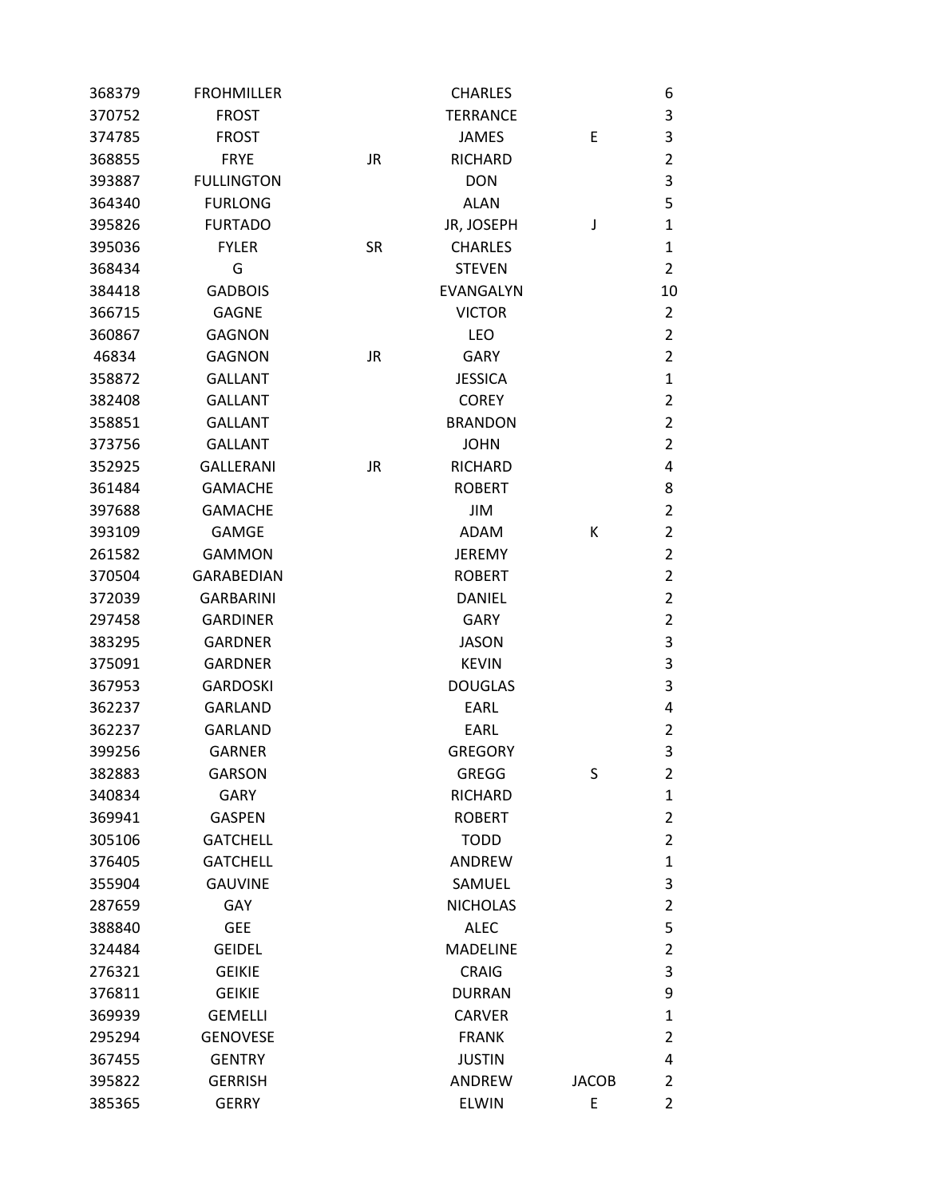| | | | | | |
|---|---|---|---|---|---|
| 368379 | FROHMILLER | | CHARLES | | 6 |
| 370752 | FROST | | TERRANCE | | 3 |
| 374785 | FROST | | JAMES | E | 3 |
| 368855 | FRYE | JR | RICHARD | | 2 |
| 393887 | FULLINGTON | | DON | | 3 |
| 364340 | FURLONG | | ALAN | | 5 |
| 395826 | FURTADO | | JR, JOSEPH | J | 1 |
| 395036 | FYLER | SR | CHARLES | | 1 |
| 368434 | G | | STEVEN | | 2 |
| 384418 | GADBOIS | | EVANGALYN | | 10 |
| 366715 | GAGNE | | VICTOR | | 2 |
| 360867 | GAGNON | | LEO | | 2 |
| 46834 | GAGNON | JR | GARY | | 2 |
| 358872 | GALLANT | | JESSICA | | 1 |
| 382408 | GALLANT | | COREY | | 2 |
| 358851 | GALLANT | | BRANDON | | 2 |
| 373756 | GALLANT | | JOHN | | 2 |
| 352925 | GALLERANI | JR | RICHARD | | 4 |
| 361484 | GAMACHE | | ROBERT | | 8 |
| 397688 | GAMACHE | | JIM | | 2 |
| 393109 | GAMGE | | ADAM | K | 2 |
| 261582 | GAMMON | | JEREMY | | 2 |
| 370504 | GARABEDIAN | | ROBERT | | 2 |
| 372039 | GARBARINI | | DANIEL | | 2 |
| 297458 | GARDINER | | GARY | | 2 |
| 383295 | GARDNER | | JASON | | 3 |
| 375091 | GARDNER | | KEVIN | | 3 |
| 367953 | GARDOSKI | | DOUGLAS | | 3 |
| 362237 | GARLAND | | EARL | | 4 |
| 362237 | GARLAND | | EARL | | 2 |
| 399256 | GARNER | | GREGORY | | 3 |
| 382883 | GARSON | | GREGG | S | 2 |
| 340834 | GARY | | RICHARD | | 1 |
| 369941 | GASPEN | | ROBERT | | 2 |
| 305106 | GATCHELL | | TODD | | 2 |
| 376405 | GATCHELL | | ANDREW | | 1 |
| 355904 | GAUVINE | | SAMUEL | | 3 |
| 287659 | GAY | | NICHOLAS | | 2 |
| 388840 | GEE | | ALEC | | 5 |
| 324484 | GEIDEL | | MADELINE | | 2 |
| 276321 | GEIKIE | | CRAIG | | 3 |
| 376811 | GEIKIE | | DURRAN | | 9 |
| 369939 | GEMELLI | | CARVER | | 1 |
| 295294 | GENOVESE | | FRANK | | 2 |
| 367455 | GENTRY | | JUSTIN | | 4 |
| 395822 | GERRISH | | ANDREW | JACOB | 2 |
| 385365 | GERRY | | ELWIN | E | 2 |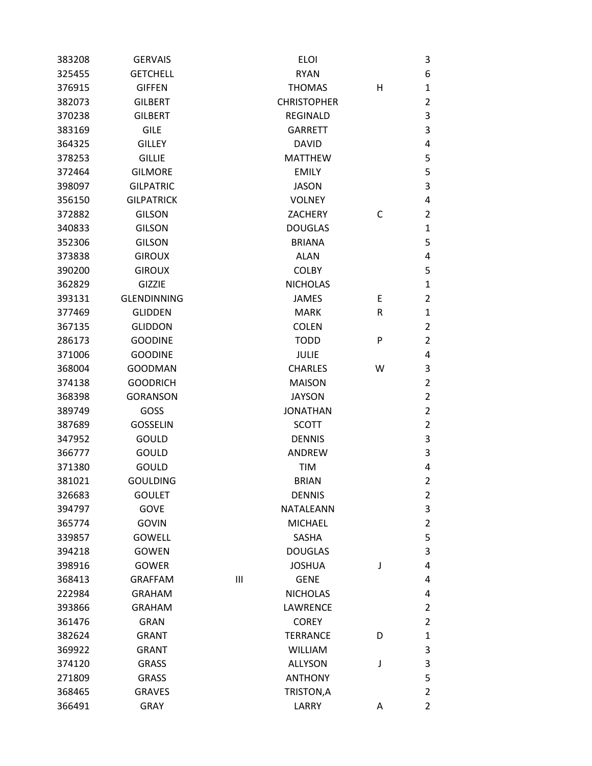| | | | | | |
|---|---|---|---|---|---|
| 383208 | GERVAIS | | ELOI | | 3 |
| 325455 | GETCHELL | | RYAN | | 6 |
| 376915 | GIFFEN | | THOMAS | H | 1 |
| 382073 | GILBERT | | CHRISTOPHER | | 2 |
| 370238 | GILBERT | | REGINALD | | 3 |
| 383169 | GILE | | GARRETT | | 3 |
| 364325 | GILLEY | | DAVID | | 4 |
| 378253 | GILLIE | | MATTHEW | | 5 |
| 372464 | GILMORE | | EMILY | | 5 |
| 398097 | GILPATRIC | | JASON | | 3 |
| 356150 | GILPATRICK | | VOLNEY | | 4 |
| 372882 | GILSON | | ZACHERY | C | 2 |
| 340833 | GILSON | | DOUGLAS | | 1 |
| 352306 | GILSON | | BRIANA | | 5 |
| 373838 | GIROUX | | ALAN | | 4 |
| 390200 | GIROUX | | COLBY | | 5 |
| 362829 | GIZZIE | | NICHOLAS | | 1 |
| 393131 | GLENDINNING | | JAMES | E | 2 |
| 377469 | GLIDDEN | | MARK | R | 1 |
| 367135 | GLIDDON | | COLEN | | 2 |
| 286173 | GOODINE | | TODD | P | 2 |
| 371006 | GOODINE | | JULIE | | 4 |
| 368004 | GOODMAN | | CHARLES | W | 3 |
| 374138 | GOODRICH | | MAISON | | 2 |
| 368398 | GORANSON | | JAYSON | | 2 |
| 389749 | GOSS | | JONATHAN | | 2 |
| 387689 | GOSSELIN | | SCOTT | | 2 |
| 347952 | GOULD | | DENNIS | | 3 |
| 366777 | GOULD | | ANDREW | | 3 |
| 371380 | GOULD | | TIM | | 4 |
| 381021 | GOULDING | | BRIAN | | 2 |
| 326683 | GOULET | | DENNIS | | 2 |
| 394797 | GOVE | | NATALEANN | | 3 |
| 365774 | GOVIN | | MICHAEL | | 2 |
| 339857 | GOWELL | | SASHA | | 5 |
| 394218 | GOWEN | | DOUGLAS | | 3 |
| 398916 | GOWER | | JOSHUA | J | 4 |
| 368413 | GRAFFAM | III | GENE | | 4 |
| 222984 | GRAHAM | | NICHOLAS | | 4 |
| 393866 | GRAHAM | | LAWRENCE | | 2 |
| 361476 | GRAN | | COREY | | 2 |
| 382624 | GRANT | | TERRANCE | D | 1 |
| 369922 | GRANT | | WILLIAM | | 3 |
| 374120 | GRASS | | ALLYSON | J | 3 |
| 271809 | GRASS | | ANTHONY | | 5 |
| 368465 | GRAVES | | TRISTON,A | | 2 |
| 366491 | GRAY | | LARRY | A | 2 |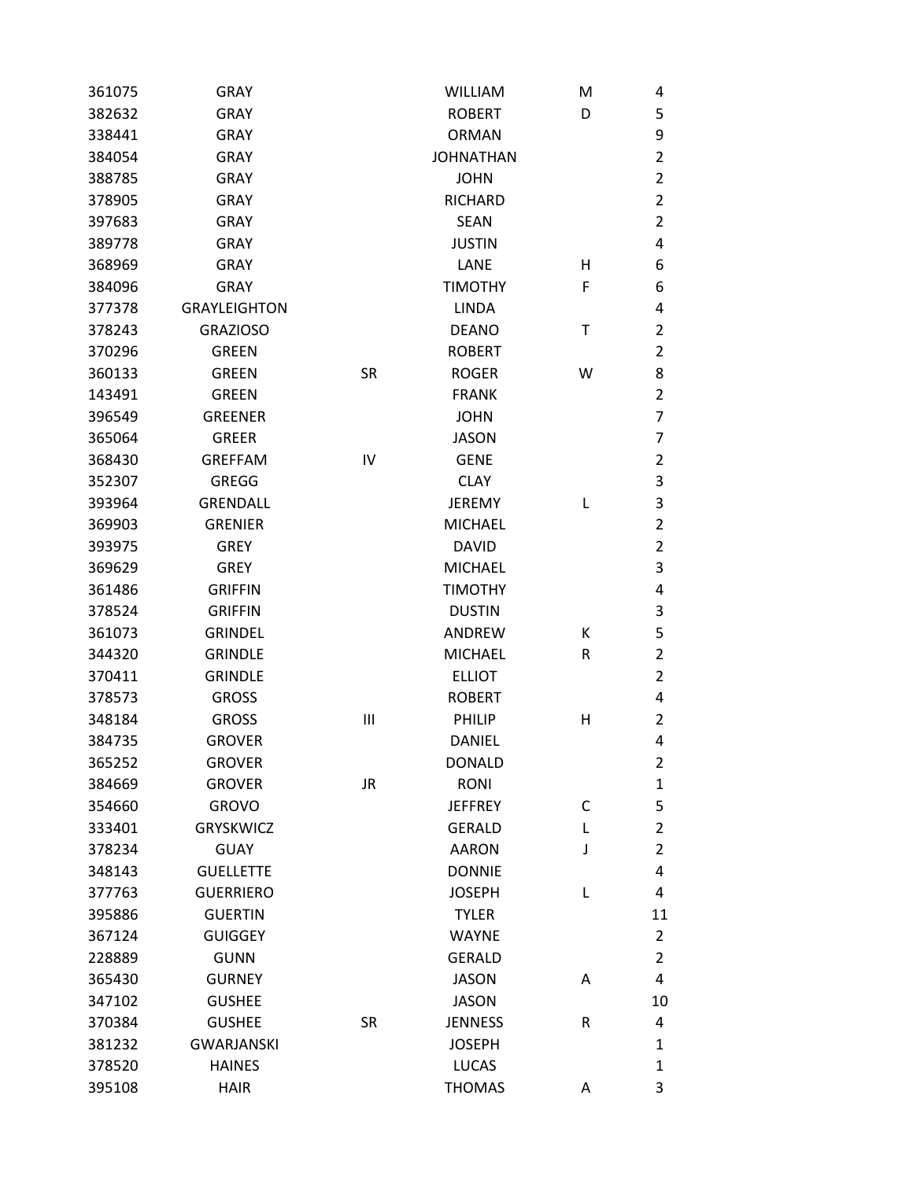| | | | | | |
|---|---|---|---|---|---|
| 361075 | GRAY | | WILLIAM | M | 4 |
| 382632 | GRAY | | ROBERT | D | 5 |
| 338441 | GRAY | | ORMAN | | 9 |
| 384054 | GRAY | | JOHNATHAN | | 2 |
| 388785 | GRAY | | JOHN | | 2 |
| 378905 | GRAY | | RICHARD | | 2 |
| 397683 | GRAY | | SEAN | | 2 |
| 389778 | GRAY | | JUSTIN | | 4 |
| 368969 | GRAY | | LANE | H | 6 |
| 384096 | GRAY | | TIMOTHY | F | 6 |
| 377378 | GRAYLEIGHTON | | LINDA | | 4 |
| 378243 | GRAZIOSO | | DEANO | T | 2 |
| 370296 | GREEN | | ROBERT | | 2 |
| 360133 | GREEN | SR | ROGER | W | 8 |
| 143491 | GREEN | | FRANK | | 2 |
| 396549 | GREENER | | JOHN | | 7 |
| 365064 | GREER | | JASON | | 7 |
| 368430 | GREFFAM | IV | GENE | | 2 |
| 352307 | GREGG | | CLAY | | 3 |
| 393964 | GRENDALL | | JEREMY | L | 3 |
| 369903 | GRENIER | | MICHAEL | | 2 |
| 393975 | GREY | | DAVID | | 2 |
| 369629 | GREY | | MICHAEL | | 3 |
| 361486 | GRIFFIN | | TIMOTHY | | 4 |
| 378524 | GRIFFIN | | DUSTIN | | 3 |
| 361073 | GRINDEL | | ANDREW | K | 5 |
| 344320 | GRINDLE | | MICHAEL | R | 2 |
| 370411 | GRINDLE | | ELLIOT | | 2 |
| 378573 | GROSS | | ROBERT | | 4 |
| 348184 | GROSS | III | PHILIP | H | 2 |
| 384735 | GROVER | | DANIEL | | 4 |
| 365252 | GROVER | | DONALD | | 2 |
| 384669 | GROVER | JR | RONI | | 1 |
| 354660 | GROVO | | JEFFREY | C | 5 |
| 333401 | GRYSKWICZ | | GERALD | L | 2 |
| 378234 | GUAY | | AARON | J | 2 |
| 348143 | GUELLETTE | | DONNIE | | 4 |
| 377763 | GUERRIERO | | JOSEPH | L | 4 |
| 395886 | GUERTIN | | TYLER | | 11 |
| 367124 | GUIGGEY | | WAYNE | | 2 |
| 228889 | GUNN | | GERALD | | 2 |
| 365430 | GURNEY | | JASON | A | 4 |
| 347102 | GUSHEE | | JASON | | 10 |
| 370384 | GUSHEE | SR | JENNESS | R | 4 |
| 381232 | GWARJANSKI | | JOSEPH | | 1 |
| 378520 | HAINES | | LUCAS | | 1 |
| 395108 | HAIR | | THOMAS | A | 3 |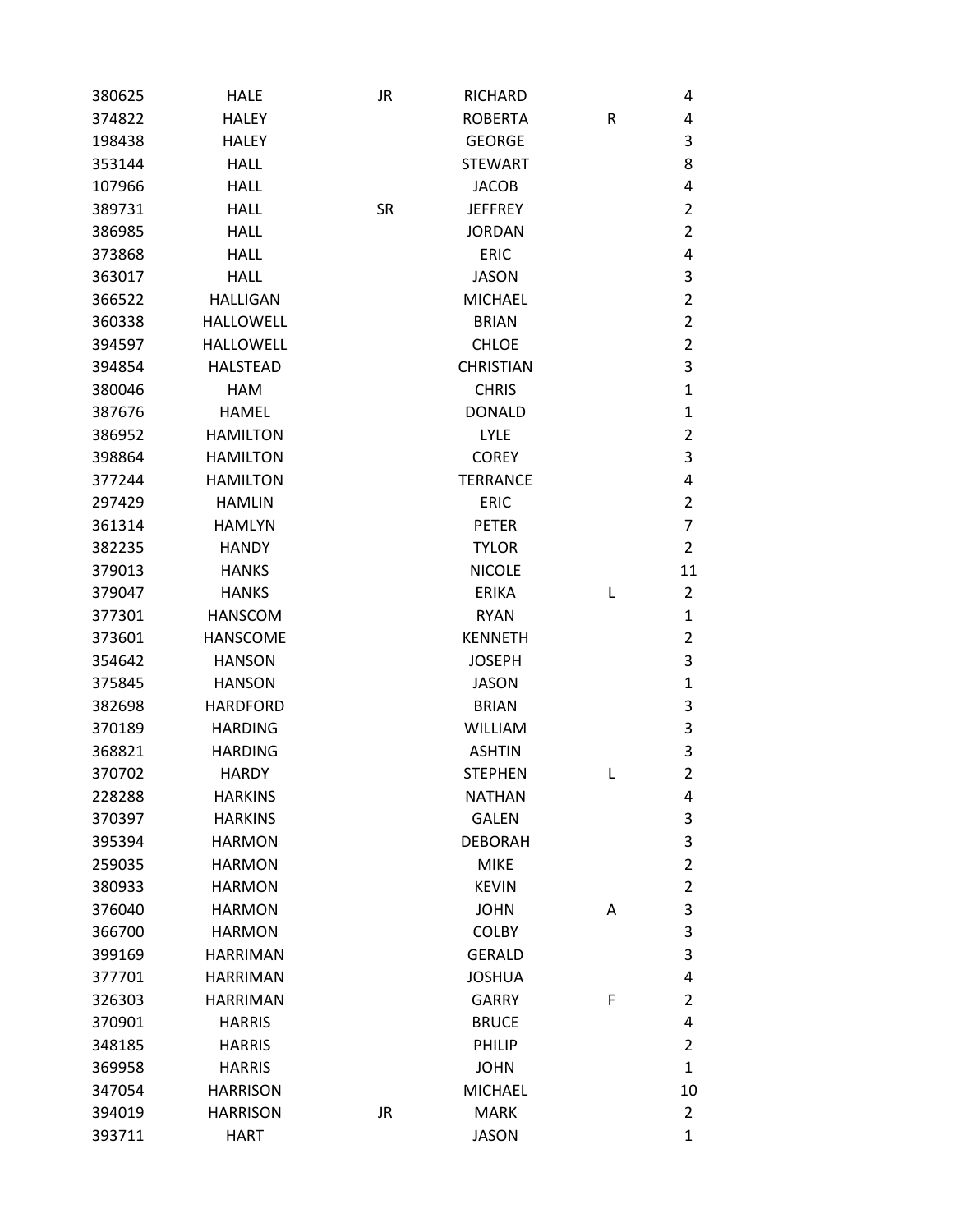| | | | | | |
|---|---|---|---|---|---|
| 380625 | HALE | JR | RICHARD | | 4 |
| 374822 | HALEY | | ROBERTA | R | 4 |
| 198438 | HALEY | | GEORGE | | 3 |
| 353144 | HALL | | STEWART | | 8 |
| 107966 | HALL | | JACOB | | 4 |
| 389731 | HALL | SR | JEFFREY | | 2 |
| 386985 | HALL | | JORDAN | | 2 |
| 373868 | HALL | | ERIC | | 4 |
| 363017 | HALL | | JASON | | 3 |
| 366522 | HALLIGAN | | MICHAEL | | 2 |
| 360338 | HALLOWELL | | BRIAN | | 2 |
| 394597 | HALLOWELL | | CHLOE | | 2 |
| 394854 | HALSTEAD | | CHRISTIAN | | 3 |
| 380046 | HAM | | CHRIS | | 1 |
| 387676 | HAMEL | | DONALD | | 1 |
| 386952 | HAMILTON | | LYLE | | 2 |
| 398864 | HAMILTON | | COREY | | 3 |
| 377244 | HAMILTON | | TERRANCE | | 4 |
| 297429 | HAMLIN | | ERIC | | 2 |
| 361314 | HAMLYN | | PETER | | 7 |
| 382235 | HANDY | | TYLOR | | 2 |
| 379013 | HANKS | | NICOLE | | 11 |
| 379047 | HANKS | | ERIKA | L | 2 |
| 377301 | HANSCOM | | RYAN | | 1 |
| 373601 | HANSCOME | | KENNETH | | 2 |
| 354642 | HANSON | | JOSEPH | | 3 |
| 375845 | HANSON | | JASON | | 1 |
| 382698 | HARDFORD | | BRIAN | | 3 |
| 370189 | HARDING | | WILLIAM | | 3 |
| 368821 | HARDING | | ASHTIN | | 3 |
| 370702 | HARDY | | STEPHEN | L | 2 |
| 228288 | HARKINS | | NATHAN | | 4 |
| 370397 | HARKINS | | GALEN | | 3 |
| 395394 | HARMON | | DEBORAH | | 3 |
| 259035 | HARMON | | MIKE | | 2 |
| 380933 | HARMON | | KEVIN | | 2 |
| 376040 | HARMON | | JOHN | A | 3 |
| 366700 | HARMON | | COLBY | | 3 |
| 399169 | HARRIMAN | | GERALD | | 3 |
| 377701 | HARRIMAN | | JOSHUA | | 4 |
| 326303 | HARRIMAN | | GARRY | F | 2 |
| 370901 | HARRIS | | BRUCE | | 4 |
| 348185 | HARRIS | | PHILIP | | 2 |
| 369958 | HARRIS | | JOHN | | 1 |
| 347054 | HARRISON | | MICHAEL | | 10 |
| 394019 | HARRISON | JR | MARK | | 2 |
| 393711 | HART | | JASON | | 1 |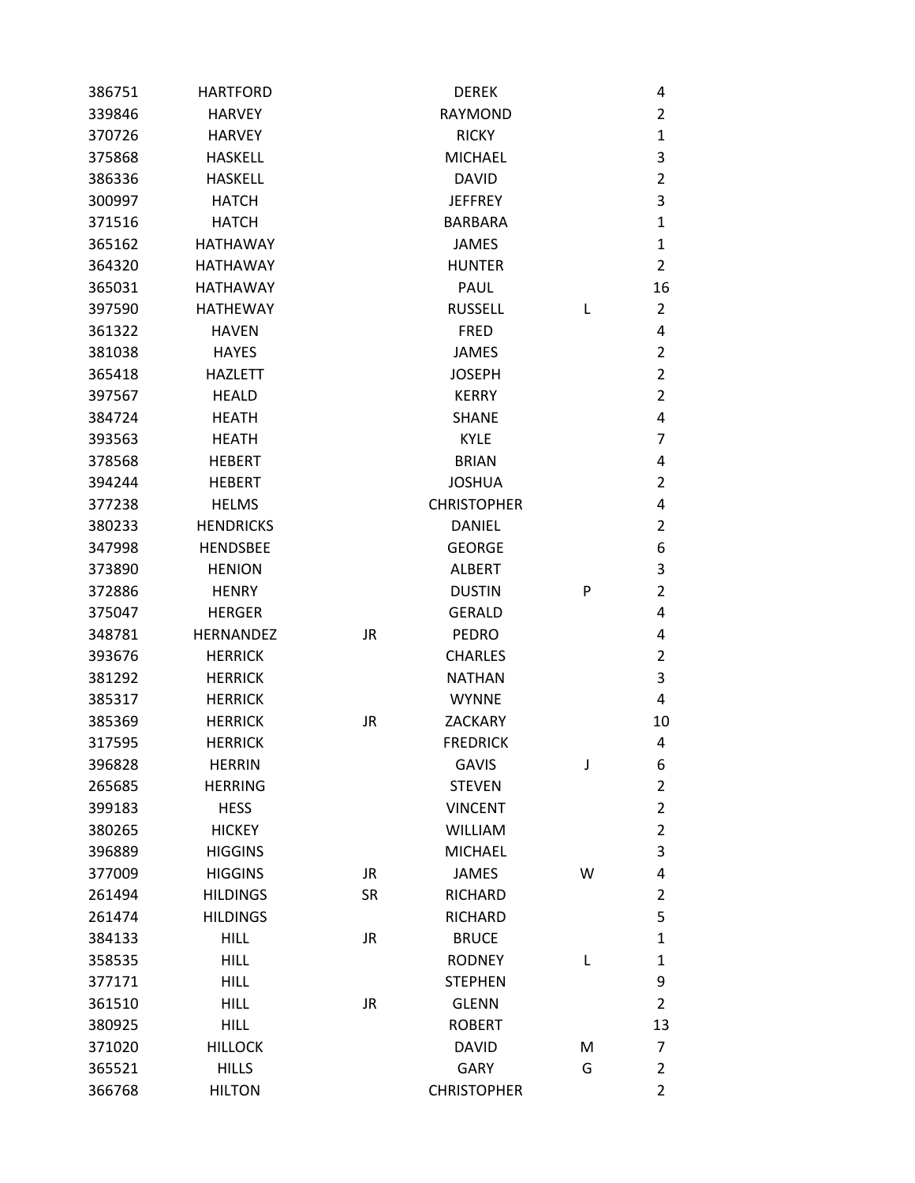| | | | | | |
|---|---|---|---|---|---|
| 386751 | HARTFORD | | DEREK | | 4 |
| 339846 | HARVEY | | RAYMOND | | 2 |
| 370726 | HARVEY | | RICKY | | 1 |
| 375868 | HASKELL | | MICHAEL | | 3 |
| 386336 | HASKELL | | DAVID | | 2 |
| 300997 | HATCH | | JEFFREY | | 3 |
| 371516 | HATCH | | BARBARA | | 1 |
| 365162 | HATHAWAY | | JAMES | | 1 |
| 364320 | HATHAWAY | | HUNTER | | 2 |
| 365031 | HATHAWAY | | PAUL | | 16 |
| 397590 | HATHEWAY | | RUSSELL | L | 2 |
| 361322 | HAVEN | | FRED | | 4 |
| 381038 | HAYES | | JAMES | | 2 |
| 365418 | HAZLETT | | JOSEPH | | 2 |
| 397567 | HEALD | | KERRY | | 2 |
| 384724 | HEATH | | SHANE | | 4 |
| 393563 | HEATH | | KYLE | | 7 |
| 378568 | HEBERT | | BRIAN | | 4 |
| 394244 | HEBERT | | JOSHUA | | 2 |
| 377238 | HELMS | | CHRISTOPHER | | 4 |
| 380233 | HENDRICKS | | DANIEL | | 2 |
| 347998 | HENDSBEE | | GEORGE | | 6 |
| 373890 | HENION | | ALBERT | | 3 |
| 372886 | HENRY | | DUSTIN | P | 2 |
| 375047 | HERGER | | GERALD | | 4 |
| 348781 | HERNANDEZ | JR | PEDRO | | 4 |
| 393676 | HERRICK | | CHARLES | | 2 |
| 381292 | HERRICK | | NATHAN | | 3 |
| 385317 | HERRICK | | WYNNE | | 4 |
| 385369 | HERRICK | JR | ZACKARY | | 10 |
| 317595 | HERRICK | | FREDRICK | | 4 |
| 396828 | HERRIN | | GAVIS | J | 6 |
| 265685 | HERRING | | STEVEN | | 2 |
| 399183 | HESS | | VINCENT | | 2 |
| 380265 | HICKEY | | WILLIAM | | 2 |
| 396889 | HIGGINS | | MICHAEL | | 3 |
| 377009 | HIGGINS | JR | JAMES | W | 4 |
| 261494 | HILDINGS | SR | RICHARD | | 2 |
| 261474 | HILDINGS | | RICHARD | | 5 |
| 384133 | HILL | JR | BRUCE | | 1 |
| 358535 | HILL | | RODNEY | L | 1 |
| 377171 | HILL | | STEPHEN | | 9 |
| 361510 | HILL | JR | GLENN | | 2 |
| 380925 | HILL | | ROBERT | | 13 |
| 371020 | HILLOCK | | DAVID | M | 7 |
| 365521 | HILLS | | GARY | G | 2 |
| 366768 | HILTON | | CHRISTOPHER | | 2 |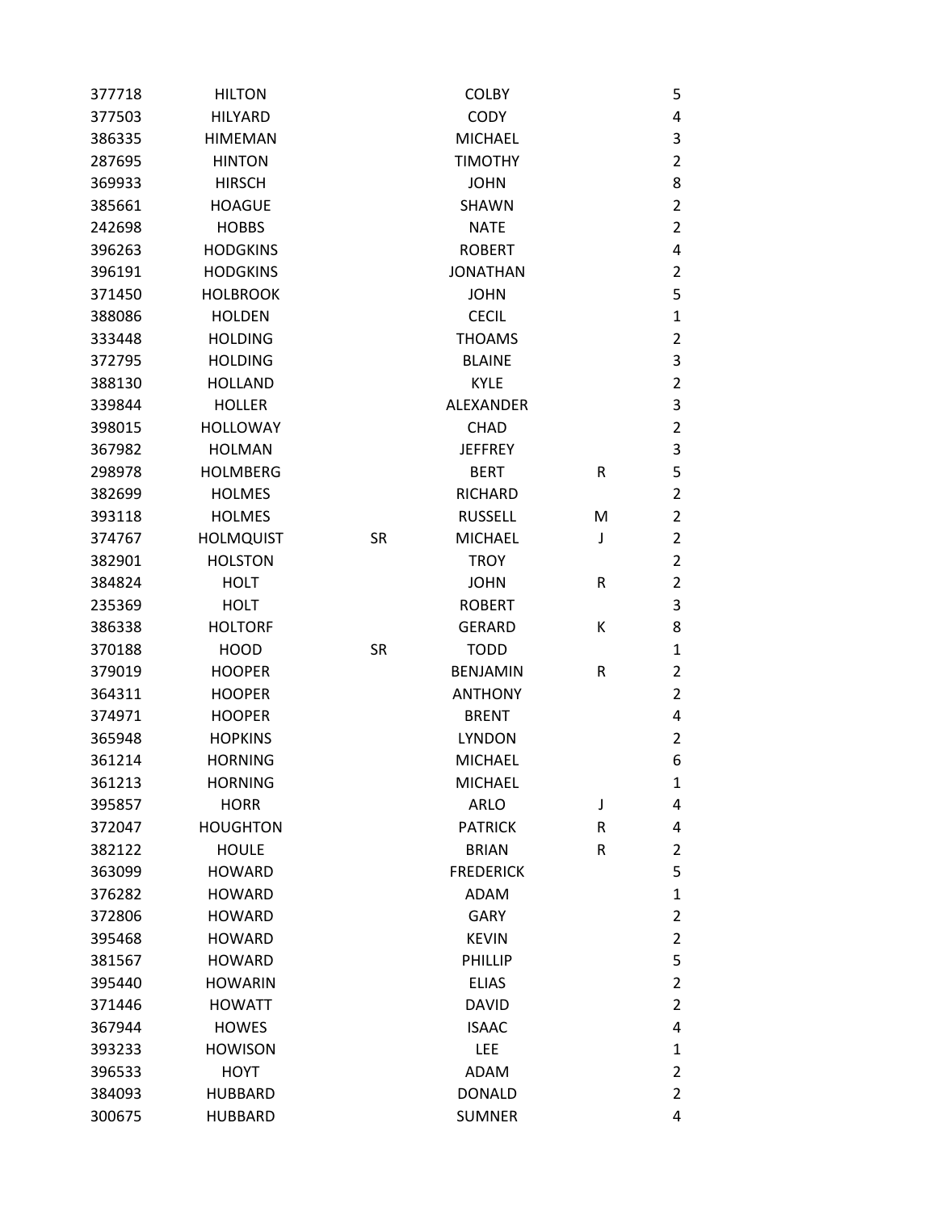| | | | | | |
|---|---|---|---|---|---|
| 377718 | HILTON | | COLBY | | 5 |
| 377503 | HILYARD | | CODY | | 4 |
| 386335 | HIMEMAN | | MICHAEL | | 3 |
| 287695 | HINTON | | TIMOTHY | | 2 |
| 369933 | HIRSCH | | JOHN | | 8 |
| 385661 | HOAGUE | | SHAWN | | 2 |
| 242698 | HOBBS | | NATE | | 2 |
| 396263 | HODGKINS | | ROBERT | | 4 |
| 396191 | HODGKINS | | JONATHAN | | 2 |
| 371450 | HOLBROOK | | JOHN | | 5 |
| 388086 | HOLDEN | | CECIL | | 1 |
| 333448 | HOLDING | | THOAMS | | 2 |
| 372795 | HOLDING | | BLAINE | | 3 |
| 388130 | HOLLAND | | KYLE | | 2 |
| 339844 | HOLLER | | ALEXANDER | | 3 |
| 398015 | HOLLOWAY | | CHAD | | 2 |
| 367982 | HOLMAN | | JEFFREY | | 3 |
| 298978 | HOLMBERG | | BERT | R | 5 |
| 382699 | HOLMES | | RICHARD | | 2 |
| 393118 | HOLMES | | RUSSELL | M | 2 |
| 374767 | HOLMQUIST | SR | MICHAEL | J | 2 |
| 382901 | HOLSTON | | TROY | | 2 |
| 384824 | HOLT | | JOHN | R | 2 |
| 235369 | HOLT | | ROBERT | | 3 |
| 386338 | HOLTORF | | GERARD | K | 8 |
| 370188 | HOOD | SR | TODD | | 1 |
| 379019 | HOOPER | | BENJAMIN | R | 2 |
| 364311 | HOOPER | | ANTHONY | | 2 |
| 374971 | HOOPER | | BRENT | | 4 |
| 365948 | HOPKINS | | LYNDON | | 2 |
| 361214 | HORNING | | MICHAEL | | 6 |
| 361213 | HORNING | | MICHAEL | | 1 |
| 395857 | HORR | | ARLO | J | 4 |
| 372047 | HOUGHTON | | PATRICK | R | 4 |
| 382122 | HOULE | | BRIAN | R | 2 |
| 363099 | HOWARD | | FREDERICK | | 5 |
| 376282 | HOWARD | | ADAM | | 1 |
| 372806 | HOWARD | | GARY | | 2 |
| 395468 | HOWARD | | KEVIN | | 2 |
| 381567 | HOWARD | | PHILLIP | | 5 |
| 395440 | HOWARIN | | ELIAS | | 2 |
| 371446 | HOWATT | | DAVID | | 2 |
| 367944 | HOWES | | ISAAC | | 4 |
| 393233 | HOWISON | | LEE | | 1 |
| 396533 | HOYT | | ADAM | | 2 |
| 384093 | HUBBARD | | DONALD | | 2 |
| 300675 | HUBBARD | | SUMNER | | 4 |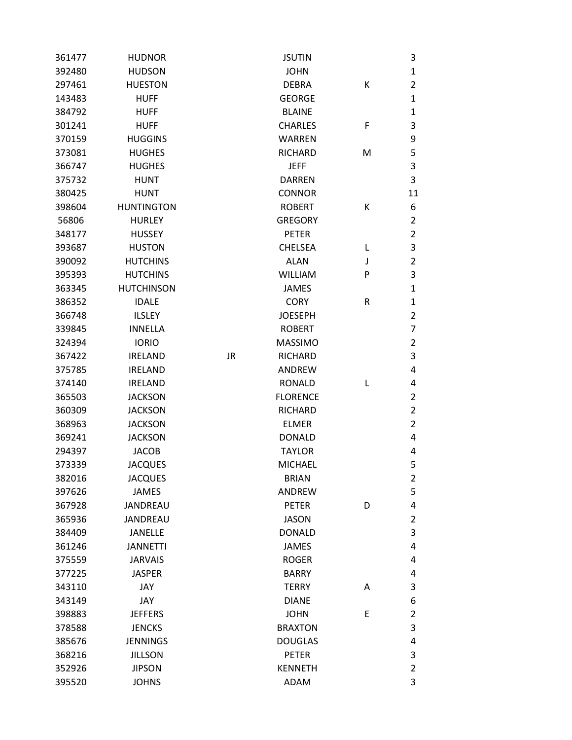| | | | | | |
|---|---|---|---|---|---|
| 361477 | HUDNOR | | JSUTIN | | 3 |
| 392480 | HUDSON | | JOHN | | 1 |
| 297461 | HUESTON | | DEBRA | K | 2 |
| 143483 | HUFF | | GEORGE | | 1 |
| 384792 | HUFF | | BLAINE | | 1 |
| 301241 | HUFF | | CHARLES | F | 3 |
| 370159 | HUGGINS | | WARREN | | 9 |
| 373081 | HUGHES | | RICHARD | M | 5 |
| 366747 | HUGHES | | JEFF | | 3 |
| 375732 | HUNT | | DARREN | | 3 |
| 380425 | HUNT | | CONNOR | | 11 |
| 398604 | HUNTINGTON | | ROBERT | K | 6 |
| 56806 | HURLEY | | GREGORY | | 2 |
| 348177 | HUSSEY | | PETER | | 2 |
| 393687 | HUSTON | | CHELSEA | L | 3 |
| 390092 | HUTCHINS | | ALAN | J | 2 |
| 395393 | HUTCHINS | | WILLIAM | P | 3 |
| 363345 | HUTCHINSON | | JAMES | | 1 |
| 386352 | IDALE | | CORY | R | 1 |
| 366748 | ILSLEY | | JOESEPH | | 2 |
| 339845 | INNELLA | | ROBERT | | 7 |
| 324394 | IORIO | | MASSIMO | | 2 |
| 367422 | IRELAND | JR | RICHARD | | 3 |
| 375785 | IRELAND | | ANDREW | | 4 |
| 374140 | IRELAND | | RONALD | L | 4 |
| 365503 | JACKSON | | FLORENCE | | 2 |
| 360309 | JACKSON | | RICHARD | | 2 |
| 368963 | JACKSON | | ELMER | | 2 |
| 369241 | JACKSON | | DONALD | | 4 |
| 294397 | JACOB | | TAYLOR | | 4 |
| 373339 | JACQUES | | MICHAEL | | 5 |
| 382016 | JACQUES | | BRIAN | | 2 |
| 397626 | JAMES | | ANDREW | | 5 |
| 367928 | JANDREAU | | PETER | D | 4 |
| 365936 | JANDREAU | | JASON | | 2 |
| 384409 | JANELLE | | DONALD | | 3 |
| 361246 | JANNETTI | | JAMES | | 4 |
| 375559 | JARVAIS | | ROGER | | 4 |
| 377225 | JASPER | | BARRY | | 4 |
| 343110 | JAY | | TERRY | A | 3 |
| 343149 | JAY | | DIANE | | 6 |
| 398883 | JEFFERS | | JOHN | E | 2 |
| 378588 | JENCKS | | BRAXTON | | 3 |
| 385676 | JENNINGS | | DOUGLAS | | 4 |
| 368216 | JILLSON | | PETER | | 3 |
| 352926 | JIPSON | | KENNETH | | 2 |
| 395520 | JOHNS | | ADAM | | 3 |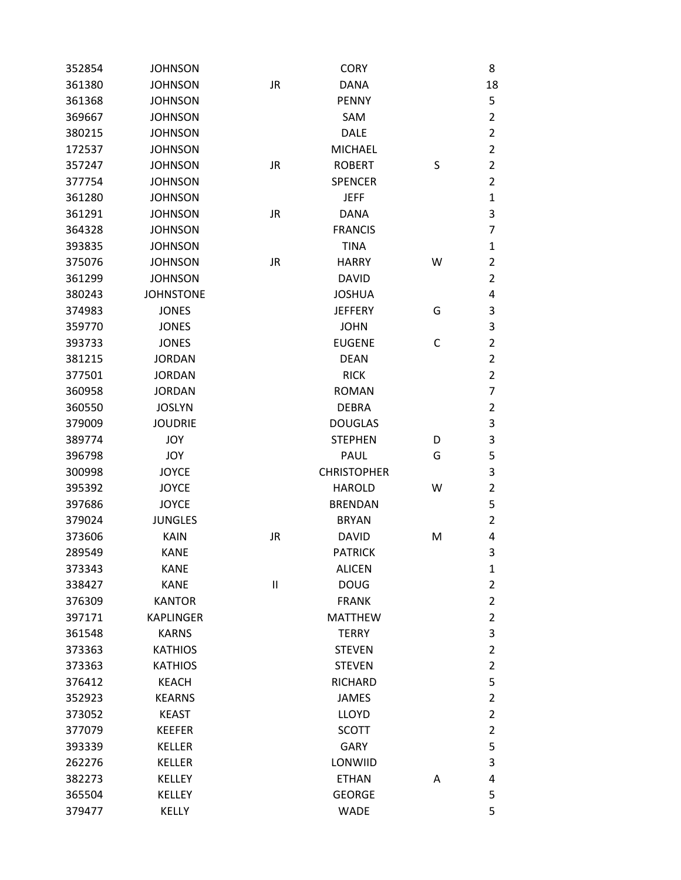| | | | | | |
|---|---|---|---|---|---|
| 352854 | JOHNSON | | CORY | | 8 |
| 361380 | JOHNSON | JR | DANA | | 18 |
| 361368 | JOHNSON | | PENNY | | 5 |
| 369667 | JOHNSON | | SAM | | 2 |
| 380215 | JOHNSON | | DALE | | 2 |
| 172537 | JOHNSON | | MICHAEL | | 2 |
| 357247 | JOHNSON | JR | ROBERT | S | 2 |
| 377754 | JOHNSON | | SPENCER | | 2 |
| 361280 | JOHNSON | | JEFF | | 1 |
| 361291 | JOHNSON | JR | DANA | | 3 |
| 364328 | JOHNSON | | FRANCIS | | 7 |
| 393835 | JOHNSON | | TINA | | 1 |
| 375076 | JOHNSON | JR | HARRY | W | 2 |
| 361299 | JOHNSON | | DAVID | | 2 |
| 380243 | JOHNSTONE | | JOSHUA | | 4 |
| 374983 | JONES | | JEFFERY | G | 3 |
| 359770 | JONES | | JOHN | | 3 |
| 393733 | JONES | | EUGENE | C | 2 |
| 381215 | JORDAN | | DEAN | | 2 |
| 377501 | JORDAN | | RICK | | 2 |
| 360958 | JORDAN | | ROMAN | | 7 |
| 360550 | JOSLYN | | DEBRA | | 2 |
| 379009 | JOUDRIE | | DOUGLAS | | 3 |
| 389774 | JOY | | STEPHEN | D | 3 |
| 396798 | JOY | | PAUL | G | 5 |
| 300998 | JOYCE | | CHRISTOPHER | | 3 |
| 395392 | JOYCE | | HAROLD | W | 2 |
| 397686 | JOYCE | | BRENDAN | | 5 |
| 379024 | JUNGLES | | BRYAN | | 2 |
| 373606 | KAIN | JR | DAVID | M | 4 |
| 289549 | KANE | | PATRICK | | 3 |
| 373343 | KANE | | ALICEN | | 1 |
| 338427 | KANE | II | DOUG | | 2 |
| 376309 | KANTOR | | FRANK | | 2 |
| 397171 | KAPLINGER | | MATTHEW | | 2 |
| 361548 | KARNS | | TERRY | | 3 |
| 373363 | KATHIOS | | STEVEN | | 2 |
| 373363 | KATHIOS | | STEVEN | | 2 |
| 376412 | KEACH | | RICHARD | | 5 |
| 352923 | KEARNS | | JAMES | | 2 |
| 373052 | KEAST | | LLOYD | | 2 |
| 377079 | KEEFER | | SCOTT | | 2 |
| 393339 | KELLER | | GARY | | 5 |
| 262276 | KELLER | | LONWIID | | 3 |
| 382273 | KELLEY | | ETHAN | A | 4 |
| 365504 | KELLEY | | GEORGE | | 5 |
| 379477 | KELLY | | WADE | | 5 |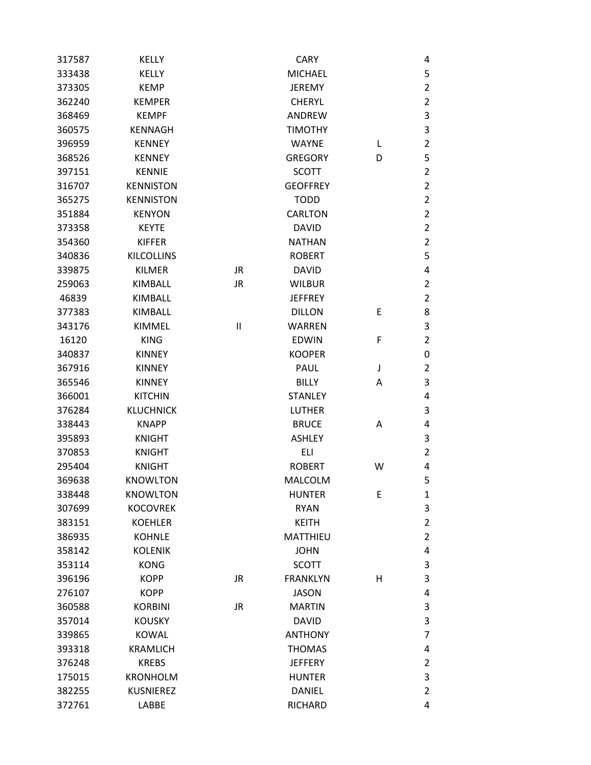| | | | | | |
|---|---|---|---|---|---|
| 317587 | KELLY | | CARY | | 4 |
| 333438 | KELLY | | MICHAEL | | 5 |
| 373305 | KEMP | | JEREMY | | 2 |
| 362240 | KEMPER | | CHERYL | | 2 |
| 368469 | KEMPF | | ANDREW | | 3 |
| 360575 | KENNAGH | | TIMOTHY | | 3 |
| 396959 | KENNEY | | WAYNE | L | 2 |
| 368526 | KENNEY | | GREGORY | D | 5 |
| 397151 | KENNIE | | SCOTT | | 2 |
| 316707 | KENNISTON | | GEOFFREY | | 2 |
| 365275 | KENNISTON | | TODD | | 2 |
| 351884 | KENYON | | CARLTON | | 2 |
| 373358 | KEYTE | | DAVID | | 2 |
| 354360 | KIFFER | | NATHAN | | 2 |
| 340836 | KILCOLLINS | | ROBERT | | 5 |
| 339875 | KILMER | JR | DAVID | | 4 |
| 259063 | KIMBALL | JR | WILBUR | | 2 |
| 46839 | KIMBALL | | JEFFREY | | 2 |
| 377383 | KIMBALL | | DILLON | E | 8 |
| 343176 | KIMMEL | II | WARREN | | 3 |
| 16120 | KING | | EDWIN | F | 2 |
| 340837 | KINNEY | | KOOPER | | 0 |
| 367916 | KINNEY | | PAUL | J | 2 |
| 365546 | KINNEY | | BILLY | A | 3 |
| 366001 | KITCHIN | | STANLEY | | 4 |
| 376284 | KLUCHNICK | | LUTHER | | 3 |
| 338443 | KNAPP | | BRUCE | A | 4 |
| 395893 | KNIGHT | | ASHLEY | | 3 |
| 370853 | KNIGHT | | ELI | | 2 |
| 295404 | KNIGHT | | ROBERT | W | 4 |
| 369638 | KNOWLTON | | MALCOLM | | 5 |
| 338448 | KNOWLTON | | HUNTER | E | 1 |
| 307699 | KOCOVREK | | RYAN | | 3 |
| 383151 | KOEHLER | | KEITH | | 2 |
| 386935 | KOHNLE | | MATTHIEU | | 2 |
| 358142 | KOLENIK | | JOHN | | 4 |
| 353114 | KONG | | SCOTT | | 3 |
| 396196 | KOPP | JR | FRANKLYN | H | 3 |
| 276107 | KOPP | | JASON | | 4 |
| 360588 | KORBINI | JR | MARTIN | | 3 |
| 357014 | KOUSKY | | DAVID | | 3 |
| 339865 | KOWAL | | ANTHONY | | 7 |
| 393318 | KRAMLICH | | THOMAS | | 4 |
| 376248 | KREBS | | JEFFERY | | 2 |
| 175015 | KRONHOLM | | HUNTER | | 3 |
| 382255 | KUSNIEREZ | | DANIEL | | 2 |
| 372761 | LABBE | | RICHARD | | 4 |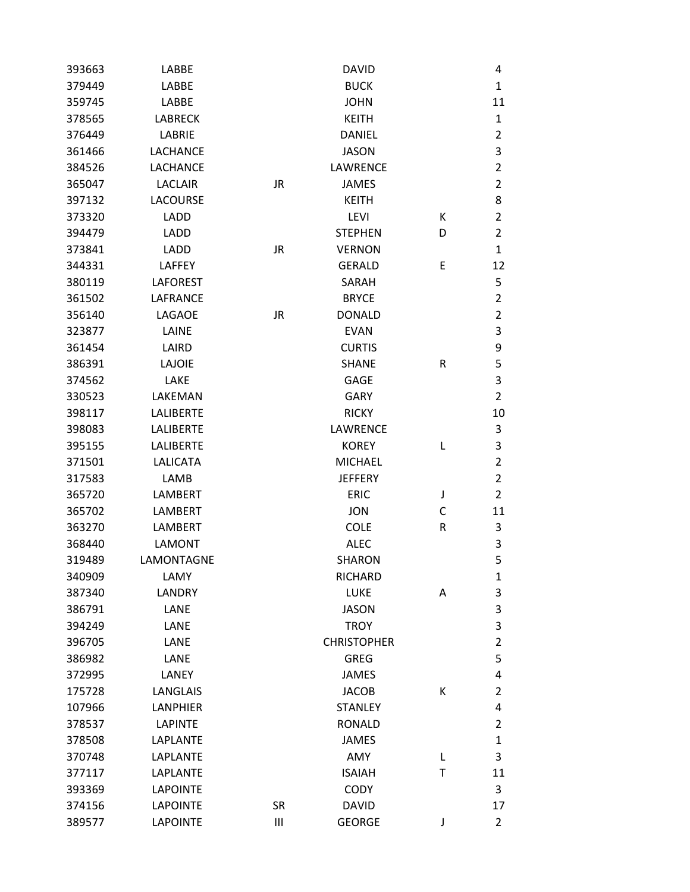| | | | | | |
|---|---|---|---|---|---|
| 393663 | LABBE | | DAVID | | 4 |
| 379449 | LABBE | | BUCK | | 1 |
| 359745 | LABBE | | JOHN | | 11 |
| 378565 | LABRECK | | KEITH | | 1 |
| 376449 | LABRIE | | DANIEL | | 2 |
| 361466 | LACHANCE | | JASON | | 3 |
| 384526 | LACHANCE | | LAWRENCE | | 2 |
| 365047 | LACLAIR | JR | JAMES | | 2 |
| 397132 | LACOURSE | | KEITH | | 8 |
| 373320 | LADD | | LEVI | K | 2 |
| 394479 | LADD | | STEPHEN | D | 2 |
| 373841 | LADD | JR | VERNON | | 1 |
| 344331 | LAFFEY | | GERALD | E | 12 |
| 380119 | LAFOREST | | SARAH | | 5 |
| 361502 | LAFRANCE | | BRYCE | | 2 |
| 356140 | LAGAOE | JR | DONALD | | 2 |
| 323877 | LAINE | | EVAN | | 3 |
| 361454 | LAIRD | | CURTIS | | 9 |
| 386391 | LAJOIE | | SHANE | R | 5 |
| 374562 | LAKE | | GAGE | | 3 |
| 330523 | LAKEMAN | | GARY | | 2 |
| 398117 | LALIBERTE | | RICKY | | 10 |
| 398083 | LALIBERTE | | LAWRENCE | | 3 |
| 395155 | LALIBERTE | | KOREY | L | 3 |
| 371501 | LALICATA | | MICHAEL | | 2 |
| 317583 | LAMB | | JEFFERY | | 2 |
| 365720 | LAMBERT | | ERIC | J | 2 |
| 365702 | LAMBERT | | JON | C | 11 |
| 363270 | LAMBERT | | COLE | R | 3 |
| 368440 | LAMONT | | ALEC | | 3 |
| 319489 | LAMONTAGNE | | SHARON | | 5 |
| 340909 | LAMY | | RICHARD | | 1 |
| 387340 | LANDRY | | LUKE | A | 3 |
| 386791 | LANE | | JASON | | 3 |
| 394249 | LANE | | TROY | | 3 |
| 396705 | LANE | | CHRISTOPHER | | 2 |
| 386982 | LANE | | GREG | | 5 |
| 372995 | LANEY | | JAMES | | 4 |
| 175728 | LANGLAIS | | JACOB | K | 2 |
| 107966 | LANPHIER | | STANLEY | | 4 |
| 378537 | LAPINTE | | RONALD | | 2 |
| 378508 | LAPLANTE | | JAMES | | 1 |
| 370748 | LAPLANTE | | AMY | L | 3 |
| 377117 | LAPLANTE | | ISAIAH | T | 11 |
| 393369 | LAPOINTE | | CODY | | 3 |
| 374156 | LAPOINTE | SR | DAVID | | 17 |
| 389577 | LAPOINTE | III | GEORGE | J | 2 |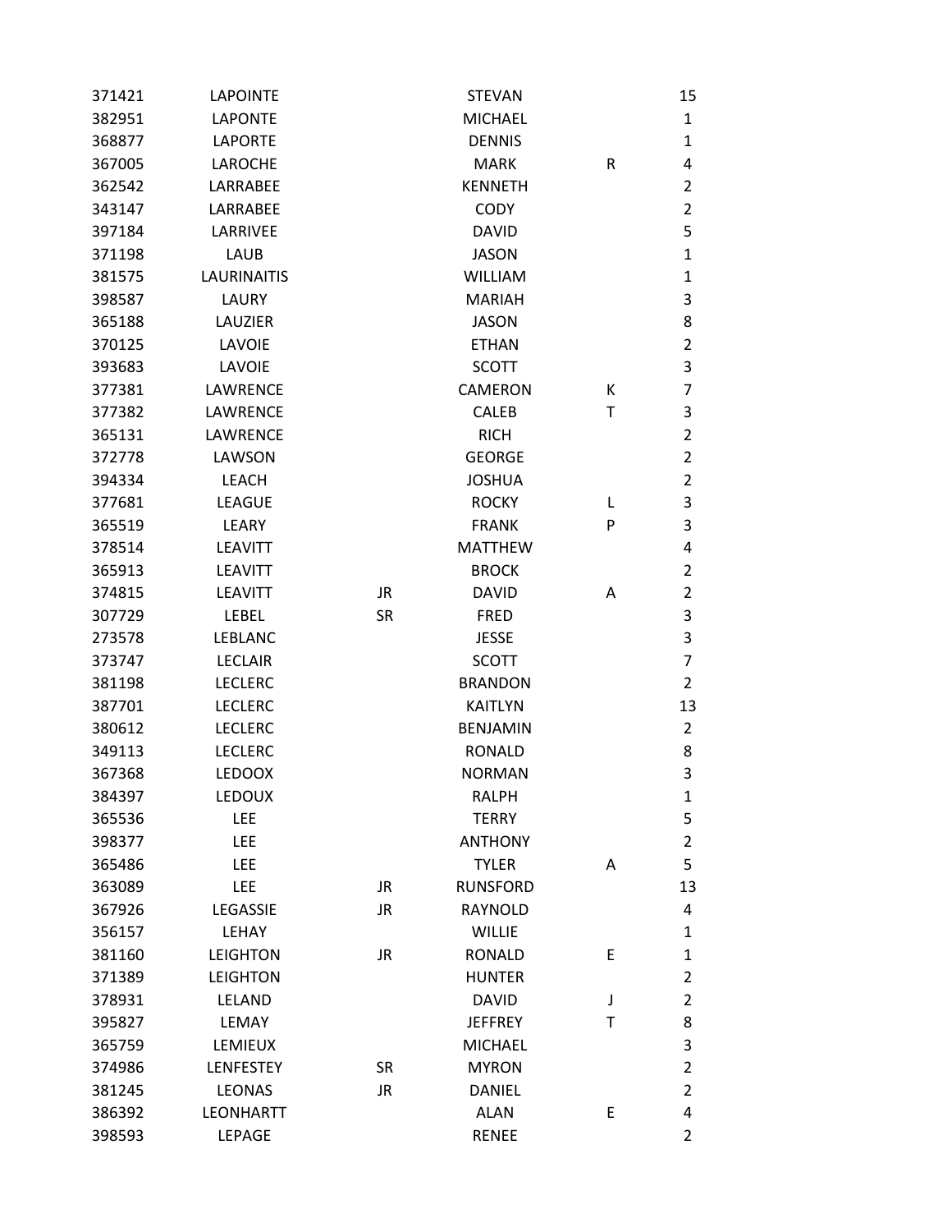| | | | | | |
|---|---|---|---|---|---|
| 371421 | LAPOINTE | | STEVAN | | 15 |
| 382951 | LAPONTE | | MICHAEL | | 1 |
| 368877 | LAPORTE | | DENNIS | | 1 |
| 367005 | LAROCHE | | MARK | R | 4 |
| 362542 | LARRABEE | | KENNETH | | 2 |
| 343147 | LARRABEE | | CODY | | 2 |
| 397184 | LARRIVEE | | DAVID | | 5 |
| 371198 | LAUB | | JASON | | 1 |
| 381575 | LAURINAITIS | | WILLIAM | | 1 |
| 398587 | LAURY | | MARIAH | | 3 |
| 365188 | LAUZIER | | JASON | | 8 |
| 370125 | LAVOIE | | ETHAN | | 2 |
| 393683 | LAVOIE | | SCOTT | | 3 |
| 377381 | LAWRENCE | | CAMERON | K | 7 |
| 377382 | LAWRENCE | | CALEB | T | 3 |
| 365131 | LAWRENCE | | RICH | | 2 |
| 372778 | LAWSON | | GEORGE | | 2 |
| 394334 | LEACH | | JOSHUA | | 2 |
| 377681 | LEAGUE | | ROCKY | L | 3 |
| 365519 | LEARY | | FRANK | P | 3 |
| 378514 | LEAVITT | | MATTHEW | | 4 |
| 365913 | LEAVITT | | BROCK | | 2 |
| 374815 | LEAVITT | JR | DAVID | A | 2 |
| 307729 | LEBEL | SR | FRED | | 3 |
| 273578 | LEBLANC | | JESSE | | 3 |
| 373747 | LECLAIR | | SCOTT | | 7 |
| 381198 | LECLERC | | BRANDON | | 2 |
| 387701 | LECLERC | | KAITLYN | | 13 |
| 380612 | LECLERC | | BENJAMIN | | 2 |
| 349113 | LECLERC | | RONALD | | 8 |
| 367368 | LEDOOX | | NORMAN | | 3 |
| 384397 | LEDOUX | | RALPH | | 1 |
| 365536 | LEE | | TERRY | | 5 |
| 398377 | LEE | | ANTHONY | | 2 |
| 365486 | LEE | | TYLER | A | 5 |
| 363089 | LEE | JR | RUNSFORD | | 13 |
| 367926 | LEGASSIE | JR | RAYNOLD | | 4 |
| 356157 | LEHAY | | WILLIE | | 1 |
| 381160 | LEIGHTON | JR | RONALD | E | 1 |
| 371389 | LEIGHTON | | HUNTER | | 2 |
| 378931 | LELAND | | DAVID | J | 2 |
| 395827 | LEMAY | | JEFFREY | T | 8 |
| 365759 | LEMIEUX | | MICHAEL | | 3 |
| 374986 | LENFESTEY | SR | MYRON | | 2 |
| 381245 | LEONAS | JR | DANIEL | | 2 |
| 386392 | LEONHARTT | | ALAN | E | 4 |
| 398593 | LEPAGE | | RENEE | | 2 |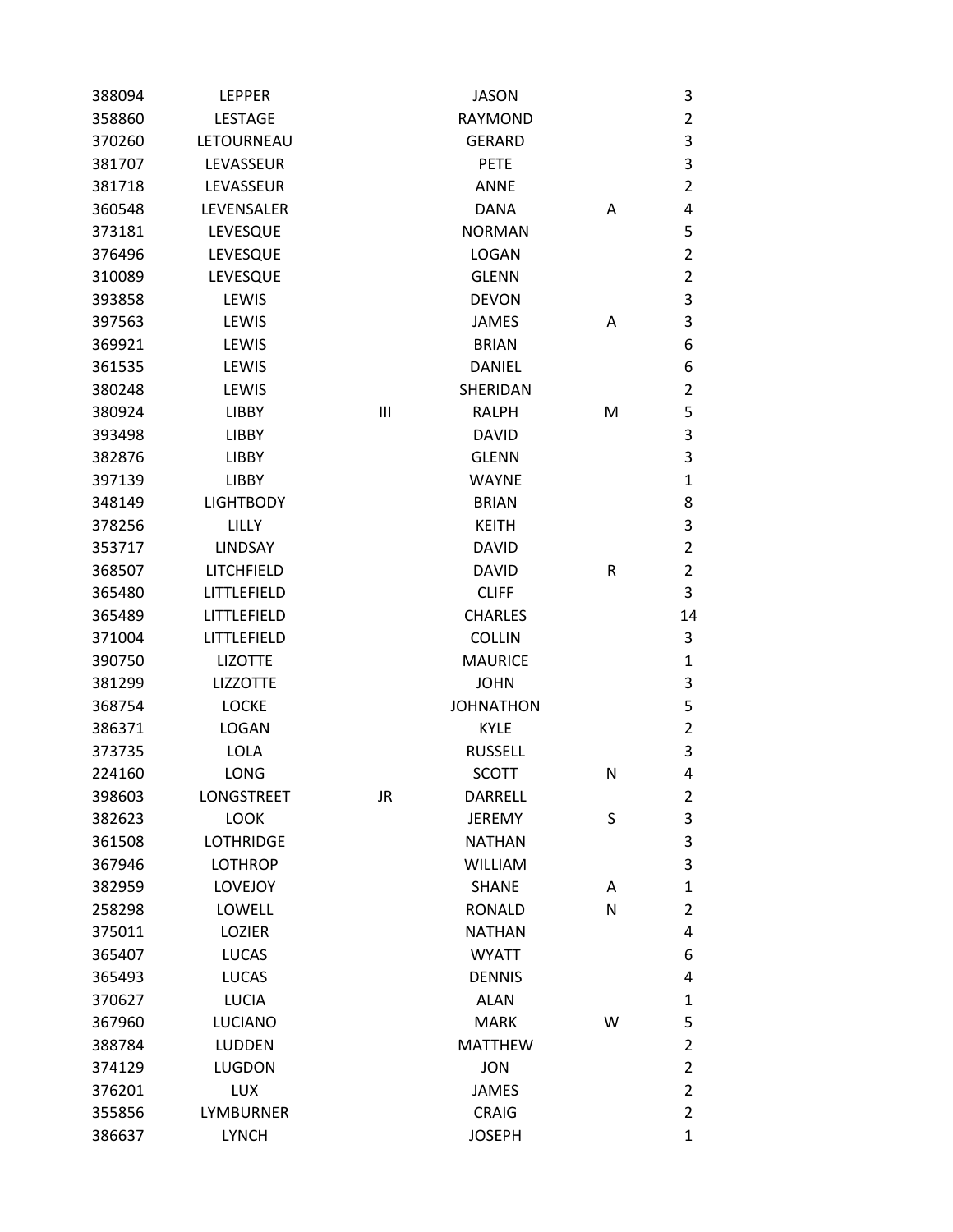| | | | | | |
|---|---|---|---|---|---|
| 388094 | LEPPER | | JASON | | 3 |
| 358860 | LESTAGE | | RAYMOND | | 2 |
| 370260 | LETOURNEAU | | GERARD | | 3 |
| 381707 | LEVASSEUR | | PETE | | 3 |
| 381718 | LEVASSEUR | | ANNE | | 2 |
| 360548 | LEVENSALER | | DANA | A | 4 |
| 373181 | LEVESQUE | | NORMAN | | 5 |
| 376496 | LEVESQUE | | LOGAN | | 2 |
| 310089 | LEVESQUE | | GLENN | | 2 |
| 393858 | LEWIS | | DEVON | | 3 |
| 397563 | LEWIS | | JAMES | A | 3 |
| 369921 | LEWIS | | BRIAN | | 6 |
| 361535 | LEWIS | | DANIEL | | 6 |
| 380248 | LEWIS | | SHERIDAN | | 2 |
| 380924 | LIBBY | III | RALPH | M | 5 |
| 393498 | LIBBY | | DAVID | | 3 |
| 382876 | LIBBY | | GLENN | | 3 |
| 397139 | LIBBY | | WAYNE | | 1 |
| 348149 | LIGHTBODY | | BRIAN | | 8 |
| 378256 | LILLY | | KEITH | | 3 |
| 353717 | LINDSAY | | DAVID | | 2 |
| 368507 | LITCHFIELD | | DAVID | R | 2 |
| 365480 | LITTLEFIELD | | CLIFF | | 3 |
| 365489 | LITTLEFIELD | | CHARLES | | 14 |
| 371004 | LITTLEFIELD | | COLLIN | | 3 |
| 390750 | LIZOTTE | | MAURICE | | 1 |
| 381299 | LIZZOTTE | | JOHN | | 3 |
| 368754 | LOCKE | | JOHNATHON | | 5 |
| 386371 | LOGAN | | KYLE | | 2 |
| 373735 | LOLA | | RUSSELL | | 3 |
| 224160 | LONG | | SCOTT | N | 4 |
| 398603 | LONGSTREET | JR | DARRELL | | 2 |
| 382623 | LOOK | | JEREMY | S | 3 |
| 361508 | LOTHRIDGE | | NATHAN | | 3 |
| 367946 | LOTHROP | | WILLIAM | | 3 |
| 382959 | LOVEJOY | | SHANE | A | 1 |
| 258298 | LOWELL | | RONALD | N | 2 |
| 375011 | LOZIER | | NATHAN | | 4 |
| 365407 | LUCAS | | WYATT | | 6 |
| 365493 | LUCAS | | DENNIS | | 4 |
| 370627 | LUCIA | | ALAN | | 1 |
| 367960 | LUCIANO | | MARK | W | 5 |
| 388784 | LUDDEN | | MATTHEW | | 2 |
| 374129 | LUGDON | | JON | | 2 |
| 376201 | LUX | | JAMES | | 2 |
| 355856 | LYMBURNER | | CRAIG | | 2 |
| 386637 | LYNCH | | JOSEPH | | 1 |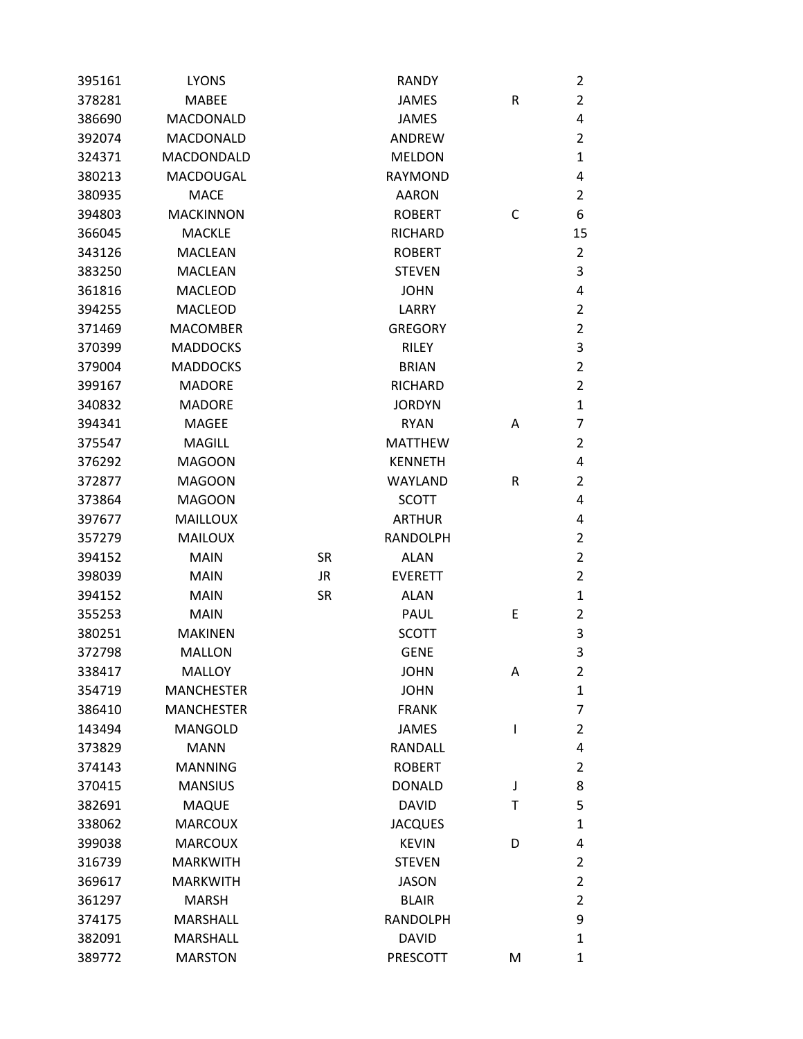| | | | | | |
|---|---|---|---|---|---|
| 395161 | LYONS | | RANDY | | 2 |
| 378281 | MABEE | | JAMES | R | 2 |
| 386690 | MACDONALD | | JAMES | | 4 |
| 392074 | MACDONALD | | ANDREW | | 2 |
| 324371 | MACDONDALD | | MELDON | | 1 |
| 380213 | MACDOUGAL | | RAYMOND | | 4 |
| 380935 | MACE | | AARON | | 2 |
| 394803 | MACKINNON | | ROBERT | C | 6 |
| 366045 | MACKLE | | RICHARD | | 15 |
| 343126 | MACLEAN | | ROBERT | | 2 |
| 383250 | MACLEAN | | STEVEN | | 3 |
| 361816 | MACLEOD | | JOHN | | 4 |
| 394255 | MACLEOD | | LARRY | | 2 |
| 371469 | MACOMBER | | GREGORY | | 2 |
| 370399 | MADDOCKS | | RILEY | | 3 |
| 379004 | MADDOCKS | | BRIAN | | 2 |
| 399167 | MADORE | | RICHARD | | 2 |
| 340832 | MADORE | | JORDYN | | 1 |
| 394341 | MAGEE | | RYAN | A | 7 |
| 375547 | MAGILL | | MATTHEW | | 2 |
| 376292 | MAGOON | | KENNETH | | 4 |
| 372877 | MAGOON | | WAYLAND | R | 2 |
| 373864 | MAGOON | | SCOTT | | 4 |
| 397677 | MAILLOUX | | ARTHUR | | 4 |
| 357279 | MAILOUX | | RANDOLPH | | 2 |
| 394152 | MAIN | SR | ALAN | | 2 |
| 398039 | MAIN | JR | EVERETT | | 2 |
| 394152 | MAIN | SR | ALAN | | 1 |
| 355253 | MAIN | | PAUL | E | 2 |
| 380251 | MAKINEN | | SCOTT | | 3 |
| 372798 | MALLON | | GENE | | 3 |
| 338417 | MALLOY | | JOHN | A | 2 |
| 354719 | MANCHESTER | | JOHN | | 1 |
| 386410 | MANCHESTER | | FRANK | | 7 |
| 143494 | MANGOLD | | JAMES | I | 2 |
| 373829 | MANN | | RANDALL | | 4 |
| 374143 | MANNING | | ROBERT | | 2 |
| 370415 | MANSIUS | | DONALD | J | 8 |
| 382691 | MAQUE | | DAVID | T | 5 |
| 338062 | MARCOUX | | JACQUES | | 1 |
| 399038 | MARCOUX | | KEVIN | D | 4 |
| 316739 | MARKWITH | | STEVEN | | 2 |
| 369617 | MARKWITH | | JASON | | 2 |
| 361297 | MARSH | | BLAIR | | 2 |
| 374175 | MARSHALL | | RANDOLPH | | 9 |
| 382091 | MARSHALL | | DAVID | | 1 |
| 389772 | MARSTON | | PRESCOTT | M | 1 |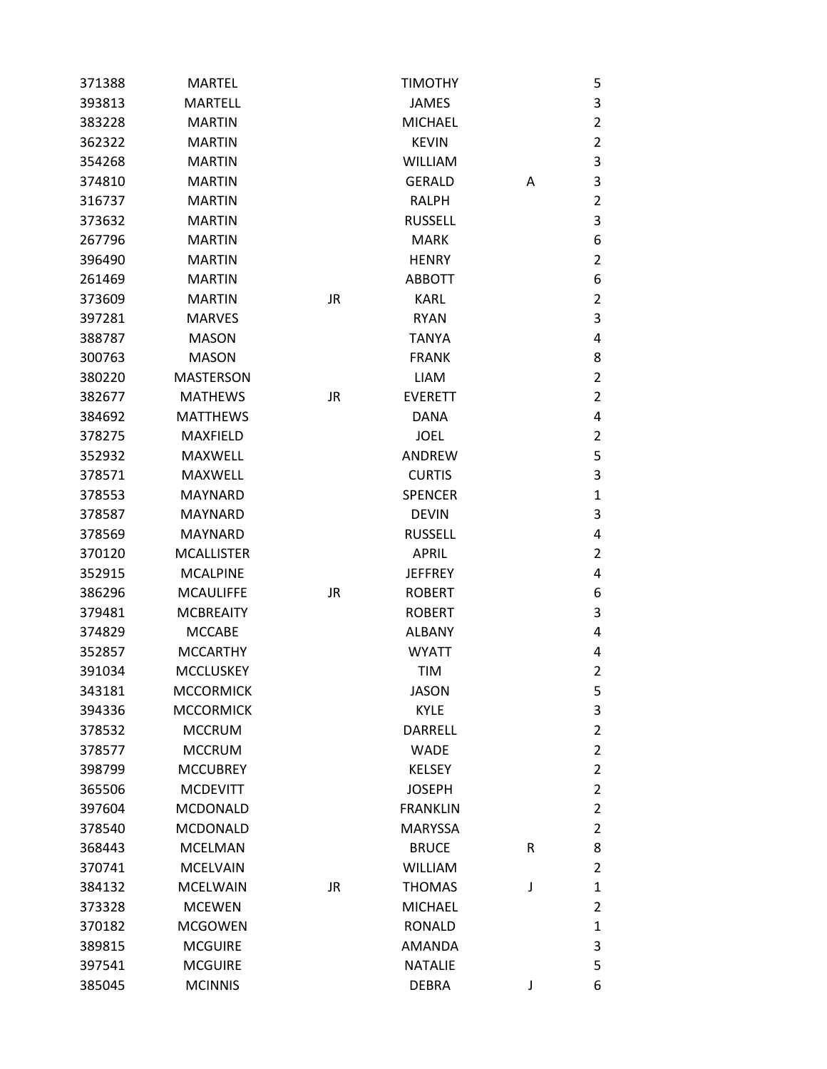| | | | | | |
|---|---|---|---|---|---|
| 371388 | MARTEL | | TIMOTHY | | 5 |
| 393813 | MARTELL | | JAMES | | 3 |
| 383228 | MARTIN | | MICHAEL | | 2 |
| 362322 | MARTIN | | KEVIN | | 2 |
| 354268 | MARTIN | | WILLIAM | | 3 |
| 374810 | MARTIN | | GERALD | A | 3 |
| 316737 | MARTIN | | RALPH | | 2 |
| 373632 | MARTIN | | RUSSELL | | 3 |
| 267796 | MARTIN | | MARK | | 6 |
| 396490 | MARTIN | | HENRY | | 2 |
| 261469 | MARTIN | | ABBOTT | | 6 |
| 373609 | MARTIN | JR | KARL | | 2 |
| 397281 | MARVES | | RYAN | | 3 |
| 388787 | MASON | | TANYA | | 4 |
| 300763 | MASON | | FRANK | | 8 |
| 380220 | MASTERSON | | LIAM | | 2 |
| 382677 | MATHEWS | JR | EVERETT | | 2 |
| 384692 | MATTHEWS | | DANA | | 4 |
| 378275 | MAXFIELD | | JOEL | | 2 |
| 352932 | MAXWELL | | ANDREW | | 5 |
| 378571 | MAXWELL | | CURTIS | | 3 |
| 378553 | MAYNARD | | SPENCER | | 1 |
| 378587 | MAYNARD | | DEVIN | | 3 |
| 378569 | MAYNARD | | RUSSELL | | 4 |
| 370120 | MCALLISTER | | APRIL | | 2 |
| 352915 | MCALPINE | | JEFFREY | | 4 |
| 386296 | MCAULIFFE | JR | ROBERT | | 6 |
| 379481 | MCBREAITY | | ROBERT | | 3 |
| 374829 | MCCABE | | ALBANY | | 4 |
| 352857 | MCCARTHY | | WYATT | | 4 |
| 391034 | MCCLUSKEY | | TIM | | 2 |
| 343181 | MCCORMICK | | JASON | | 5 |
| 394336 | MCCORMICK | | KYLE | | 3 |
| 378532 | MCCRUM | | DARRELL | | 2 |
| 378577 | MCCRUM | | WADE | | 2 |
| 398799 | MCCUBREY | | KELSEY | | 2 |
| 365506 | MCDEVITT | | JOSEPH | | 2 |
| 397604 | MCDONALD | | FRANKLIN | | 2 |
| 378540 | MCDONALD | | MARYSSA | | 2 |
| 368443 | MCELMAN | | BRUCE | R | 8 |
| 370741 | MCELVAIN | | WILLIAM | | 2 |
| 384132 | MCELWAIN | JR | THOMAS | J | 1 |
| 373328 | MCEWEN | | MICHAEL | | 2 |
| 370182 | MCGOWEN | | RONALD | | 1 |
| 389815 | MCGUIRE | | AMANDA | | 3 |
| 397541 | MCGUIRE | | NATALIE | | 5 |
| 385045 | MCINNIS | | DEBRA | J | 6 |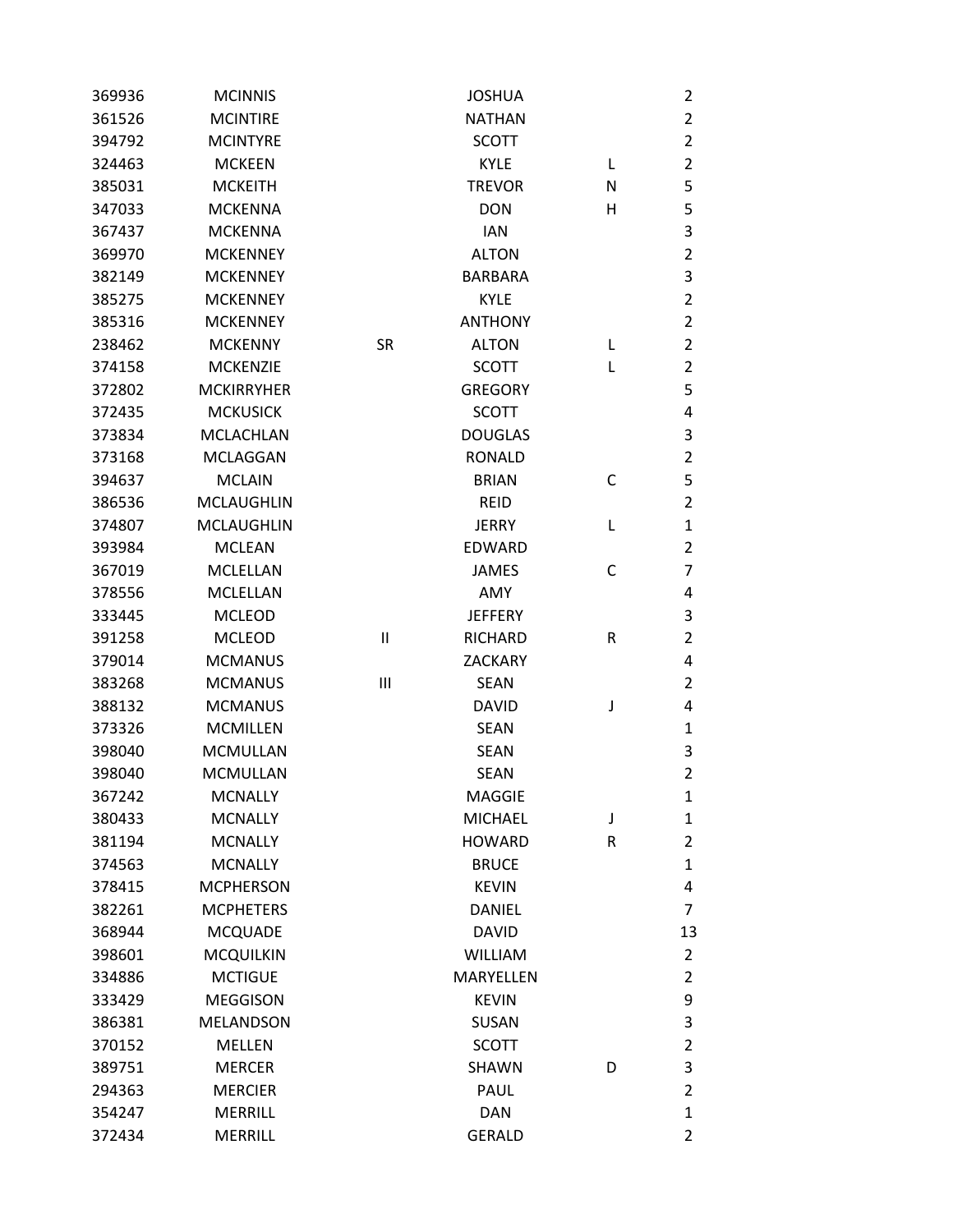| | | | | | |
|---|---|---|---|---|---|
| 369936 | MCINNIS | | JOSHUA | | 2 |
| 361526 | MCINTIRE | | NATHAN | | 2 |
| 394792 | MCINTYRE | | SCOTT | | 2 |
| 324463 | MCKEEN | | KYLE | L | 2 |
| 385031 | MCKEITH | | TREVOR | N | 5 |
| 347033 | MCKENNA | | DON | H | 5 |
| 367437 | MCKENNA | | IAN | | 3 |
| 369970 | MCKENNEY | | ALTON | | 2 |
| 382149 | MCKENNEY | | BARBARA | | 3 |
| 385275 | MCKENNEY | | KYLE | | 2 |
| 385316 | MCKENNEY | | ANTHONY | | 2 |
| 238462 | MCKENNY | SR | ALTON | L | 2 |
| 374158 | MCKENZIE | | SCOTT | L | 2 |
| 372802 | MCKIRRYHER | | GREGORY | | 5 |
| 372435 | MCKUSICK | | SCOTT | | 4 |
| 373834 | MCLACHLAN | | DOUGLAS | | 3 |
| 373168 | MCLAGGAN | | RONALD | | 2 |
| 394637 | MCLAIN | | BRIAN | C | 5 |
| 386536 | MCLAUGHLIN | | REID | | 2 |
| 374807 | MCLAUGHLIN | | JERRY | L | 1 |
| 393984 | MCLEAN | | EDWARD | | 2 |
| 367019 | MCLELLAN | | JAMES | C | 7 |
| 378556 | MCLELLAN | | AMY | | 4 |
| 333445 | MCLEOD | | JEFFERY | | 3 |
| 391258 | MCLEOD | II | RICHARD | R | 2 |
| 379014 | MCMANUS | | ZACKARY | | 4 |
| 383268 | MCMANUS | III | SEAN | | 2 |
| 388132 | MCMANUS | | DAVID | J | 4 |
| 373326 | MCMILLEN | | SEAN | | 1 |
| 398040 | MCMULLAN | | SEAN | | 3 |
| 398040 | MCMULLAN | | SEAN | | 2 |
| 367242 | MCNALLY | | MAGGIE | | 1 |
| 380433 | MCNALLY | | MICHAEL | J | 1 |
| 381194 | MCNALLY | | HOWARD | R | 2 |
| 374563 | MCNALLY | | BRUCE | | 1 |
| 378415 | MCPHERSON | | KEVIN | | 4 |
| 382261 | MCPHETERS | | DANIEL | | 7 |
| 368944 | MCQUADE | | DAVID | | 13 |
| 398601 | MCQUILKIN | | WILLIAM | | 2 |
| 334886 | MCTIGUE | | MARYELLEN | | 2 |
| 333429 | MEGGISON | | KEVIN | | 9 |
| 386381 | MELANDSON | | SUSAN | | 3 |
| 370152 | MELLEN | | SCOTT | | 2 |
| 389751 | MERCER | | SHAWN | D | 3 |
| 294363 | MERCIER | | PAUL | | 2 |
| 354247 | MERRILL | | DAN | | 1 |
| 372434 | MERRILL | | GERALD | | 2 |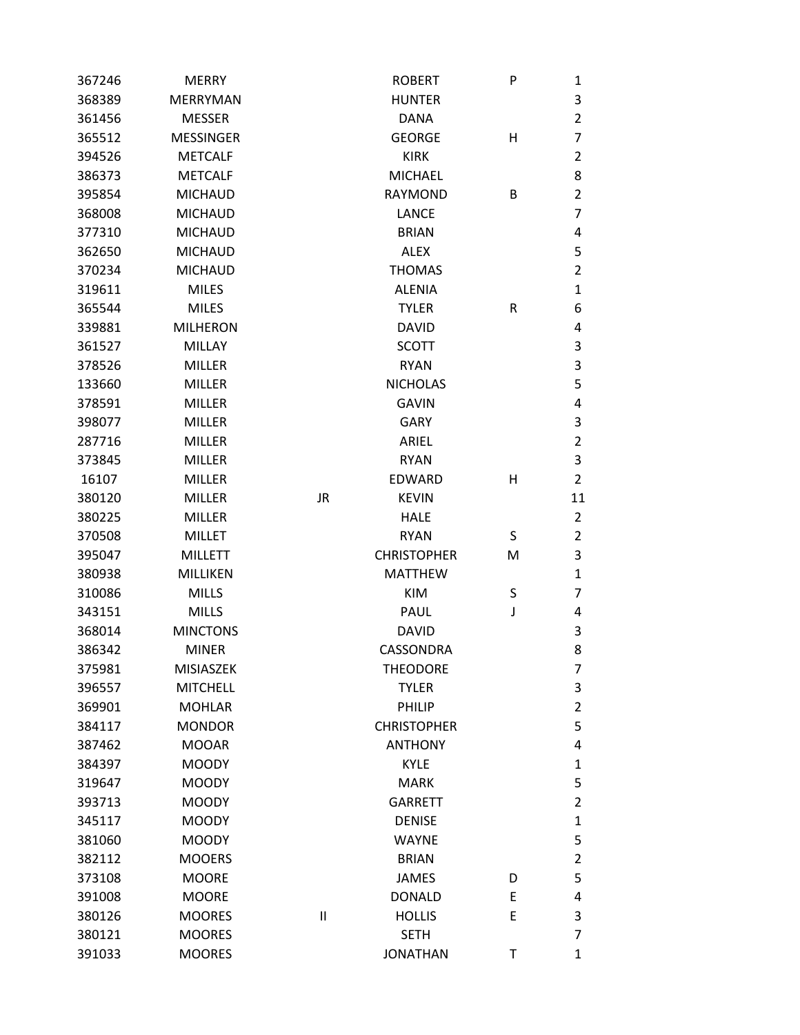| | | | | | |
|---|---|---|---|---|---|
| 367246 | MERRY | | ROBERT | P | 1 |
| 368389 | MERRYMAN | | HUNTER | | 3 |
| 361456 | MESSER | | DANA | | 2 |
| 365512 | MESSINGER | | GEORGE | H | 7 |
| 394526 | METCALF | | KIRK | | 2 |
| 386373 | METCALF | | MICHAEL | | 8 |
| 395854 | MICHAUD | | RAYMOND | B | 2 |
| 368008 | MICHAUD | | LANCE | | 7 |
| 377310 | MICHAUD | | BRIAN | | 4 |
| 362650 | MICHAUD | | ALEX | | 5 |
| 370234 | MICHAUD | | THOMAS | | 2 |
| 319611 | MILES | | ALENIA | | 1 |
| 365544 | MILES | | TYLER | R | 6 |
| 339881 | MILHERON | | DAVID | | 4 |
| 361527 | MILLAY | | SCOTT | | 3 |
| 378526 | MILLER | | RYAN | | 3 |
| 133660 | MILLER | | NICHOLAS | | 5 |
| 378591 | MILLER | | GAVIN | | 4 |
| 398077 | MILLER | | GARY | | 3 |
| 287716 | MILLER | | ARIEL | | 2 |
| 373845 | MILLER | | RYAN | | 3 |
| 16107 | MILLER | | EDWARD | H | 2 |
| 380120 | MILLER | JR | KEVIN | | 11 |
| 380225 | MILLER | | HALE | | 2 |
| 370508 | MILLET | | RYAN | S | 2 |
| 395047 | MILLETT | | CHRISTOPHER | M | 3 |
| 380938 | MILLIKEN | | MATTHEW | | 1 |
| 310086 | MILLS | | KIM | S | 7 |
| 343151 | MILLS | | PAUL | J | 4 |
| 368014 | MINCTONS | | DAVID | | 3 |
| 386342 | MINER | | CASSONDRA | | 8 |
| 375981 | MISIASZEK | | THEODORE | | 7 |
| 396557 | MITCHELL | | TYLER | | 3 |
| 369901 | MOHLAR | | PHILIP | | 2 |
| 384117 | MONDOR | | CHRISTOPHER | | 5 |
| 387462 | MOOAR | | ANTHONY | | 4 |
| 384397 | MOODY | | KYLE | | 1 |
| 319647 | MOODY | | MARK | | 5 |
| 393713 | MOODY | | GARRETT | | 2 |
| 345117 | MOODY | | DENISE | | 1 |
| 381060 | MOODY | | WAYNE | | 5 |
| 382112 | MOOERS | | BRIAN | | 2 |
| 373108 | MOORE | | JAMES | D | 5 |
| 391008 | MOORE | | DONALD | E | 4 |
| 380126 | MOORES | II | HOLLIS | E | 3 |
| 380121 | MOORES | | SETH | | 7 |
| 391033 | MOORES | | JONATHAN | T | 1 |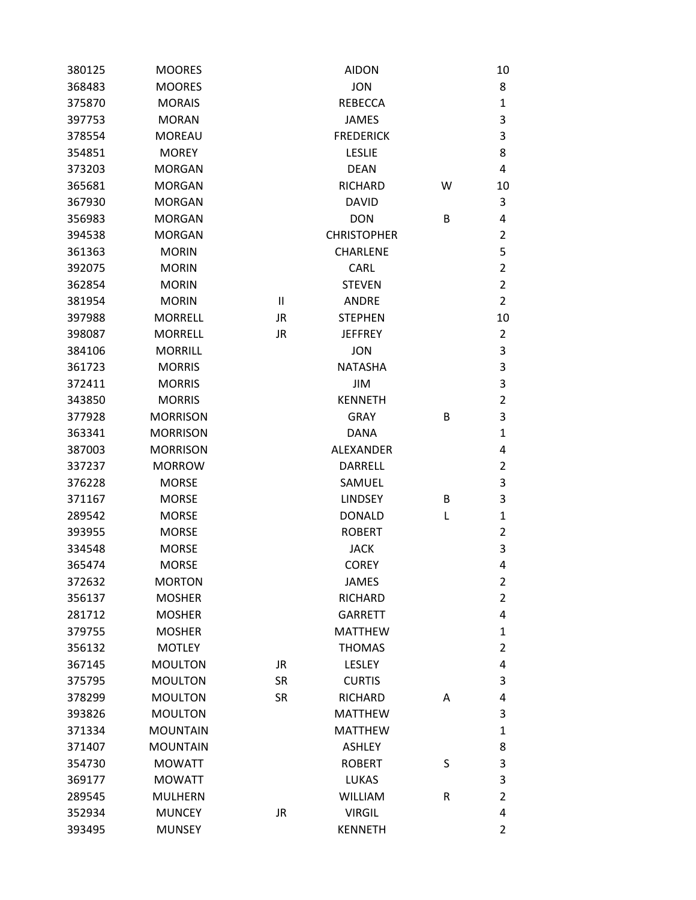| | | | | | |
|---|---|---|---|---|---|
| 380125 | MOORES | | AIDON | | 10 |
| 368483 | MOORES | | JON | | 8 |
| 375870 | MORAIS | | REBECCA | | 1 |
| 397753 | MORAN | | JAMES | | 3 |
| 378554 | MOREAU | | FREDERICK | | 3 |
| 354851 | MOREY | | LESLIE | | 8 |
| 373203 | MORGAN | | DEAN | | 4 |
| 365681 | MORGAN | | RICHARD | W | 10 |
| 367930 | MORGAN | | DAVID | | 3 |
| 356983 | MORGAN | | DON | B | 4 |
| 394538 | MORGAN | | CHRISTOPHER | | 2 |
| 361363 | MORIN | | CHARLENE | | 5 |
| 392075 | MORIN | | CARL | | 2 |
| 362854 | MORIN | | STEVEN | | 2 |
| 381954 | MORIN | II | ANDRE | | 2 |
| 397988 | MORRELL | JR | STEPHEN | | 10 |
| 398087 | MORRELL | JR | JEFFREY | | 2 |
| 384106 | MORRILL | | JON | | 3 |
| 361723 | MORRIS | | NATASHA | | 3 |
| 372411 | MORRIS | | JIM | | 3 |
| 343850 | MORRIS | | KENNETH | | 2 |
| 377928 | MORRISON | | GRAY | B | 3 |
| 363341 | MORRISON | | DANA | | 1 |
| 387003 | MORRISON | | ALEXANDER | | 4 |
| 337237 | MORROW | | DARRELL | | 2 |
| 376228 | MORSE | | SAMUEL | | 3 |
| 371167 | MORSE | | LINDSEY | B | 3 |
| 289542 | MORSE | | DONALD | L | 1 |
| 393955 | MORSE | | ROBERT | | 2 |
| 334548 | MORSE | | JACK | | 3 |
| 365474 | MORSE | | COREY | | 4 |
| 372632 | MORTON | | JAMES | | 2 |
| 356137 | MOSHER | | RICHARD | | 2 |
| 281712 | MOSHER | | GARRETT | | 4 |
| 379755 | MOSHER | | MATTHEW | | 1 |
| 356132 | MOTLEY | | THOMAS | | 2 |
| 367145 | MOULTON | JR | LESLEY | | 4 |
| 375795 | MOULTON | SR | CURTIS | | 3 |
| 378299 | MOULTON | SR | RICHARD | A | 4 |
| 393826 | MOULTON | | MATTHEW | | 3 |
| 371334 | MOUNTAIN | | MATTHEW | | 1 |
| 371407 | MOUNTAIN | | ASHLEY | | 8 |
| 354730 | MOWATT | | ROBERT | S | 3 |
| 369177 | MOWATT | | LUKAS | | 3 |
| 289545 | MULHERN | | WILLIAM | R | 2 |
| 352934 | MUNCEY | JR | VIRGIL | | 4 |
| 393495 | MUNSEY | | KENNETH | | 2 |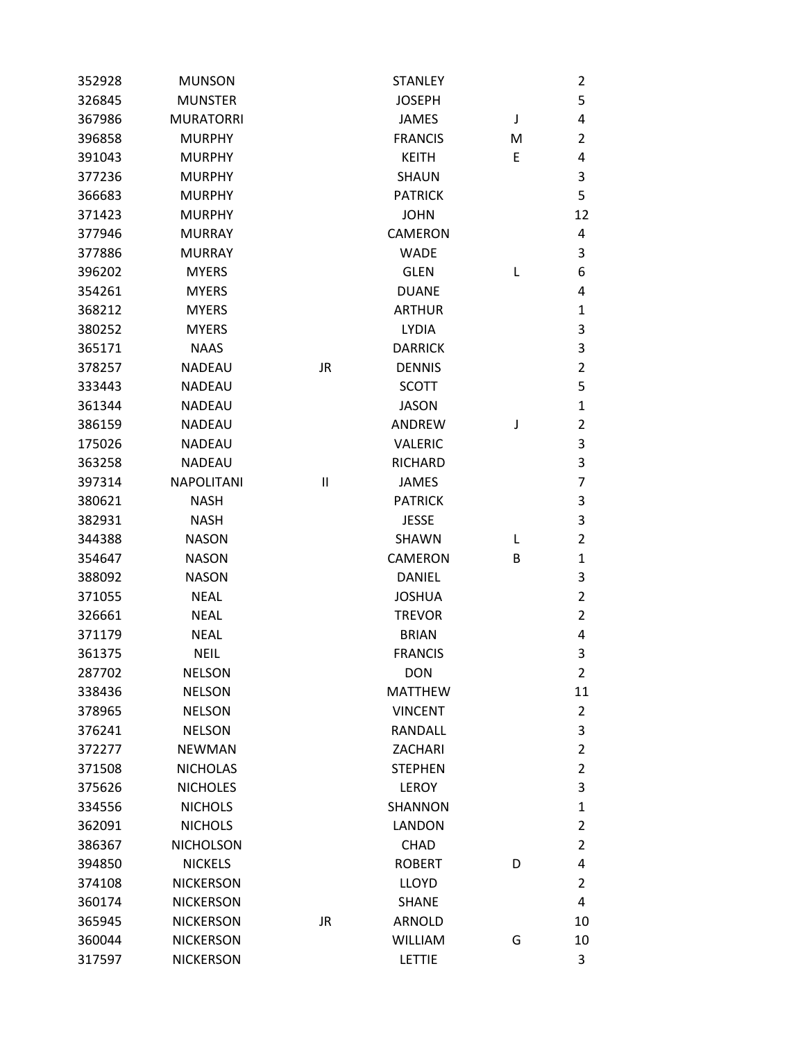| | | | | | |
|---|---|---|---|---|---|
| 352928 | MUNSON | | STANLEY | | 2 |
| 326845 | MUNSTER | | JOSEPH | | 5 |
| 367986 | MURATORRI | | JAMES | J | 4 |
| 396858 | MURPHY | | FRANCIS | M | 2 |
| 391043 | MURPHY | | KEITH | E | 4 |
| 377236 | MURPHY | | SHAUN | | 3 |
| 366683 | MURPHY | | PATRICK | | 5 |
| 371423 | MURPHY | | JOHN | | 12 |
| 377946 | MURRAY | | CAMERON | | 4 |
| 377886 | MURRAY | | WADE | | 3 |
| 396202 | MYERS | | GLEN | L | 6 |
| 354261 | MYERS | | DUANE | | 4 |
| 368212 | MYERS | | ARTHUR | | 1 |
| 380252 | MYERS | | LYDIA | | 3 |
| 365171 | NAAS | | DARRICK | | 3 |
| 378257 | NADEAU | JR | DENNIS | | 2 |
| 333443 | NADEAU | | SCOTT | | 5 |
| 361344 | NADEAU | | JASON | | 1 |
| 386159 | NADEAU | | ANDREW | J | 2 |
| 175026 | NADEAU | | VALERIC | | 3 |
| 363258 | NADEAU | | RICHARD | | 3 |
| 397314 | NAPOLITANI | II | JAMES | | 7 |
| 380621 | NASH | | PATRICK | | 3 |
| 382931 | NASH | | JESSE | | 3 |
| 344388 | NASON | | SHAWN | L | 2 |
| 354647 | NASON | | CAMERON | B | 1 |
| 388092 | NASON | | DANIEL | | 3 |
| 371055 | NEAL | | JOSHUA | | 2 |
| 326661 | NEAL | | TREVOR | | 2 |
| 371179 | NEAL | | BRIAN | | 4 |
| 361375 | NEIL | | FRANCIS | | 3 |
| 287702 | NELSON | | DON | | 2 |
| 338436 | NELSON | | MATTHEW | | 11 |
| 378965 | NELSON | | VINCENT | | 2 |
| 376241 | NELSON | | RANDALL | | 3 |
| 372277 | NEWMAN | | ZACHARI | | 2 |
| 371508 | NICHOLAS | | STEPHEN | | 2 |
| 375626 | NICHOLES | | LEROY | | 3 |
| 334556 | NICHOLS | | SHANNON | | 1 |
| 362091 | NICHOLS | | LANDON | | 2 |
| 386367 | NICHOLSON | | CHAD | | 2 |
| 394850 | NICKELS | | ROBERT | D | 4 |
| 374108 | NICKERSON | | LLOYD | | 2 |
| 360174 | NICKERSON | | SHANE | | 4 |
| 365945 | NICKERSON | JR | ARNOLD | | 10 |
| 360044 | NICKERSON | | WILLIAM | G | 10 |
| 317597 | NICKERSON | | LETTIE | | 3 |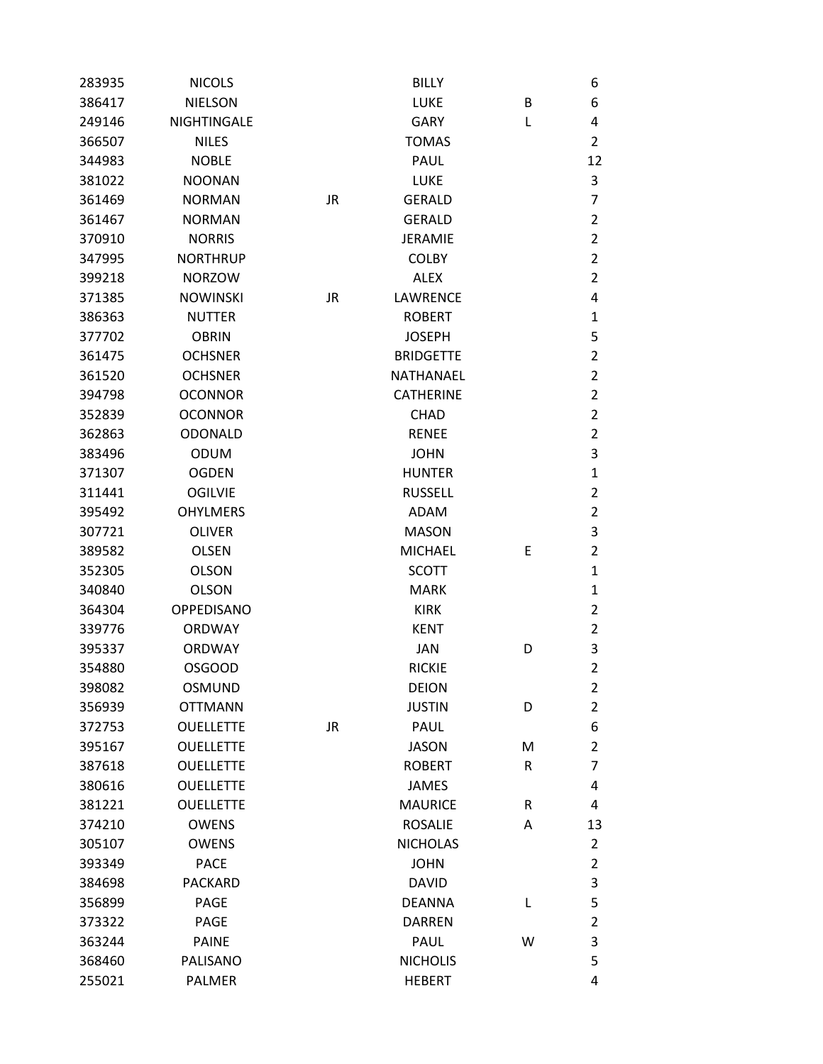| | | | | | |
|---|---|---|---|---|---|
| 283935 | NICOLS | | BILLY | | 6 |
| 386417 | NIELSON | | LUKE | B | 6 |
| 249146 | NIGHTINGALE | | GARY | L | 4 |
| 366507 | NILES | | TOMAS | | 2 |
| 344983 | NOBLE | | PAUL | | 12 |
| 381022 | NOONAN | | LUKE | | 3 |
| 361469 | NORMAN | JR | GERALD | | 7 |
| 361467 | NORMAN | | GERALD | | 2 |
| 370910 | NORRIS | | JERAMIE | | 2 |
| 347995 | NORTHRUP | | COLBY | | 2 |
| 399218 | NORZOW | | ALEX | | 2 |
| 371385 | NOWINSKI | JR | LAWRENCE | | 4 |
| 386363 | NUTTER | | ROBERT | | 1 |
| 377702 | OBRIN | | JOSEPH | | 5 |
| 361475 | OCHSNER | | BRIDGETTE | | 2 |
| 361520 | OCHSNER | | NATHANAEL | | 2 |
| 394798 | OCONNOR | | CATHERINE | | 2 |
| 352839 | OCONNOR | | CHAD | | 2 |
| 362863 | ODONALD | | RENEE | | 2 |
| 383496 | ODUM | | JOHN | | 3 |
| 371307 | OGDEN | | HUNTER | | 1 |
| 311441 | OGILVIE | | RUSSELL | | 2 |
| 395492 | OHYLMERS | | ADAM | | 2 |
| 307721 | OLIVER | | MASON | | 3 |
| 389582 | OLSEN | | MICHAEL | E | 2 |
| 352305 | OLSON | | SCOTT | | 1 |
| 340840 | OLSON | | MARK | | 1 |
| 364304 | OPPEDISANO | | KIRK | | 2 |
| 339776 | ORDWAY | | KENT | | 2 |
| 395337 | ORDWAY | | JAN | D | 3 |
| 354880 | OSGOOD | | RICKIE | | 2 |
| 398082 | OSMUND | | DEION | | 2 |
| 356939 | OTTMANN | | JUSTIN | D | 2 |
| 372753 | OUELLETTE | JR | PAUL | | 6 |
| 395167 | OUELLETTE | | JASON | M | 2 |
| 387618 | OUELLETTE | | ROBERT | R | 7 |
| 380616 | OUELLETTE | | JAMES | | 4 |
| 381221 | OUELLETTE | | MAURICE | R | 4 |
| 374210 | OWENS | | ROSALIE | A | 13 |
| 305107 | OWENS | | NICHOLAS | | 2 |
| 393349 | PACE | | JOHN | | 2 |
| 384698 | PACKARD | | DAVID | | 3 |
| 356899 | PAGE | | DEANNA | L | 5 |
| 373322 | PAGE | | DARREN | | 2 |
| 363244 | PAINE | | PAUL | W | 3 |
| 368460 | PALISANO | | NICHOLIS | | 5 |
| 255021 | PALMER | | HEBERT | | 4 |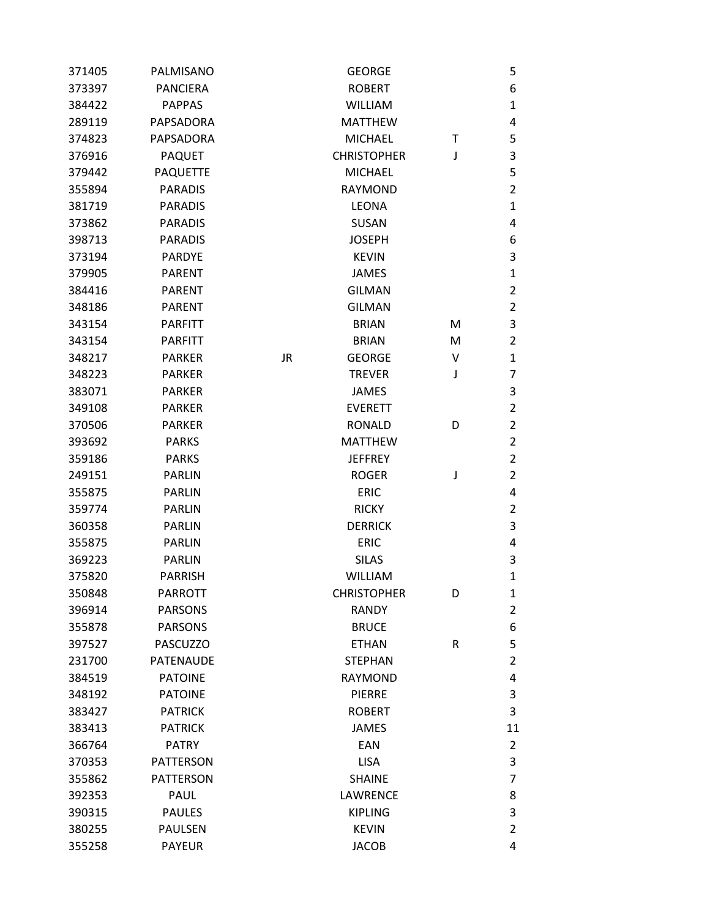| | | | | | |
|---|---|---|---|---|---|
| 371405 | PALMISANO | | GEORGE | | 5 |
| 373397 | PANCIERA | | ROBERT | | 6 |
| 384422 | PAPPAS | | WILLIAM | | 1 |
| 289119 | PAPSADORA | | MATTHEW | | 4 |
| 374823 | PAPSADORA | | MICHAEL | T | 5 |
| 376916 | PAQUET | | CHRISTOPHER | J | 3 |
| 379442 | PAQUETTE | | MICHAEL | | 5 |
| 355894 | PARADIS | | RAYMOND | | 2 |
| 381719 | PARADIS | | LEONA | | 1 |
| 373862 | PARADIS | | SUSAN | | 4 |
| 398713 | PARADIS | | JOSEPH | | 6 |
| 373194 | PARDYE | | KEVIN | | 3 |
| 379905 | PARENT | | JAMES | | 1 |
| 384416 | PARENT | | GILMAN | | 2 |
| 348186 | PARENT | | GILMAN | | 2 |
| 343154 | PARFITT | | BRIAN | M | 3 |
| 343154 | PARFITT | | BRIAN | M | 2 |
| 348217 | PARKER | JR | GEORGE | V | 1 |
| 348223 | PARKER | | TREVER | J | 7 |
| 383071 | PARKER | | JAMES | | 3 |
| 349108 | PARKER | | EVERETT | | 2 |
| 370506 | PARKER | | RONALD | D | 2 |
| 393692 | PARKS | | MATTHEW | | 2 |
| 359186 | PARKS | | JEFFREY | | 2 |
| 249151 | PARLIN | | ROGER | J | 2 |
| 355875 | PARLIN | | ERIC | | 4 |
| 359774 | PARLIN | | RICKY | | 2 |
| 360358 | PARLIN | | DERRICK | | 3 |
| 355875 | PARLIN | | ERIC | | 4 |
| 369223 | PARLIN | | SILAS | | 3 |
| 375820 | PARRISH | | WILLIAM | | 1 |
| 350848 | PARROTT | | CHRISTOPHER | D | 1 |
| 396914 | PARSONS | | RANDY | | 2 |
| 355878 | PARSONS | | BRUCE | | 6 |
| 397527 | PASCUZZO | | ETHAN | R | 5 |
| 231700 | PATENAUDE | | STEPHAN | | 2 |
| 384519 | PATOINE | | RAYMOND | | 4 |
| 348192 | PATOINE | | PIERRE | | 3 |
| 383427 | PATRICK | | ROBERT | | 3 |
| 383413 | PATRICK | | JAMES | | 11 |
| 366764 | PATRY | | EAN | | 2 |
| 370353 | PATTERSON | | LISA | | 3 |
| 355862 | PATTERSON | | SHAINE | | 7 |
| 392353 | PAUL | | LAWRENCE | | 8 |
| 390315 | PAULES | | KIPLING | | 3 |
| 380255 | PAULSEN | | KEVIN | | 2 |
| 355258 | PAYEUR | | JACOB | | 4 |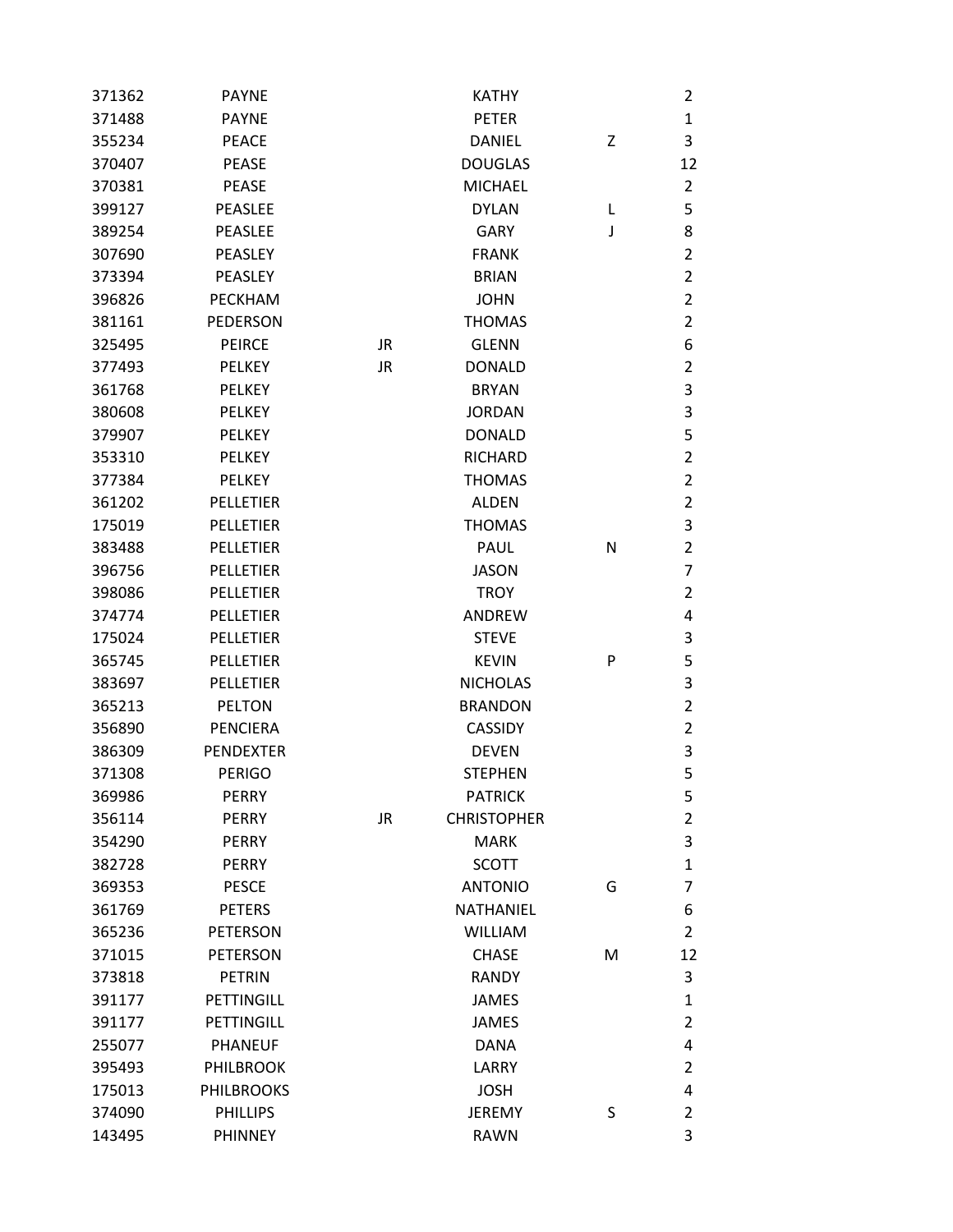| | | | | | |
|---|---|---|---|---|---|
| 371362 | PAYNE | | KATHY | | 2 |
| 371488 | PAYNE | | PETER | | 1 |
| 355234 | PEACE | | DANIEL | Z | 3 |
| 370407 | PEASE | | DOUGLAS | | 12 |
| 370381 | PEASE | | MICHAEL | | 2 |
| 399127 | PEASLEE | | DYLAN | L | 5 |
| 389254 | PEASLEE | | GARY | J | 8 |
| 307690 | PEASLEY | | FRANK | | 2 |
| 373394 | PEASLEY | | BRIAN | | 2 |
| 396826 | PECKHAM | | JOHN | | 2 |
| 381161 | PEDERSON | | THOMAS | | 2 |
| 325495 | PEIRCE | JR | GLENN | | 6 |
| 377493 | PELKEY | JR | DONALD | | 2 |
| 361768 | PELKEY | | BRYAN | | 3 |
| 380608 | PELKEY | | JORDAN | | 3 |
| 379907 | PELKEY | | DONALD | | 5 |
| 353310 | PELKEY | | RICHARD | | 2 |
| 377384 | PELKEY | | THOMAS | | 2 |
| 361202 | PELLETIER | | ALDEN | | 2 |
| 175019 | PELLETIER | | THOMAS | | 3 |
| 383488 | PELLETIER | | PAUL | N | 2 |
| 396756 | PELLETIER | | JASON | | 7 |
| 398086 | PELLETIER | | TROY | | 2 |
| 374774 | PELLETIER | | ANDREW | | 4 |
| 175024 | PELLETIER | | STEVE | | 3 |
| 365745 | PELLETIER | | KEVIN | P | 5 |
| 383697 | PELLETIER | | NICHOLAS | | 3 |
| 365213 | PELTON | | BRANDON | | 2 |
| 356890 | PENCIERA | | CASSIDY | | 2 |
| 386309 | PENDEXTER | | DEVEN | | 3 |
| 371308 | PERIGO | | STEPHEN | | 5 |
| 369986 | PERRY | | PATRICK | | 5 |
| 356114 | PERRY | JR | CHRISTOPHER | | 2 |
| 354290 | PERRY | | MARK | | 3 |
| 382728 | PERRY | | SCOTT | | 1 |
| 369353 | PESCE | | ANTONIO | G | 7 |
| 361769 | PETERS | | NATHANIEL | | 6 |
| 365236 | PETERSON | | WILLIAM | | 2 |
| 371015 | PETERSON | | CHASE | M | 12 |
| 373818 | PETRIN | | RANDY | | 3 |
| 391177 | PETTINGILL | | JAMES | | 1 |
| 391177 | PETTINGILL | | JAMES | | 2 |
| 255077 | PHANEUF | | DANA | | 4 |
| 395493 | PHILBROOK | | LARRY | | 2 |
| 175013 | PHILBROOKS | | JOSH | | 4 |
| 374090 | PHILLIPS | | JEREMY | S | 2 |
| 143495 | PHINNEY | | RAWN | | 3 |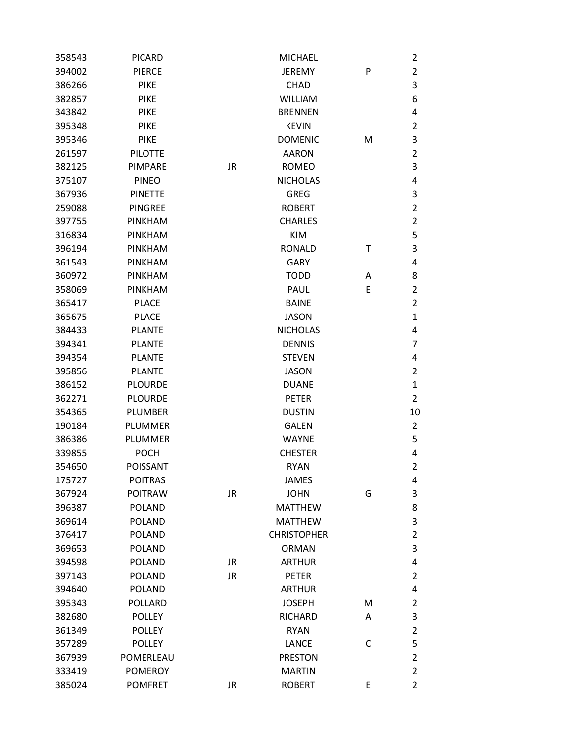| | | | | | |
|---|---|---|---|---|---|
| 358543 | PICARD | | MICHAEL | | 2 |
| 394002 | PIERCE | | JEREMY | P | 2 |
| 386266 | PIKE | | CHAD | | 3 |
| 382857 | PIKE | | WILLIAM | | 6 |
| 343842 | PIKE | | BRENNEN | | 4 |
| 395348 | PIKE | | KEVIN | | 2 |
| 395346 | PIKE | | DOMENIC | M | 3 |
| 261597 | PILOTTE | | AARON | | 2 |
| 382125 | PIMPARE | JR | ROMEO | | 3 |
| 375107 | PINEO | | NICHOLAS | | 4 |
| 367936 | PINETTE | | GREG | | 3 |
| 259088 | PINGREE | | ROBERT | | 2 |
| 397755 | PINKHAM | | CHARLES | | 2 |
| 316834 | PINKHAM | | KIM | | 5 |
| 396194 | PINKHAM | | RONALD | T | 3 |
| 361543 | PINKHAM | | GARY | | 4 |
| 360972 | PINKHAM | | TODD | A | 8 |
| 358069 | PINKHAM | | PAUL | E | 2 |
| 365417 | PLACE | | BAINE | | 2 |
| 365675 | PLACE | | JASON | | 1 |
| 384433 | PLANTE | | NICHOLAS | | 4 |
| 394341 | PLANTE | | DENNIS | | 7 |
| 394354 | PLANTE | | STEVEN | | 4 |
| 395856 | PLANTE | | JASON | | 2 |
| 386152 | PLOURDE | | DUANE | | 1 |
| 362271 | PLOURDE | | PETER | | 2 |
| 354365 | PLUMBER | | DUSTIN | | 10 |
| 190184 | PLUMMER | | GALEN | | 2 |
| 386386 | PLUMMER | | WAYNE | | 5 |
| 339855 | POCH | | CHESTER | | 4 |
| 354650 | POISSANT | | RYAN | | 2 |
| 175727 | POITRAS | | JAMES | | 4 |
| 367924 | POITRAW | JR | JOHN | G | 3 |
| 396387 | POLAND | | MATTHEW | | 8 |
| 369614 | POLAND | | MATTHEW | | 3 |
| 376417 | POLAND | | CHRISTOPHER | | 2 |
| 369653 | POLAND | | ORMAN | | 3 |
| 394598 | POLAND | JR | ARTHUR | | 4 |
| 397143 | POLAND | JR | PETER | | 2 |
| 394640 | POLAND | | ARTHUR | | 4 |
| 395343 | POLLARD | | JOSEPH | M | 2 |
| 382680 | POLLEY | | RICHARD | A | 3 |
| 361349 | POLLEY | | RYAN | | 2 |
| 357289 | POLLEY | | LANCE | C | 5 |
| 367939 | POMERLEAU | | PRESTON | | 2 |
| 333419 | POMEROY | | MARTIN | | 2 |
| 385024 | POMFRET | JR | ROBERT | E | 2 |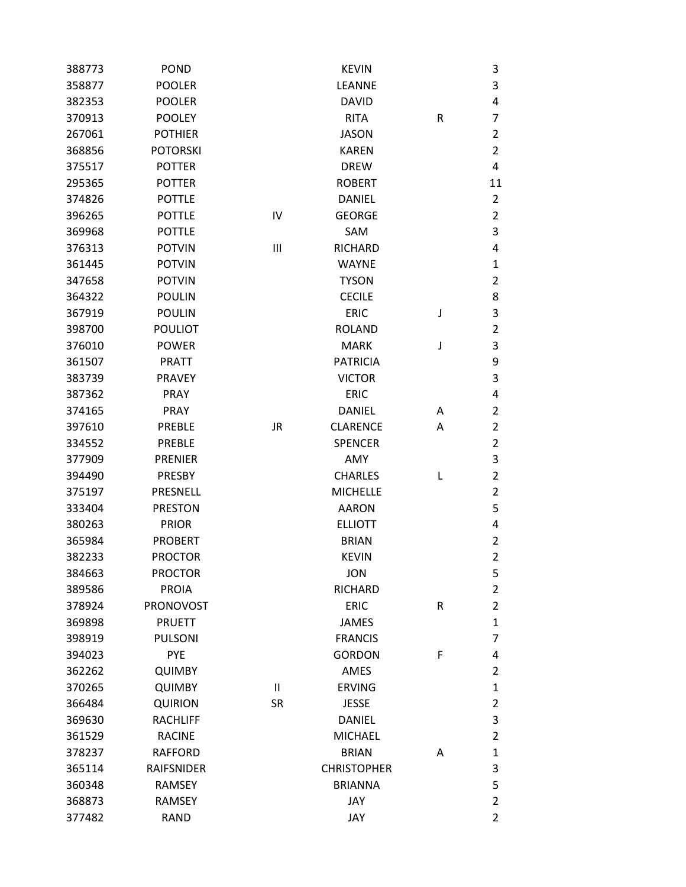| | | | | | |
|---|---|---|---|---|---|
| 388773 | POND | | KEVIN | | 3 |
| 358877 | POOLER | | LEANNE | | 3 |
| 382353 | POOLER | | DAVID | | 4 |
| 370913 | POOLEY | | RITA | R | 7 |
| 267061 | POTHIER | | JASON | | 2 |
| 368856 | POTORSKI | | KAREN | | 2 |
| 375517 | POTTER | | DREW | | 4 |
| 295365 | POTTER | | ROBERT | | 11 |
| 374826 | POTTLE | | DANIEL | | 2 |
| 396265 | POTTLE | IV | GEORGE | | 2 |
| 369968 | POTTLE | | SAM | | 3 |
| 376313 | POTVIN | III | RICHARD | | 4 |
| 361445 | POTVIN | | WAYNE | | 1 |
| 347658 | POTVIN | | TYSON | | 2 |
| 364322 | POULIN | | CECILE | | 8 |
| 367919 | POULIN | | ERIC | J | 3 |
| 398700 | POULIOT | | ROLAND | | 2 |
| 376010 | POWER | | MARK | J | 3 |
| 361507 | PRATT | | PATRICIA | | 9 |
| 383739 | PRAVEY | | VICTOR | | 3 |
| 387362 | PRAY | | ERIC | | 4 |
| 374165 | PRAY | | DANIEL | A | 2 |
| 397610 | PREBLE | JR | CLARENCE | A | 2 |
| 334552 | PREBLE | | SPENCER | | 2 |
| 377909 | PRENIER | | AMY | | 3 |
| 394490 | PRESBY | | CHARLES | L | 2 |
| 375197 | PRESNELL | | MICHELLE | | 2 |
| 333404 | PRESTON | | AARON | | 5 |
| 380263 | PRIOR | | ELLIOTT | | 4 |
| 365984 | PROBERT | | BRIAN | | 2 |
| 382233 | PROCTOR | | KEVIN | | 2 |
| 384663 | PROCTOR | | JON | | 5 |
| 389586 | PROIA | | RICHARD | | 2 |
| 378924 | PRONOVOST | | ERIC | R | 2 |
| 369898 | PRUETT | | JAMES | | 1 |
| 398919 | PULSONI | | FRANCIS | | 7 |
| 394023 | PYE | | GORDON | F | 4 |
| 362262 | QUIMBY | | AMES | | 2 |
| 370265 | QUIMBY | II | ERVING | | 1 |
| 366484 | QUIRION | SR | JESSE | | 2 |
| 369630 | RACHLIFF | | DANIEL | | 3 |
| 361529 | RACINE | | MICHAEL | | 2 |
| 378237 | RAFFORD | | BRIAN | A | 1 |
| 365114 | RAIFSNIDER | | CHRISTOPHER | | 3 |
| 360348 | RAMSEY | | BRIANNA | | 5 |
| 368873 | RAMSEY | | JAY | | 2 |
| 377482 | RAND | | JAY | | 2 |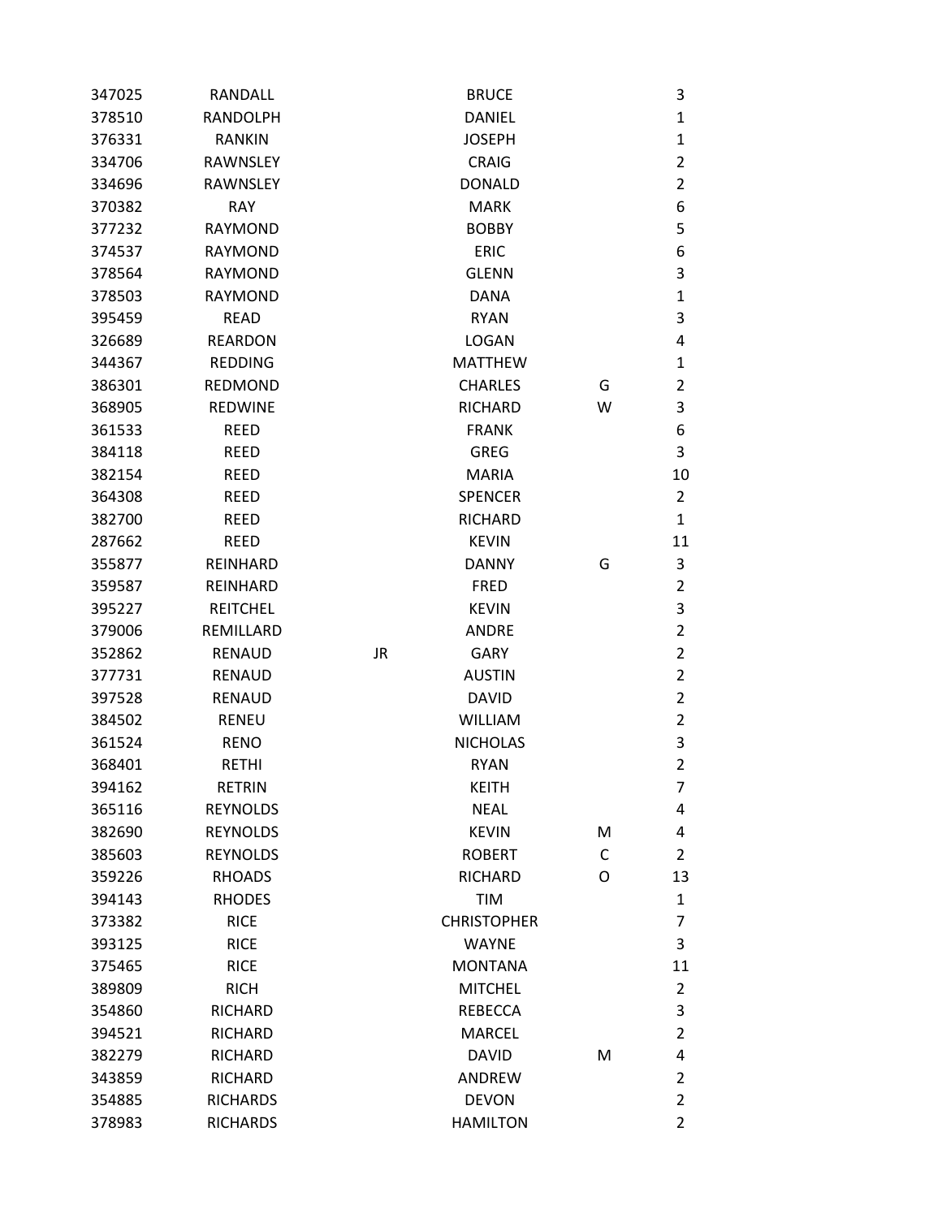| | | | | | |
|---|---|---|---|---|---|
| 347025 | RANDALL | | BRUCE | | 3 |
| 378510 | RANDOLPH | | DANIEL | | 1 |
| 376331 | RANKIN | | JOSEPH | | 1 |
| 334706 | RAWNSLEY | | CRAIG | | 2 |
| 334696 | RAWNSLEY | | DONALD | | 2 |
| 370382 | RAY | | MARK | | 6 |
| 377232 | RAYMOND | | BOBBY | | 5 |
| 374537 | RAYMOND | | ERIC | | 6 |
| 378564 | RAYMOND | | GLENN | | 3 |
| 378503 | RAYMOND | | DANA | | 1 |
| 395459 | READ | | RYAN | | 3 |
| 326689 | REARDON | | LOGAN | | 4 |
| 344367 | REDDING | | MATTHEW | | 1 |
| 386301 | REDMOND | | CHARLES | G | 2 |
| 368905 | REDWINE | | RICHARD | W | 3 |
| 361533 | REED | | FRANK | | 6 |
| 384118 | REED | | GREG | | 3 |
| 382154 | REED | | MARIA | | 10 |
| 364308 | REED | | SPENCER | | 2 |
| 382700 | REED | | RICHARD | | 1 |
| 287662 | REED | | KEVIN | | 11 |
| 355877 | REINHARD | | DANNY | G | 3 |
| 359587 | REINHARD | | FRED | | 2 |
| 395227 | REITCHEL | | KEVIN | | 3 |
| 379006 | REMILLARD | | ANDRE | | 2 |
| 352862 | RENAUD | JR | GARY | | 2 |
| 377731 | RENAUD | | AUSTIN | | 2 |
| 397528 | RENAUD | | DAVID | | 2 |
| 384502 | RENEU | | WILLIAM | | 2 |
| 361524 | RENO | | NICHOLAS | | 3 |
| 368401 | RETHI | | RYAN | | 2 |
| 394162 | RETRIN | | KEITH | | 7 |
| 365116 | REYNOLDS | | NEAL | | 4 |
| 382690 | REYNOLDS | | KEVIN | M | 4 |
| 385603 | REYNOLDS | | ROBERT | C | 2 |
| 359226 | RHOADS | | RICHARD | O | 13 |
| 394143 | RHODES | | TIM | | 1 |
| 373382 | RICE | | CHRISTOPHER | | 7 |
| 393125 | RICE | | WAYNE | | 3 |
| 375465 | RICE | | MONTANA | | 11 |
| 389809 | RICH | | MITCHEL | | 2 |
| 354860 | RICHARD | | REBECCA | | 3 |
| 394521 | RICHARD | | MARCEL | | 2 |
| 382279 | RICHARD | | DAVID | M | 4 |
| 343859 | RICHARD | | ANDREW | | 2 |
| 354885 | RICHARDS | | DEVON | | 2 |
| 378983 | RICHARDS | | HAMILTON | | 2 |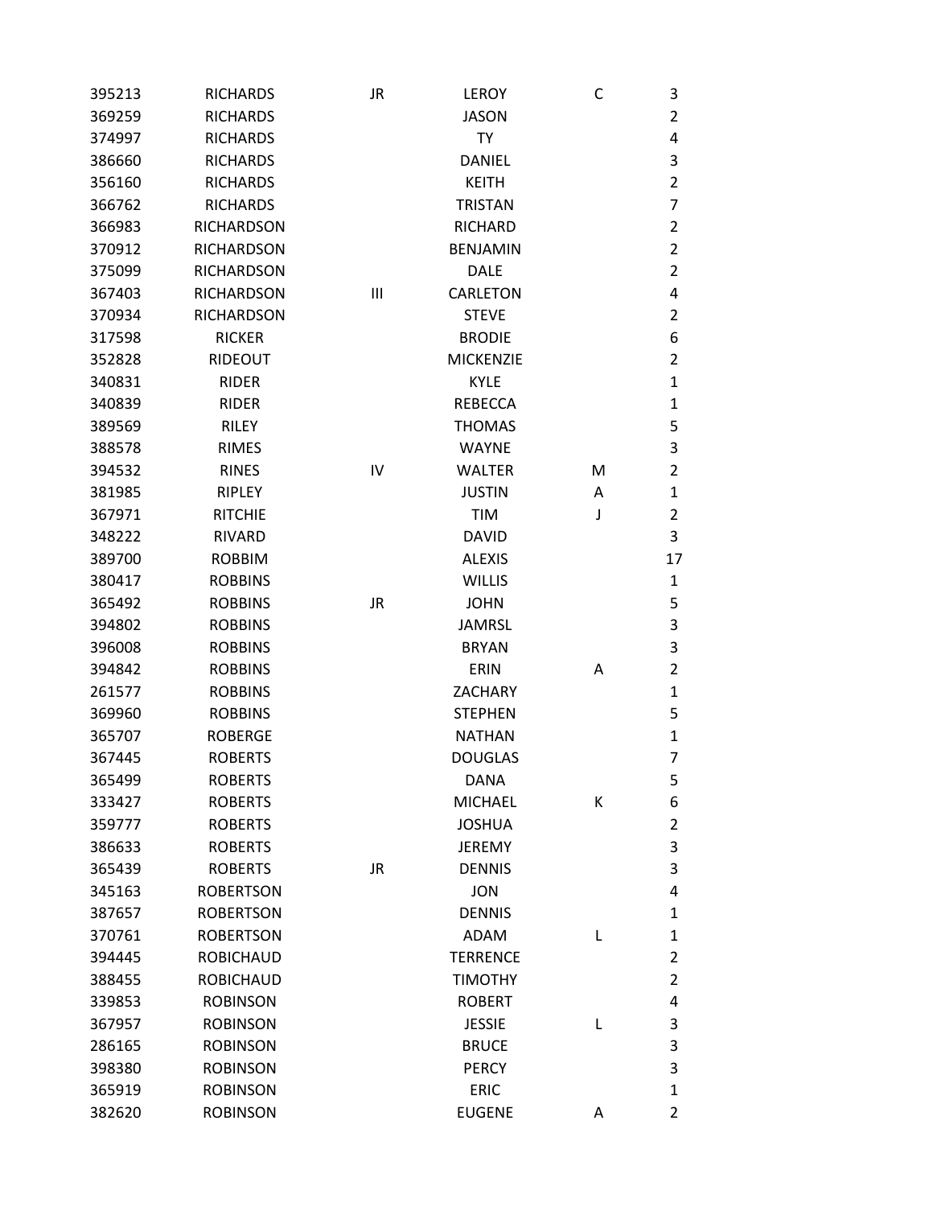| | | | | | |
|---|---|---|---|---|---|
| 395213 | RICHARDS | JR | LEROY | C | 3 |
| 369259 | RICHARDS | | JASON | | 2 |
| 374997 | RICHARDS | | TY | | 4 |
| 386660 | RICHARDS | | DANIEL | | 3 |
| 356160 | RICHARDS | | KEITH | | 2 |
| 366762 | RICHARDS | | TRISTAN | | 7 |
| 366983 | RICHARDSON | | RICHARD | | 2 |
| 370912 | RICHARDSON | | BENJAMIN | | 2 |
| 375099 | RICHARDSON | | DALE | | 2 |
| 367403 | RICHARDSON | III | CARLETON | | 4 |
| 370934 | RICHARDSON | | STEVE | | 2 |
| 317598 | RICKER | | BRODIE | | 6 |
| 352828 | RIDEOUT | | MICKENZIE | | 2 |
| 340831 | RIDER | | KYLE | | 1 |
| 340839 | RIDER | | REBECCA | | 1 |
| 389569 | RILEY | | THOMAS | | 5 |
| 388578 | RIMES | | WAYNE | | 3 |
| 394532 | RINES | IV | WALTER | M | 2 |
| 381985 | RIPLEY | | JUSTIN | A | 1 |
| 367971 | RITCHIE | | TIM | J | 2 |
| 348222 | RIVARD | | DAVID | | 3 |
| 389700 | ROBBIM | | ALEXIS | | 17 |
| 380417 | ROBBINS | | WILLIS | | 1 |
| 365492 | ROBBINS | JR | JOHN | | 5 |
| 394802 | ROBBINS | | JAMRSL | | 3 |
| 396008 | ROBBINS | | BRYAN | | 3 |
| 394842 | ROBBINS | | ERIN | A | 2 |
| 261577 | ROBBINS | | ZACHARY | | 1 |
| 369960 | ROBBINS | | STEPHEN | | 5 |
| 365707 | ROBERGE | | NATHAN | | 1 |
| 367445 | ROBERTS | | DOUGLAS | | 7 |
| 365499 | ROBERTS | | DANA | | 5 |
| 333427 | ROBERTS | | MICHAEL | K | 6 |
| 359777 | ROBERTS | | JOSHUA | | 2 |
| 386633 | ROBERTS | | JEREMY | | 3 |
| 365439 | ROBERTS | JR | DENNIS | | 3 |
| 345163 | ROBERTSON | | JON | | 4 |
| 387657 | ROBERTSON | | DENNIS | | 1 |
| 370761 | ROBERTSON | | ADAM | L | 1 |
| 394445 | ROBICHAUD | | TERRENCE | | 2 |
| 388455 | ROBICHAUD | | TIMOTHY | | 2 |
| 339853 | ROBINSON | | ROBERT | | 4 |
| 367957 | ROBINSON | | JESSIE | L | 3 |
| 286165 | ROBINSON | | BRUCE | | 3 |
| 398380 | ROBINSON | | PERCY | | 3 |
| 365919 | ROBINSON | | ERIC | | 1 |
| 382620 | ROBINSON | | EUGENE | A | 2 |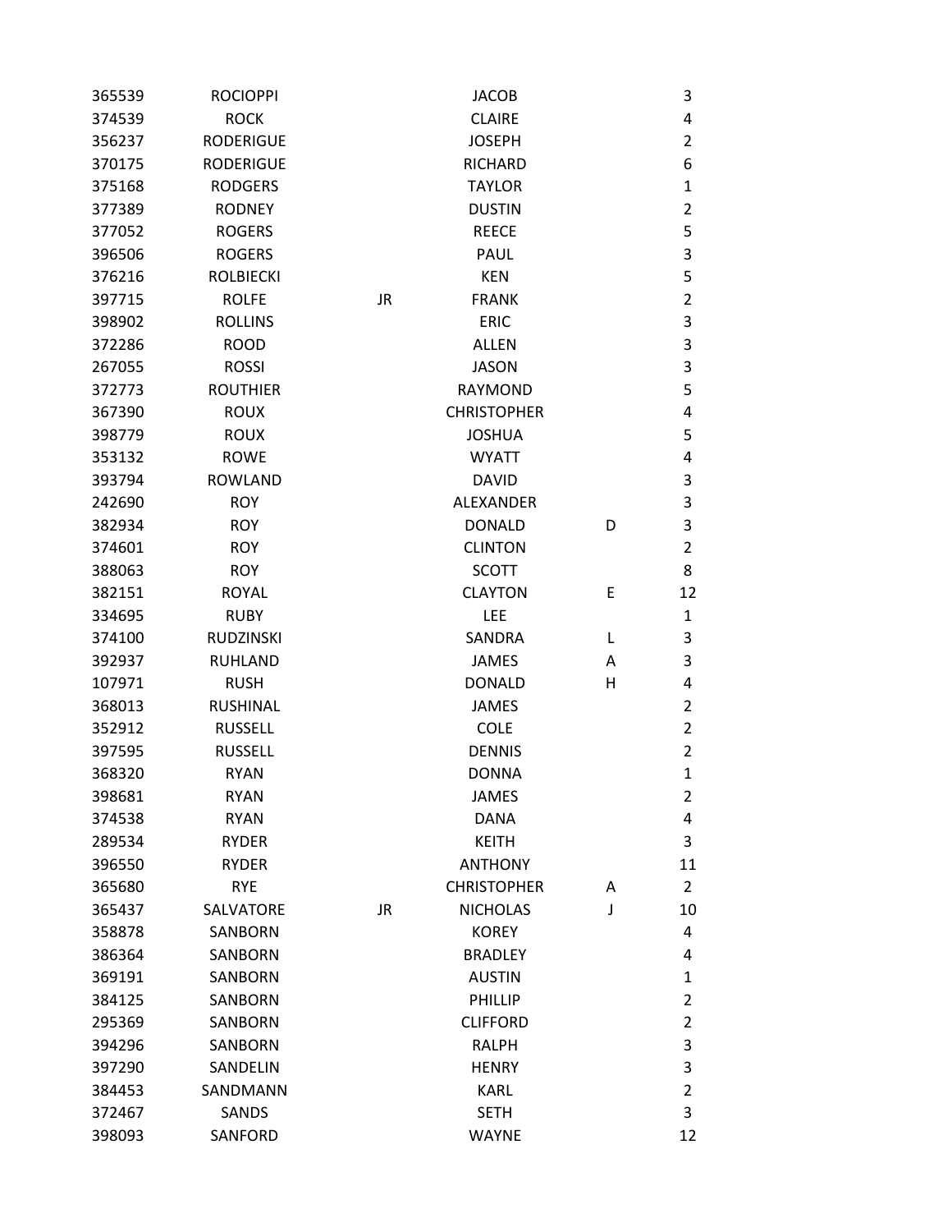| | | | | | |
|---|---|---|---|---|---|
| 365539 | ROCIOPPI | | JACOB | | 3 |
| 374539 | ROCK | | CLAIRE | | 4 |
| 356237 | RODERIGUE | | JOSEPH | | 2 |
| 370175 | RODERIGUE | | RICHARD | | 6 |
| 375168 | RODGERS | | TAYLOR | | 1 |
| 377389 | RODNEY | | DUSTIN | | 2 |
| 377052 | ROGERS | | REECE | | 5 |
| 396506 | ROGERS | | PAUL | | 3 |
| 376216 | ROLBIECKI | | KEN | | 5 |
| 397715 | ROLFE | JR | FRANK | | 2 |
| 398902 | ROLLINS | | ERIC | | 3 |
| 372286 | ROOD | | ALLEN | | 3 |
| 267055 | ROSSI | | JASON | | 3 |
| 372773 | ROUTHIER | | RAYMOND | | 5 |
| 367390 | ROUX | | CHRISTOPHER | | 4 |
| 398779 | ROUX | | JOSHUA | | 5 |
| 353132 | ROWE | | WYATT | | 4 |
| 393794 | ROWLAND | | DAVID | | 3 |
| 242690 | ROY | | ALEXANDER | | 3 |
| 382934 | ROY | | DONALD | D | 3 |
| 374601 | ROY | | CLINTON | | 2 |
| 388063 | ROY | | SCOTT | | 8 |
| 382151 | ROYAL | | CLAYTON | E | 12 |
| 334695 | RUBY | | LEE | | 1 |
| 374100 | RUDZINSKI | | SANDRA | L | 3 |
| 392937 | RUHLAND | | JAMES | A | 3 |
| 107971 | RUSH | | DONALD | H | 4 |
| 368013 | RUSHINAL | | JAMES | | 2 |
| 352912 | RUSSELL | | COLE | | 2 |
| 397595 | RUSSELL | | DENNIS | | 2 |
| 368320 | RYAN | | DONNA | | 1 |
| 398681 | RYAN | | JAMES | | 2 |
| 374538 | RYAN | | DANA | | 4 |
| 289534 | RYDER | | KEITH | | 3 |
| 396550 | RYDER | | ANTHONY | | 11 |
| 365680 | RYE | | CHRISTOPHER | A | 2 |
| 365437 | SALVATORE | JR | NICHOLAS | J | 10 |
| 358878 | SANBORN | | KOREY | | 4 |
| 386364 | SANBORN | | BRADLEY | | 4 |
| 369191 | SANBORN | | AUSTIN | | 1 |
| 384125 | SANBORN | | PHILLIP | | 2 |
| 295369 | SANBORN | | CLIFFORD | | 2 |
| 394296 | SANBORN | | RALPH | | 3 |
| 397290 | SANDELIN | | HENRY | | 3 |
| 384453 | SANDMANN | | KARL | | 2 |
| 372467 | SANDS | | SETH | | 3 |
| 398093 | SANFORD | | WAYNE | | 12 |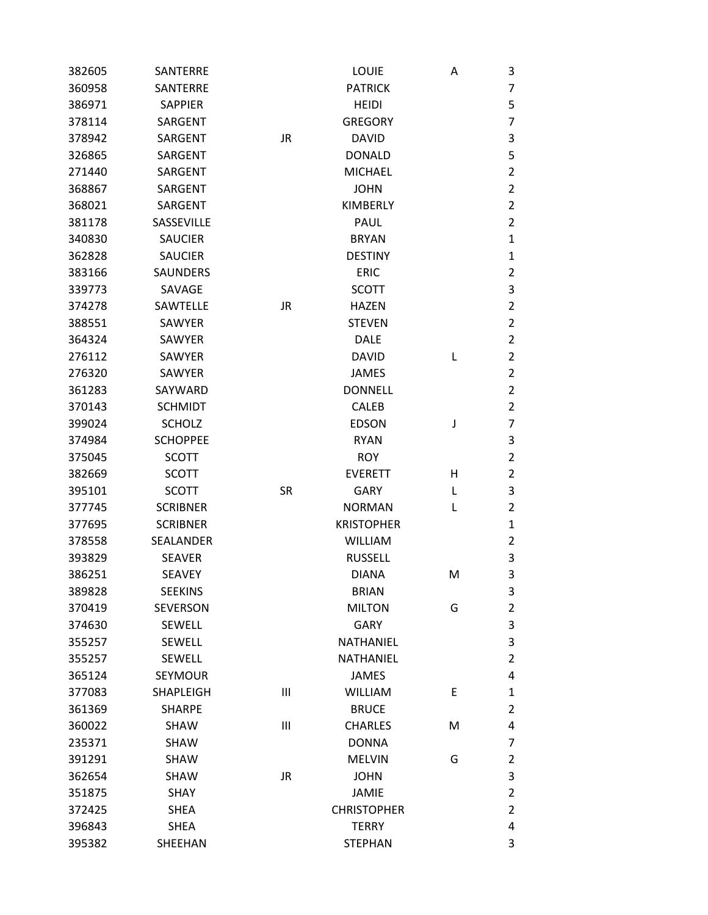| | | | | | |
|---|---|---|---|---|---|
| 382605 | SANTERRE | | LOUIE | A | 3 |
| 360958 | SANTERRE | | PATRICK | | 7 |
| 386971 | SAPPIER | | HEIDI | | 5 |
| 378114 | SARGENT | | GREGORY | | 7 |
| 378942 | SARGENT | JR | DAVID | | 3 |
| 326865 | SARGENT | | DONALD | | 5 |
| 271440 | SARGENT | | MICHAEL | | 2 |
| 368867 | SARGENT | | JOHN | | 2 |
| 368021 | SARGENT | | KIMBERLY | | 2 |
| 381178 | SASSEVILLE | | PAUL | | 2 |
| 340830 | SAUCIER | | BRYAN | | 1 |
| 362828 | SAUCIER | | DESTINY | | 1 |
| 383166 | SAUNDERS | | ERIC | | 2 |
| 339773 | SAVAGE | | SCOTT | | 3 |
| 374278 | SAWTELLE | JR | HAZEN | | 2 |
| 388551 | SAWYER | | STEVEN | | 2 |
| 364324 | SAWYER | | DALE | | 2 |
| 276112 | SAWYER | | DAVID | L | 2 |
| 276320 | SAWYER | | JAMES | | 2 |
| 361283 | SAYWARD | | DONNELL | | 2 |
| 370143 | SCHMIDT | | CALEB | | 2 |
| 399024 | SCHOLZ | | EDSON | J | 7 |
| 374984 | SCHOPPEE | | RYAN | | 3 |
| 375045 | SCOTT | | ROY | | 2 |
| 382669 | SCOTT | | EVERETT | H | 2 |
| 395101 | SCOTT | SR | GARY | L | 3 |
| 377745 | SCRIBNER | | NORMAN | L | 2 |
| 377695 | SCRIBNER | | KRISTOPHER | | 1 |
| 378558 | SEALANDER | | WILLIAM | | 2 |
| 393829 | SEAVER | | RUSSELL | | 3 |
| 386251 | SEAVEY | | DIANA | M | 3 |
| 389828 | SEEKINS | | BRIAN | | 3 |
| 370419 | SEVERSON | | MILTON | G | 2 |
| 374630 | SEWELL | | GARY | | 3 |
| 355257 | SEWELL | | NATHANIEL | | 3 |
| 355257 | SEWELL | | NATHANIEL | | 2 |
| 365124 | SEYMOUR | | JAMES | | 4 |
| 377083 | SHAPLEIGH | III | WILLIAM | E | 1 |
| 361369 | SHARPE | | BRUCE | | 2 |
| 360022 | SHAW | III | CHARLES | M | 4 |
| 235371 | SHAW | | DONNA | | 7 |
| 391291 | SHAW | | MELVIN | G | 2 |
| 362654 | SHAW | JR | JOHN | | 3 |
| 351875 | SHAY | | JAMIE | | 2 |
| 372425 | SHEA | | CHRISTOPHER | | 2 |
| 396843 | SHEA | | TERRY | | 4 |
| 395382 | SHEEHAN | | STEPHAN | | 3 |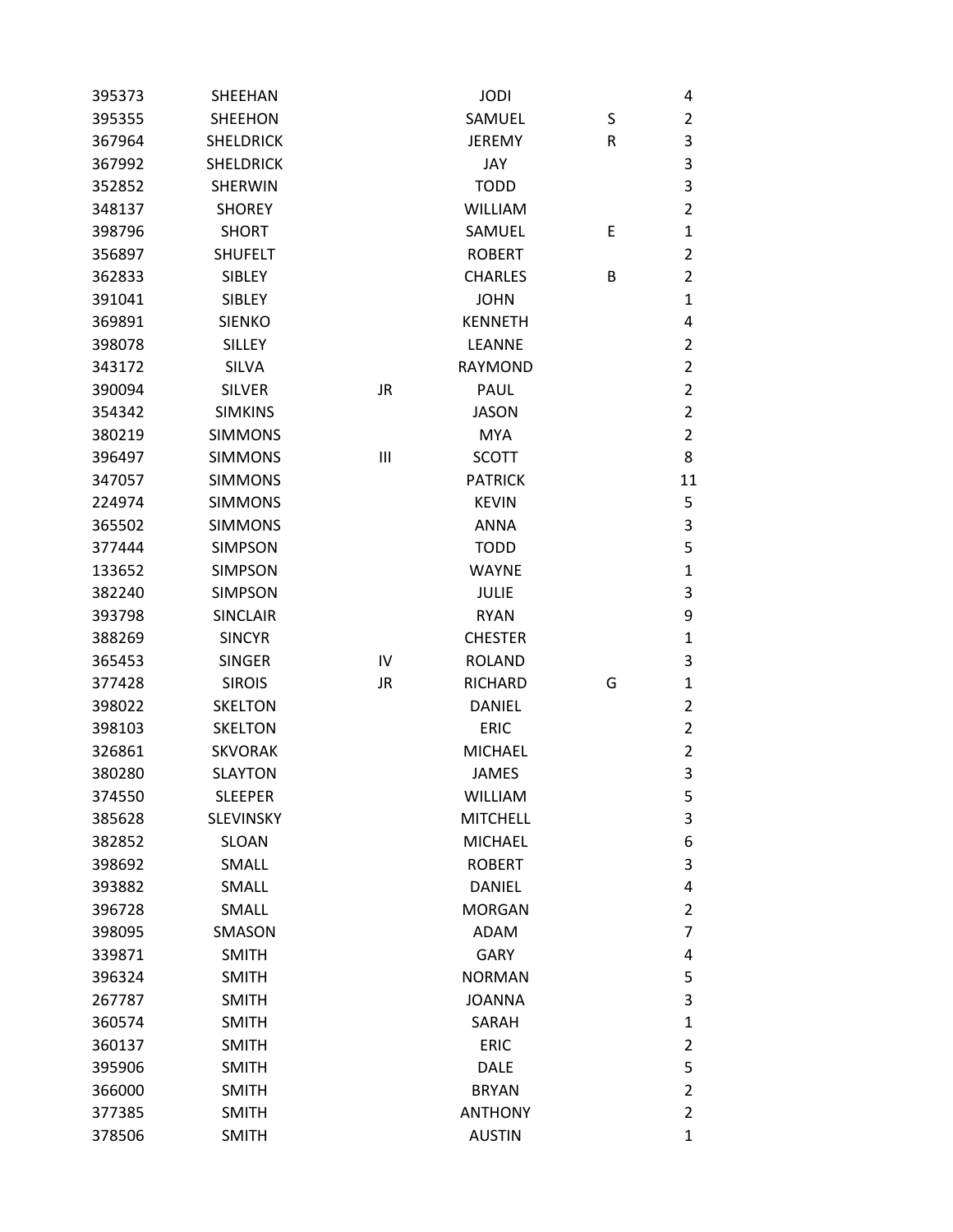| | | | | | |
|---|---|---|---|---|---|
| 395373 | SHEEHAN | | JODI | | 4 |
| 395355 | SHEEHON | | SAMUEL | S | 2 |
| 367964 | SHELDRICK | | JEREMY | R | 3 |
| 367992 | SHELDRICK | | JAY | | 3 |
| 352852 | SHERWIN | | TODD | | 3 |
| 348137 | SHOREY | | WILLIAM | | 2 |
| 398796 | SHORT | | SAMUEL | E | 1 |
| 356897 | SHUFELT | | ROBERT | | 2 |
| 362833 | SIBLEY | | CHARLES | B | 2 |
| 391041 | SIBLEY | | JOHN | | 1 |
| 369891 | SIENKO | | KENNETH | | 4 |
| 398078 | SILLEY | | LEANNE | | 2 |
| 343172 | SILVA | | RAYMOND | | 2 |
| 390094 | SILVER | JR | PAUL | | 2 |
| 354342 | SIMKINS | | JASON | | 2 |
| 380219 | SIMMONS | | MYA | | 2 |
| 396497 | SIMMONS | III | SCOTT | | 8 |
| 347057 | SIMMONS | | PATRICK | | 11 |
| 224974 | SIMMONS | | KEVIN | | 5 |
| 365502 | SIMMONS | | ANNA | | 3 |
| 377444 | SIMPSON | | TODD | | 5 |
| 133652 | SIMPSON | | WAYNE | | 1 |
| 382240 | SIMPSON | | JULIE | | 3 |
| 393798 | SINCLAIR | | RYAN | | 9 |
| 388269 | SINCYR | | CHESTER | | 1 |
| 365453 | SINGER | IV | ROLAND | | 3 |
| 377428 | SIROIS | JR | RICHARD | G | 1 |
| 398022 | SKELTON | | DANIEL | | 2 |
| 398103 | SKELTON | | ERIC | | 2 |
| 326861 | SKVORAK | | MICHAEL | | 2 |
| 380280 | SLAYTON | | JAMES | | 3 |
| 374550 | SLEEPER | | WILLIAM | | 5 |
| 385628 | SLEVINSKY | | MITCHELL | | 3 |
| 382852 | SLOAN | | MICHAEL | | 6 |
| 398692 | SMALL | | ROBERT | | 3 |
| 393882 | SMALL | | DANIEL | | 4 |
| 396728 | SMALL | | MORGAN | | 2 |
| 398095 | SMASON | | ADAM | | 7 |
| 339871 | SMITH | | GARY | | 4 |
| 396324 | SMITH | | NORMAN | | 5 |
| 267787 | SMITH | | JOANNA | | 3 |
| 360574 | SMITH | | SARAH | | 1 |
| 360137 | SMITH | | ERIC | | 2 |
| 395906 | SMITH | | DALE | | 5 |
| 366000 | SMITH | | BRYAN | | 2 |
| 377385 | SMITH | | ANTHONY | | 2 |
| 378506 | SMITH | | AUSTIN | | 1 |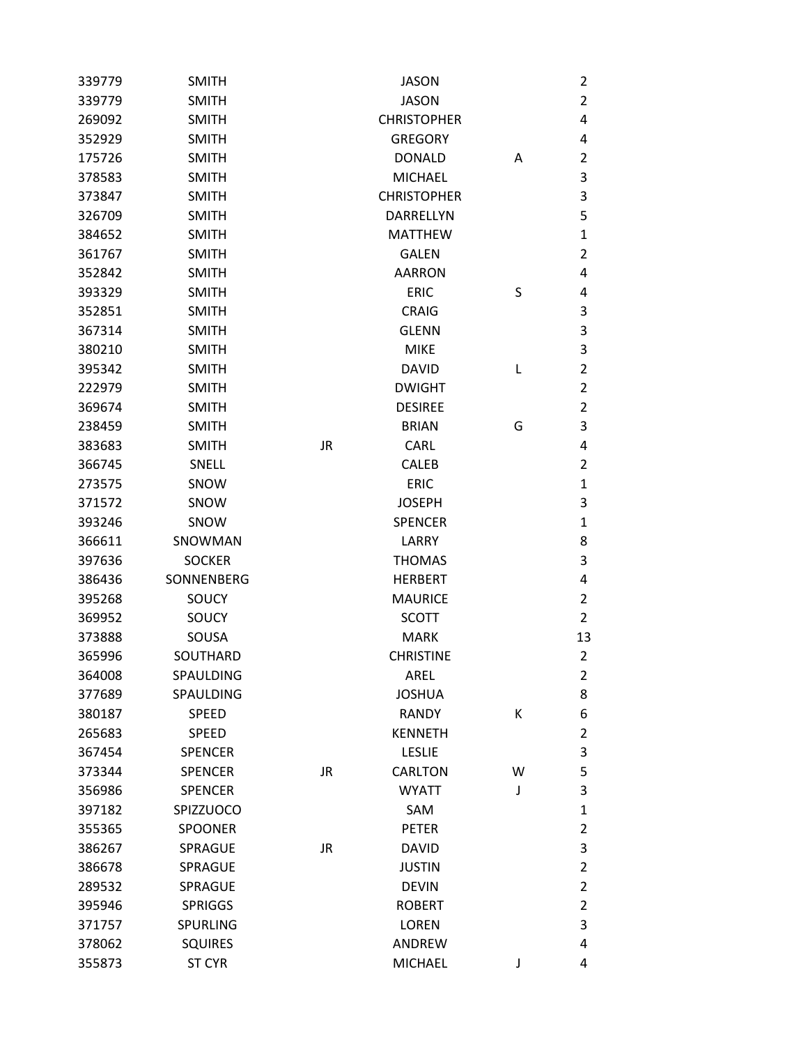| | | | | | |
|---|---|---|---|---|---|
| 339779 | SMITH | | JASON | | 2 |
| 339779 | SMITH | | JASON | | 2 |
| 269092 | SMITH | | CHRISTOPHER | | 4 |
| 352929 | SMITH | | GREGORY | | 4 |
| 175726 | SMITH | | DONALD | A | 2 |
| 378583 | SMITH | | MICHAEL | | 3 |
| 373847 | SMITH | | CHRISTOPHER | | 3 |
| 326709 | SMITH | | DARRELLYN | | 5 |
| 384652 | SMITH | | MATTHEW | | 1 |
| 361767 | SMITH | | GALEN | | 2 |
| 352842 | SMITH | | AARRON | | 4 |
| 393329 | SMITH | | ERIC | S | 4 |
| 352851 | SMITH | | CRAIG | | 3 |
| 367314 | SMITH | | GLENN | | 3 |
| 380210 | SMITH | | MIKE | | 3 |
| 395342 | SMITH | | DAVID | L | 2 |
| 222979 | SMITH | | DWIGHT | | 2 |
| 369674 | SMITH | | DESIREE | | 2 |
| 238459 | SMITH | | BRIAN | G | 3 |
| 383683 | SMITH | JR | CARL | | 4 |
| 366745 | SNELL | | CALEB | | 2 |
| 273575 | SNOW | | ERIC | | 1 |
| 371572 | SNOW | | JOSEPH | | 3 |
| 393246 | SNOW | | SPENCER | | 1 |
| 366611 | SNOWMAN | | LARRY | | 8 |
| 397636 | SOCKER | | THOMAS | | 3 |
| 386436 | SONNENBERG | | HERBERT | | 4 |
| 395268 | SOUCY | | MAURICE | | 2 |
| 369952 | SOUCY | | SCOTT | | 2 |
| 373888 | SOUSA | | MARK | | 13 |
| 365996 | SOUTHARD | | CHRISTINE | | 2 |
| 364008 | SPAULDING | | AREL | | 2 |
| 377689 | SPAULDING | | JOSHUA | | 8 |
| 380187 | SPEED | | RANDY | K | 6 |
| 265683 | SPEED | | KENNETH | | 2 |
| 367454 | SPENCER | | LESLIE | | 3 |
| 373344 | SPENCER | JR | CARLTON | W | 5 |
| 356986 | SPENCER | | WYATT | J | 3 |
| 397182 | SPIZZUOCO | | SAM | | 1 |
| 355365 | SPOONER | | PETER | | 2 |
| 386267 | SPRAGUE | JR | DAVID | | 3 |
| 386678 | SPRAGUE | | JUSTIN | | 2 |
| 289532 | SPRAGUE | | DEVIN | | 2 |
| 395946 | SPRIGGS | | ROBERT | | 2 |
| 371757 | SPURLING | | LOREN | | 3 |
| 378062 | SQUIRES | | ANDREW | | 4 |
| 355873 | ST CYR | | MICHAEL | J | 4 |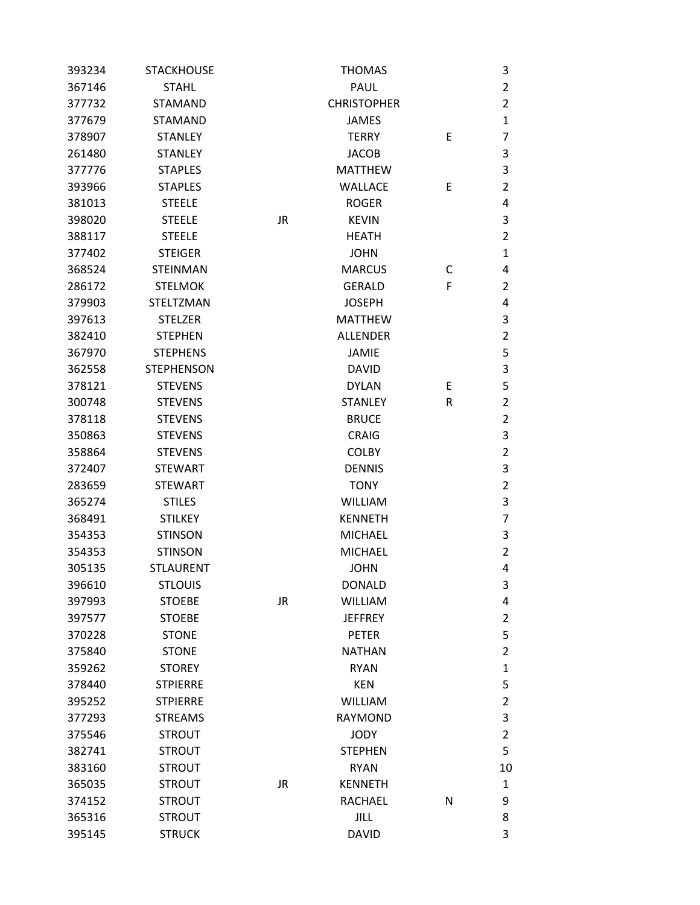| | | | | | |
|---|---|---|---|---|---|
| 393234 | STACKHOUSE | | THOMAS | | 3 |
| 367146 | STAHL | | PAUL | | 2 |
| 377732 | STAMAND | | CHRISTOPHER | | 2 |
| 377679 | STAMAND | | JAMES | | 1 |
| 378907 | STANLEY | | TERRY | E | 7 |
| 261480 | STANLEY | | JACOB | | 3 |
| 377776 | STAPLES | | MATTHEW | | 3 |
| 393966 | STAPLES | | WALLACE | E | 2 |
| 381013 | STEELE | | ROGER | | 4 |
| 398020 | STEELE | JR | KEVIN | | 3 |
| 388117 | STEELE | | HEATH | | 2 |
| 377402 | STEIGER | | JOHN | | 1 |
| 368524 | STEINMAN | | MARCUS | C | 4 |
| 286172 | STELMOK | | GERALD | F | 2 |
| 379903 | STELTZMAN | | JOSEPH | | 4 |
| 397613 | STELZER | | MATTHEW | | 3 |
| 382410 | STEPHEN | | ALLENDER | | 2 |
| 367970 | STEPHENS | | JAMIE | | 5 |
| 362558 | STEPHENSON | | DAVID | | 3 |
| 378121 | STEVENS | | DYLAN | E | 5 |
| 300748 | STEVENS | | STANLEY | R | 2 |
| 378118 | STEVENS | | BRUCE | | 2 |
| 350863 | STEVENS | | CRAIG | | 3 |
| 358864 | STEVENS | | COLBY | | 2 |
| 372407 | STEWART | | DENNIS | | 3 |
| 283659 | STEWART | | TONY | | 2 |
| 365274 | STILES | | WILLIAM | | 3 |
| 368491 | STILKEY | | KENNETH | | 7 |
| 354353 | STINSON | | MICHAEL | | 3 |
| 354353 | STINSON | | MICHAEL | | 2 |
| 305135 | STLAURENT | | JOHN | | 4 |
| 396610 | STLOUIS | | DONALD | | 3 |
| 397993 | STOEBE | JR | WILLIAM | | 4 |
| 397577 | STOEBE | | JEFFREY | | 2 |
| 370228 | STONE | | PETER | | 5 |
| 375840 | STONE | | NATHAN | | 2 |
| 359262 | STOREY | | RYAN | | 1 |
| 378440 | STPIERRE | | KEN | | 5 |
| 395252 | STPIERRE | | WILLIAM | | 2 |
| 377293 | STREAMS | | RAYMOND | | 3 |
| 375546 | STROUT | | JODY | | 2 |
| 382741 | STROUT | | STEPHEN | | 5 |
| 383160 | STROUT | | RYAN | | 10 |
| 365035 | STROUT | JR | KENNETH | | 1 |
| 374152 | STROUT | | RACHAEL | N | 9 |
| 365316 | STROUT | | JILL | | 8 |
| 395145 | STRUCK | | DAVID | | 3 |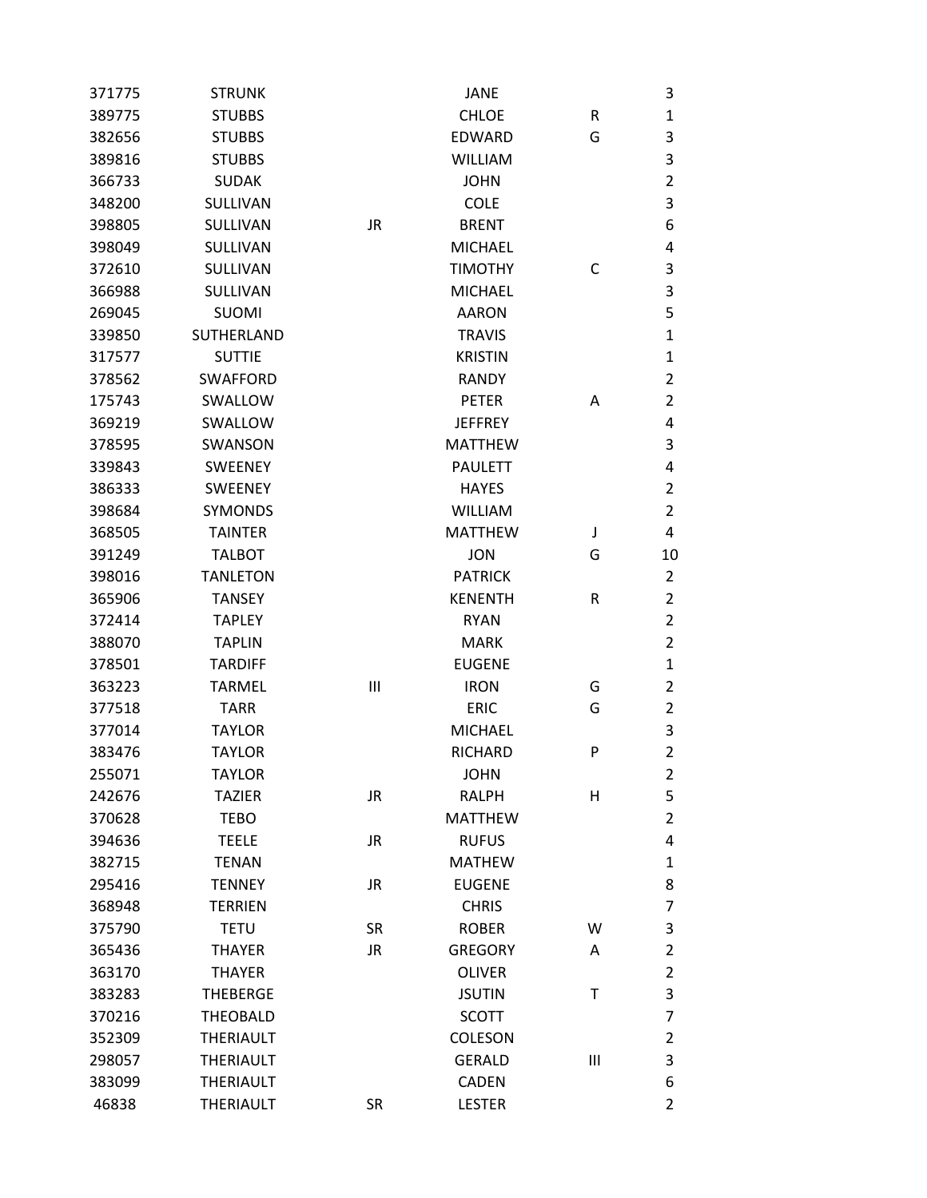| | | | | | |
|---|---|---|---|---|---|
| 371775 | STRUNK | | JANE | | 3 |
| 389775 | STUBBS | | CHLOE | R | 1 |
| 382656 | STUBBS | | EDWARD | G | 3 |
| 389816 | STUBBS | | WILLIAM | | 3 |
| 366733 | SUDAK | | JOHN | | 2 |
| 348200 | SULLIVAN | | COLE | | 3 |
| 398805 | SULLIVAN | JR | BRENT | | 6 |
| 398049 | SULLIVAN | | MICHAEL | | 4 |
| 372610 | SULLIVAN | | TIMOTHY | C | 3 |
| 366988 | SULLIVAN | | MICHAEL | | 3 |
| 269045 | SUOMI | | AARON | | 5 |
| 339850 | SUTHERLAND | | TRAVIS | | 1 |
| 317577 | SUTTIE | | KRISTIN | | 1 |
| 378562 | SWAFFORD | | RANDY | | 2 |
| 175743 | SWALLOW | | PETER | A | 2 |
| 369219 | SWALLOW | | JEFFREY | | 4 |
| 378595 | SWANSON | | MATTHEW | | 3 |
| 339843 | SWEENEY | | PAULETT | | 4 |
| 386333 | SWEENEY | | HAYES | | 2 |
| 398684 | SYMONDS | | WILLIAM | | 2 |
| 368505 | TAINTER | | MATTHEW | J | 4 |
| 391249 | TALBOT | | JON | G | 10 |
| 398016 | TANLETON | | PATRICK | | 2 |
| 365906 | TANSEY | | KENENTH | R | 2 |
| 372414 | TAPLEY | | RYAN | | 2 |
| 388070 | TAPLIN | | MARK | | 2 |
| 378501 | TARDIFF | | EUGENE | | 1 |
| 363223 | TARMEL | III | IRON | G | 2 |
| 377518 | TARR | | ERIC | G | 2 |
| 377014 | TAYLOR | | MICHAEL | | 3 |
| 383476 | TAYLOR | | RICHARD | P | 2 |
| 255071 | TAYLOR | | JOHN | | 2 |
| 242676 | TAZIER | JR | RALPH | H | 5 |
| 370628 | TEBO | | MATTHEW | | 2 |
| 394636 | TEELE | JR | RUFUS | | 4 |
| 382715 | TENAN | | MATHEW | | 1 |
| 295416 | TENNEY | JR | EUGENE | | 8 |
| 368948 | TERRIEN | | CHRIS | | 7 |
| 375790 | TETU | SR | ROBER | W | 3 |
| 365436 | THAYER | JR | GREGORY | A | 2 |
| 363170 | THAYER | | OLIVER | | 2 |
| 383283 | THEBERGE | | JSUTIN | T | 3 |
| 370216 | THEOBALD | | SCOTT | | 7 |
| 352309 | THERIAULT | | COLESON | | 2 |
| 298057 | THERIAULT | | GERALD | III | 3 |
| 383099 | THERIAULT | | CADEN | | 6 |
| 46838 | THERIAULT | SR | LESTER | | 2 |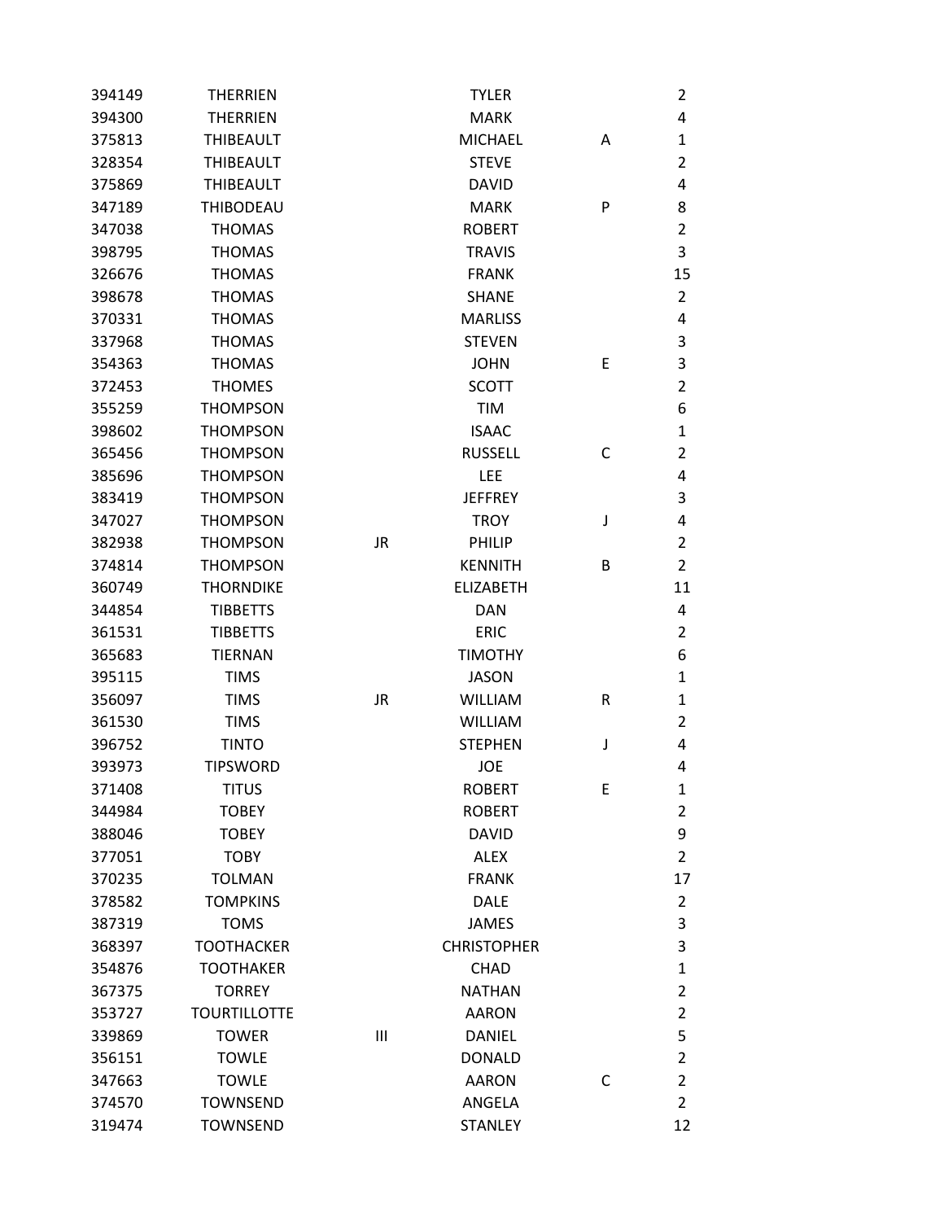| | | | | | |
|---|---|---|---|---|---|
| 394149 | THERRIEN | | TYLER | | 2 |
| 394300 | THERRIEN | | MARK | | 4 |
| 375813 | THIBEAULT | | MICHAEL | A | 1 |
| 328354 | THIBEAULT | | STEVE | | 2 |
| 375869 | THIBEAULT | | DAVID | | 4 |
| 347189 | THIBODEAU | | MARK | P | 8 |
| 347038 | THOMAS | | ROBERT | | 2 |
| 398795 | THOMAS | | TRAVIS | | 3 |
| 326676 | THOMAS | | FRANK | | 15 |
| 398678 | THOMAS | | SHANE | | 2 |
| 370331 | THOMAS | | MARLISS | | 4 |
| 337968 | THOMAS | | STEVEN | | 3 |
| 354363 | THOMAS | | JOHN | E | 3 |
| 372453 | THOMES | | SCOTT | | 2 |
| 355259 | THOMPSON | | TIM | | 6 |
| 398602 | THOMPSON | | ISAAC | | 1 |
| 365456 | THOMPSON | | RUSSELL | C | 2 |
| 385696 | THOMPSON | | LEE | | 4 |
| 383419 | THOMPSON | | JEFFREY | | 3 |
| 347027 | THOMPSON | | TROY | J | 4 |
| 382938 | THOMPSON | JR | PHILIP | | 2 |
| 374814 | THOMPSON | | KENNITH | B | 2 |
| 360749 | THORNDIKE | | ELIZABETH | | 11 |
| 344854 | TIBBETTS | | DAN | | 4 |
| 361531 | TIBBETTS | | ERIC | | 2 |
| 365683 | TIERNAN | | TIMOTHY | | 6 |
| 395115 | TIMS | | JASON | | 1 |
| 356097 | TIMS | JR | WILLIAM | R | 1 |
| 361530 | TIMS | | WILLIAM | | 2 |
| 396752 | TINTO | | STEPHEN | J | 4 |
| 393973 | TIPSWORD | | JOE | | 4 |
| 371408 | TITUS | | ROBERT | E | 1 |
| 344984 | TOBEY | | ROBERT | | 2 |
| 388046 | TOBEY | | DAVID | | 9 |
| 377051 | TOBY | | ALEX | | 2 |
| 370235 | TOLMAN | | FRANK | | 17 |
| 378582 | TOMPKINS | | DALE | | 2 |
| 387319 | TOMS | | JAMES | | 3 |
| 368397 | TOOTHACKER | | CHRISTOPHER | | 3 |
| 354876 | TOOTHAKER | | CHAD | | 1 |
| 367375 | TORREY | | NATHAN | | 2 |
| 353727 | TOURTILLOTTE | | AARON | | 2 |
| 339869 | TOWER | III | DANIEL | | 5 |
| 356151 | TOWLE | | DONALD | | 2 |
| 347663 | TOWLE | | AARON | C | 2 |
| 374570 | TOWNSEND | | ANGELA | | 2 |
| 319474 | TOWNSEND | | STANLEY | | 12 |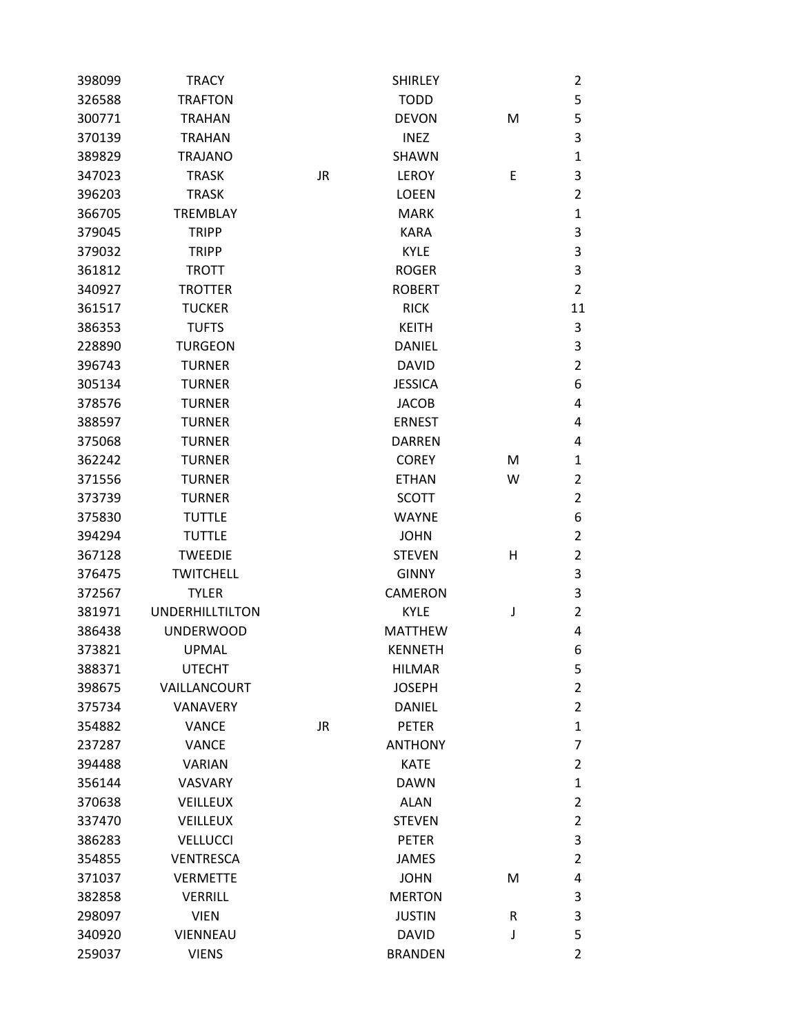| | | | | | |
|---|---|---|---|---|---|
| 398099 | TRACY | | SHIRLEY | | 2 |
| 326588 | TRAFTON | | TODD | | 5 |
| 300771 | TRAHAN | | DEVON | M | 5 |
| 370139 | TRAHAN | | INEZ | | 3 |
| 389829 | TRAJANO | | SHAWN | | 1 |
| 347023 | TRASK | JR | LEROY | E | 3 |
| 396203 | TRASK | | LOEEN | | 2 |
| 366705 | TREMBLAY | | MARK | | 1 |
| 379045 | TRIPP | | KARA | | 3 |
| 379032 | TRIPP | | KYLE | | 3 |
| 361812 | TROTT | | ROGER | | 3 |
| 340927 | TROTTER | | ROBERT | | 2 |
| 361517 | TUCKER | | RICK | | 11 |
| 386353 | TUFTS | | KEITH | | 3 |
| 228890 | TURGEON | | DANIEL | | 3 |
| 396743 | TURNER | | DAVID | | 2 |
| 305134 | TURNER | | JESSICA | | 6 |
| 378576 | TURNER | | JACOB | | 4 |
| 388597 | TURNER | | ERNEST | | 4 |
| 375068 | TURNER | | DARREN | | 4 |
| 362242 | TURNER | | COREY | M | 1 |
| 371556 | TURNER | | ETHAN | W | 2 |
| 373739 | TURNER | | SCOTT | | 2 |
| 375830 | TUTTLE | | WAYNE | | 6 |
| 394294 | TUTTLE | | JOHN | | 2 |
| 367128 | TWEEDIE | | STEVEN | H | 2 |
| 376475 | TWITCHELL | | GINNY | | 3 |
| 372567 | TYLER | | CAMERON | | 3 |
| 381971 | UNDERHILLTILTON | | KYLE | J | 2 |
| 386438 | UNDERWOOD | | MATTHEW | | 4 |
| 373821 | UPMAL | | KENNETH | | 6 |
| 388371 | UTECHT | | HILMAR | | 5 |
| 398675 | VAILLANCOURT | | JOSEPH | | 2 |
| 375734 | VANAVERY | | DANIEL | | 2 |
| 354882 | VANCE | JR | PETER | | 1 |
| 237287 | VANCE | | ANTHONY | | 7 |
| 394488 | VARIAN | | KATE | | 2 |
| 356144 | VASVARY | | DAWN | | 1 |
| 370638 | VEILLEUX | | ALAN | | 2 |
| 337470 | VEILLEUX | | STEVEN | | 2 |
| 386283 | VELLUCCI | | PETER | | 3 |
| 354855 | VENTRESCA | | JAMES | | 2 |
| 371037 | VERMETTE | | JOHN | M | 4 |
| 382858 | VERRILL | | MERTON | | 3 |
| 298097 | VIEN | | JUSTIN | R | 3 |
| 340920 | VIENNEAU | | DAVID | J | 5 |
| 259037 | VIENS | | BRANDEN | | 2 |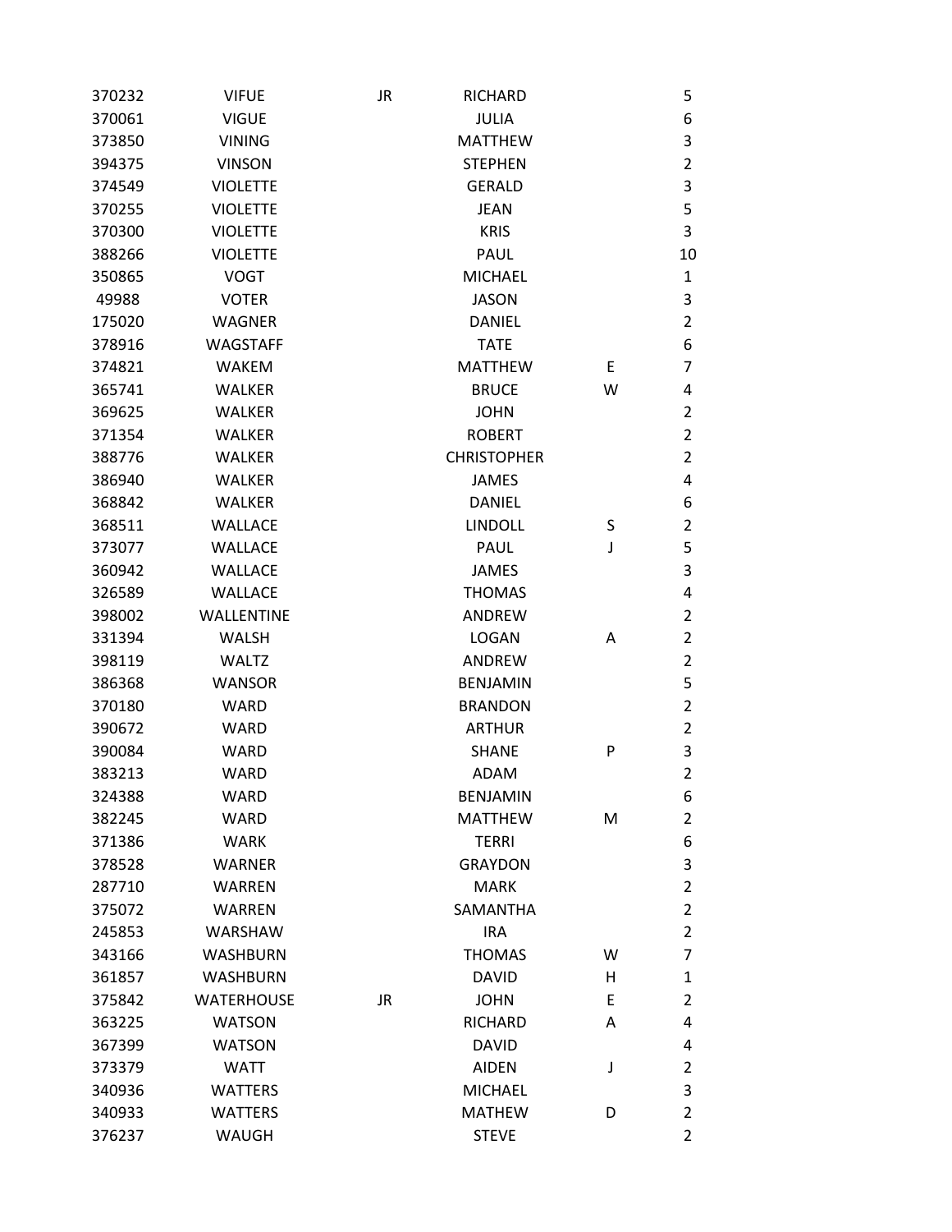| | | | | | |
|---|---|---|---|---|---|
| 370232 | VIFUE | JR | RICHARD | | 5 |
| 370061 | VIGUE | | JULIA | | 6 |
| 373850 | VINING | | MATTHEW | | 3 |
| 394375 | VINSON | | STEPHEN | | 2 |
| 374549 | VIOLETTE | | GERALD | | 3 |
| 370255 | VIOLETTE | | JEAN | | 5 |
| 370300 | VIOLETTE | | KRIS | | 3 |
| 388266 | VIOLETTE | | PAUL | | 10 |
| 350865 | VOGT | | MICHAEL | | 1 |
| 49988 | VOTER | | JASON | | 3 |
| 175020 | WAGNER | | DANIEL | | 2 |
| 378916 | WAGSTAFF | | TATE | | 6 |
| 374821 | WAKEM | | MATTHEW | E | 7 |
| 365741 | WALKER | | BRUCE | W | 4 |
| 369625 | WALKER | | JOHN | | 2 |
| 371354 | WALKER | | ROBERT | | 2 |
| 388776 | WALKER | | CHRISTOPHER | | 2 |
| 386940 | WALKER | | JAMES | | 4 |
| 368842 | WALKER | | DANIEL | | 6 |
| 368511 | WALLACE | | LINDOLL | S | 2 |
| 373077 | WALLACE | | PAUL | J | 5 |
| 360942 | WALLACE | | JAMES | | 3 |
| 326589 | WALLACE | | THOMAS | | 4 |
| 398002 | WALLENTINE | | ANDREW | | 2 |
| 331394 | WALSH | | LOGAN | A | 2 |
| 398119 | WALTZ | | ANDREW | | 2 |
| 386368 | WANSOR | | BENJAMIN | | 5 |
| 370180 | WARD | | BRANDON | | 2 |
| 390672 | WARD | | ARTHUR | | 2 |
| 390084 | WARD | | SHANE | P | 3 |
| 383213 | WARD | | ADAM | | 2 |
| 324388 | WARD | | BENJAMIN | | 6 |
| 382245 | WARD | | MATTHEW | M | 2 |
| 371386 | WARK | | TERRI | | 6 |
| 378528 | WARNER | | GRAYDON | | 3 |
| 287710 | WARREN | | MARK | | 2 |
| 375072 | WARREN | | SAMANTHA | | 2 |
| 245853 | WARSHAW | | IRA | | 2 |
| 343166 | WASHBURN | | THOMAS | W | 7 |
| 361857 | WASHBURN | | DAVID | H | 1 |
| 375842 | WATERHOUSE | JR | JOHN | E | 2 |
| 363225 | WATSON | | RICHARD | A | 4 |
| 367399 | WATSON | | DAVID | | 4 |
| 373379 | WATT | | AIDEN | J | 2 |
| 340936 | WATTERS | | MICHAEL | | 3 |
| 340933 | WATTERS | | MATHEW | D | 2 |
| 376237 | WAUGH | | STEVE | | 2 |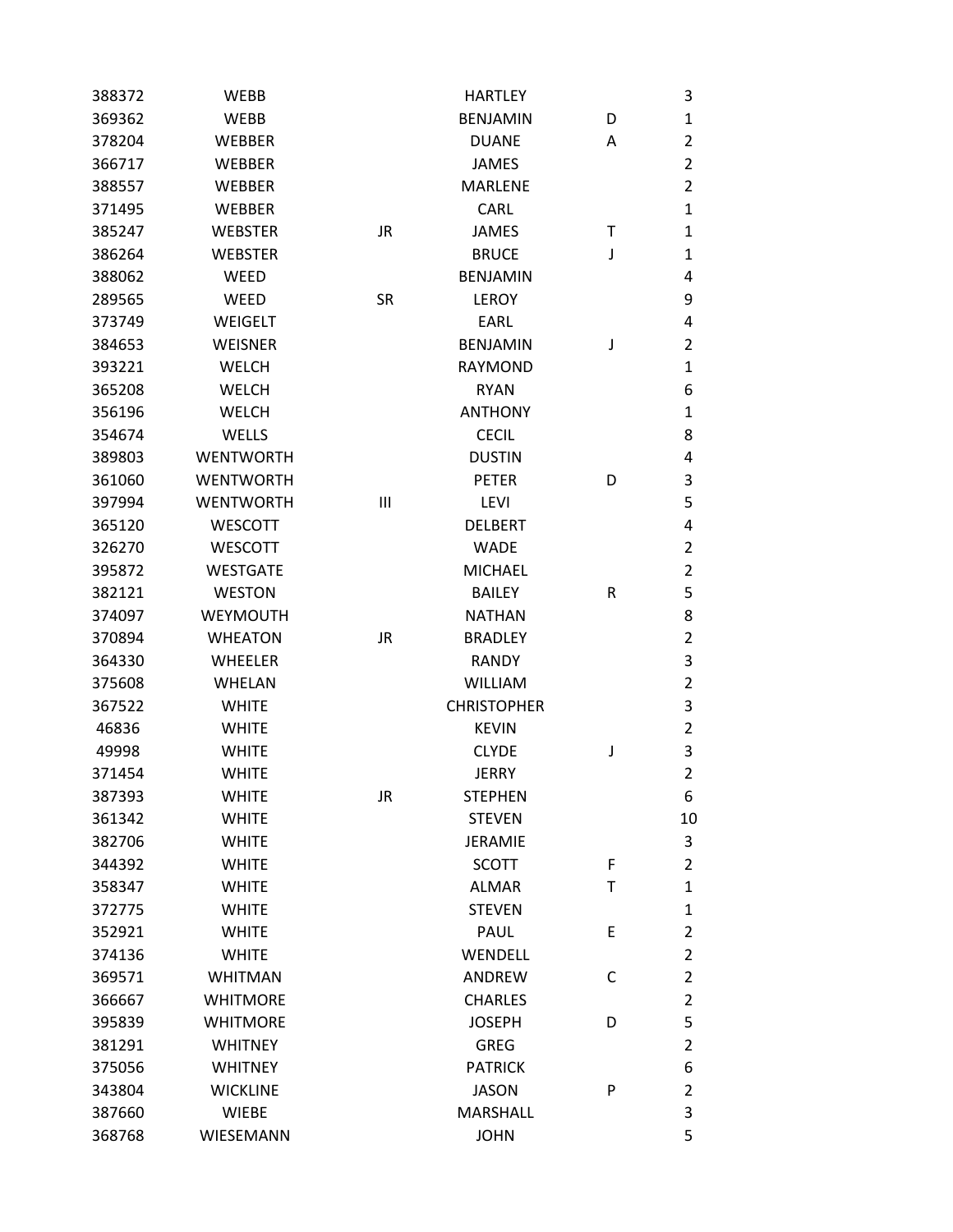| | | | | | |
|---|---|---|---|---|---|
| 388372 | WEBB | | HARTLEY | | 3 |
| 369362 | WEBB | | BENJAMIN | D | 1 |
| 378204 | WEBBER | | DUANE | A | 2 |
| 366717 | WEBBER | | JAMES | | 2 |
| 388557 | WEBBER | | MARLENE | | 2 |
| 371495 | WEBBER | | CARL | | 1 |
| 385247 | WEBSTER | JR | JAMES | T | 1 |
| 386264 | WEBSTER | | BRUCE | J | 1 |
| 388062 | WEED | | BENJAMIN | | 4 |
| 289565 | WEED | SR | LEROY | | 9 |
| 373749 | WEIGELT | | EARL | | 4 |
| 384653 | WEISNER | | BENJAMIN | J | 2 |
| 393221 | WELCH | | RAYMOND | | 1 |
| 365208 | WELCH | | RYAN | | 6 |
| 356196 | WELCH | | ANTHONY | | 1 |
| 354674 | WELLS | | CECIL | | 8 |
| 389803 | WENTWORTH | | DUSTIN | | 4 |
| 361060 | WENTWORTH | | PETER | D | 3 |
| 397994 | WENTWORTH | III | LEVI | | 5 |
| 365120 | WESCOTT | | DELBERT | | 4 |
| 326270 | WESCOTT | | WADE | | 2 |
| 395872 | WESTGATE | | MICHAEL | | 2 |
| 382121 | WESTON | | BAILEY | R | 5 |
| 374097 | WEYMOUTH | | NATHAN | | 8 |
| 370894 | WHEATON | JR | BRADLEY | | 2 |
| 364330 | WHEELER | | RANDY | | 3 |
| 375608 | WHELAN | | WILLIAM | | 2 |
| 367522 | WHITE | | CHRISTOPHER | | 3 |
| 46836 | WHITE | | KEVIN | | 2 |
| 49998 | WHITE | | CLYDE | J | 3 |
| 371454 | WHITE | | JERRY | | 2 |
| 387393 | WHITE | JR | STEPHEN | | 6 |
| 361342 | WHITE | | STEVEN | | 10 |
| 382706 | WHITE | | JERAMIE | | 3 |
| 344392 | WHITE | | SCOTT | F | 2 |
| 358347 | WHITE | | ALMAR | T | 1 |
| 372775 | WHITE | | STEVEN | | 1 |
| 352921 | WHITE | | PAUL | E | 2 |
| 374136 | WHITE | | WENDELL | | 2 |
| 369571 | WHITMAN | | ANDREW | C | 2 |
| 366667 | WHITMORE | | CHARLES | | 2 |
| 395839 | WHITMORE | | JOSEPH | D | 5 |
| 381291 | WHITNEY | | GREG | | 2 |
| 375056 | WHITNEY | | PATRICK | | 6 |
| 343804 | WICKLINE | | JASON | P | 2 |
| 387660 | WIEBE | | MARSHALL | | 3 |
| 368768 | WIESEMANN | | JOHN | | 5 |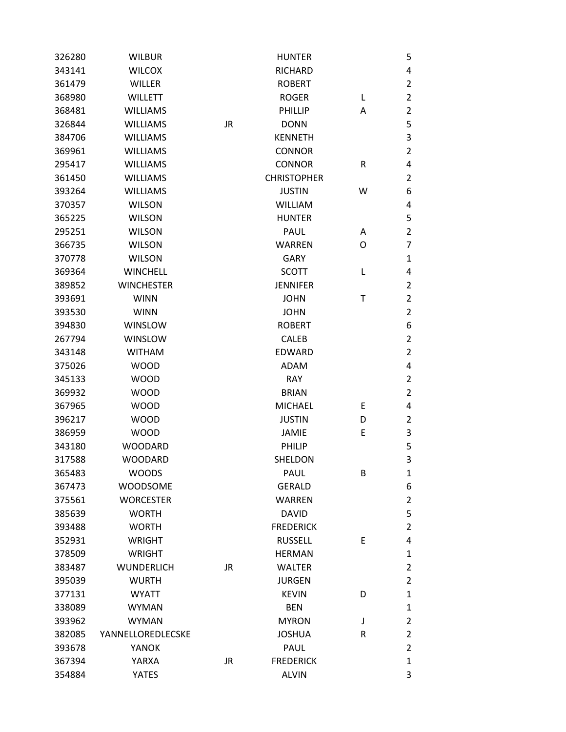| | | | | | |
|---|---|---|---|---|---|
| 326280 | WILBUR | | HUNTER | | 5 |
| 343141 | WILCOX | | RICHARD | | 4 |
| 361479 | WILLER | | ROBERT | | 2 |
| 368980 | WILLETT | | ROGER | L | 2 |
| 368481 | WILLIAMS | | PHILLIP | A | 2 |
| 326844 | WILLIAMS | JR | DONN | | 5 |
| 384706 | WILLIAMS | | KENNETH | | 3 |
| 369961 | WILLIAMS | | CONNOR | | 2 |
| 295417 | WILLIAMS | | CONNOR | R | 4 |
| 361450 | WILLIAMS | | CHRISTOPHER | | 2 |
| 393264 | WILLIAMS | | JUSTIN | W | 6 |
| 370357 | WILSON | | WILLIAM | | 4 |
| 365225 | WILSON | | HUNTER | | 5 |
| 295251 | WILSON | | PAUL | A | 2 |
| 366735 | WILSON | | WARREN | O | 7 |
| 370778 | WILSON | | GARY | | 1 |
| 369364 | WINCHELL | | SCOTT | L | 4 |
| 389852 | WINCHESTER | | JENNIFER | | 2 |
| 393691 | WINN | | JOHN | T | 2 |
| 393530 | WINN | | JOHN | | 2 |
| 394830 | WINSLOW | | ROBERT | | 6 |
| 267794 | WINSLOW | | CALEB | | 2 |
| 343148 | WITHAM | | EDWARD | | 2 |
| 375026 | WOOD | | ADAM | | 4 |
| 345133 | WOOD | | RAY | | 2 |
| 369932 | WOOD | | BRIAN | | 2 |
| 367965 | WOOD | | MICHAEL | E | 4 |
| 396217 | WOOD | | JUSTIN | D | 2 |
| 386959 | WOOD | | JAMIE | E | 3 |
| 343180 | WOODARD | | PHILIP | | 5 |
| 317588 | WOODARD | | SHELDON | | 3 |
| 365483 | WOODS | | PAUL | B | 1 |
| 367473 | WOODSOME | | GERALD | | 6 |
| 375561 | WORCESTER | | WARREN | | 2 |
| 385639 | WORTH | | DAVID | | 5 |
| 393488 | WORTH | | FREDERICK | | 2 |
| 352931 | WRIGHT | | RUSSELL | E | 4 |
| 378509 | WRIGHT | | HERMAN | | 1 |
| 383487 | WUNDERLICH | JR | WALTER | | 2 |
| 395039 | WURTH | | JURGEN | | 2 |
| 377131 | WYATT | | KEVIN | D | 1 |
| 338089 | WYMAN | | BEN | | 1 |
| 393962 | WYMAN | | MYRON | J | 2 |
| 382085 | YANNELLOREDLECSKE | | JOSHUA | R | 2 |
| 393678 | YANOK | | PAUL | | 2 |
| 367394 | YARXA | JR | FREDERICK | | 1 |
| 354884 | YATES | | ALVIN | | 3 |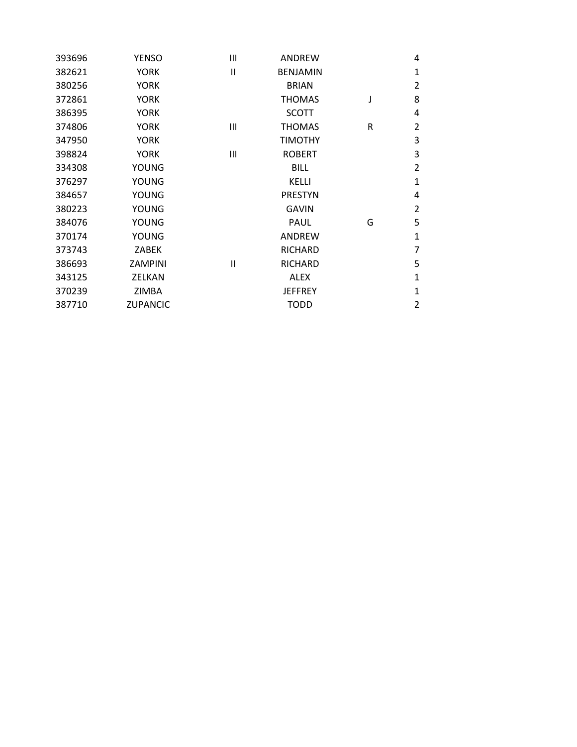| | | | | | |
|---|---|---|---|---|---|
| 393696 | YENSO | III | ANDREW | | 4 |
| 382621 | YORK | II | BENJAMIN | | 1 |
| 380256 | YORK | | BRIAN | | 2 |
| 372861 | YORK | | THOMAS | J | 8 |
| 386395 | YORK | | SCOTT | | 4 |
| 374806 | YORK | III | THOMAS | R | 2 |
| 347950 | YORK | | TIMOTHY | | 3 |
| 398824 | YORK | III | ROBERT | | 3 |
| 334308 | YOUNG | | BILL | | 2 |
| 376297 | YOUNG | | KELLI | | 1 |
| 384657 | YOUNG | | PRESTYN | | 4 |
| 380223 | YOUNG | | GAVIN | | 2 |
| 384076 | YOUNG | | PAUL | G | 5 |
| 370174 | YOUNG | | ANDREW | | 1 |
| 373743 | ZABEK | | RICHARD | | 7 |
| 386693 | ZAMPINI | II | RICHARD | | 5 |
| 343125 | ZELKAN | | ALEX | | 1 |
| 370239 | ZIMBA | | JEFFREY | | 1 |
| 387710 | ZUPANCIC | | TODD | | 2 |